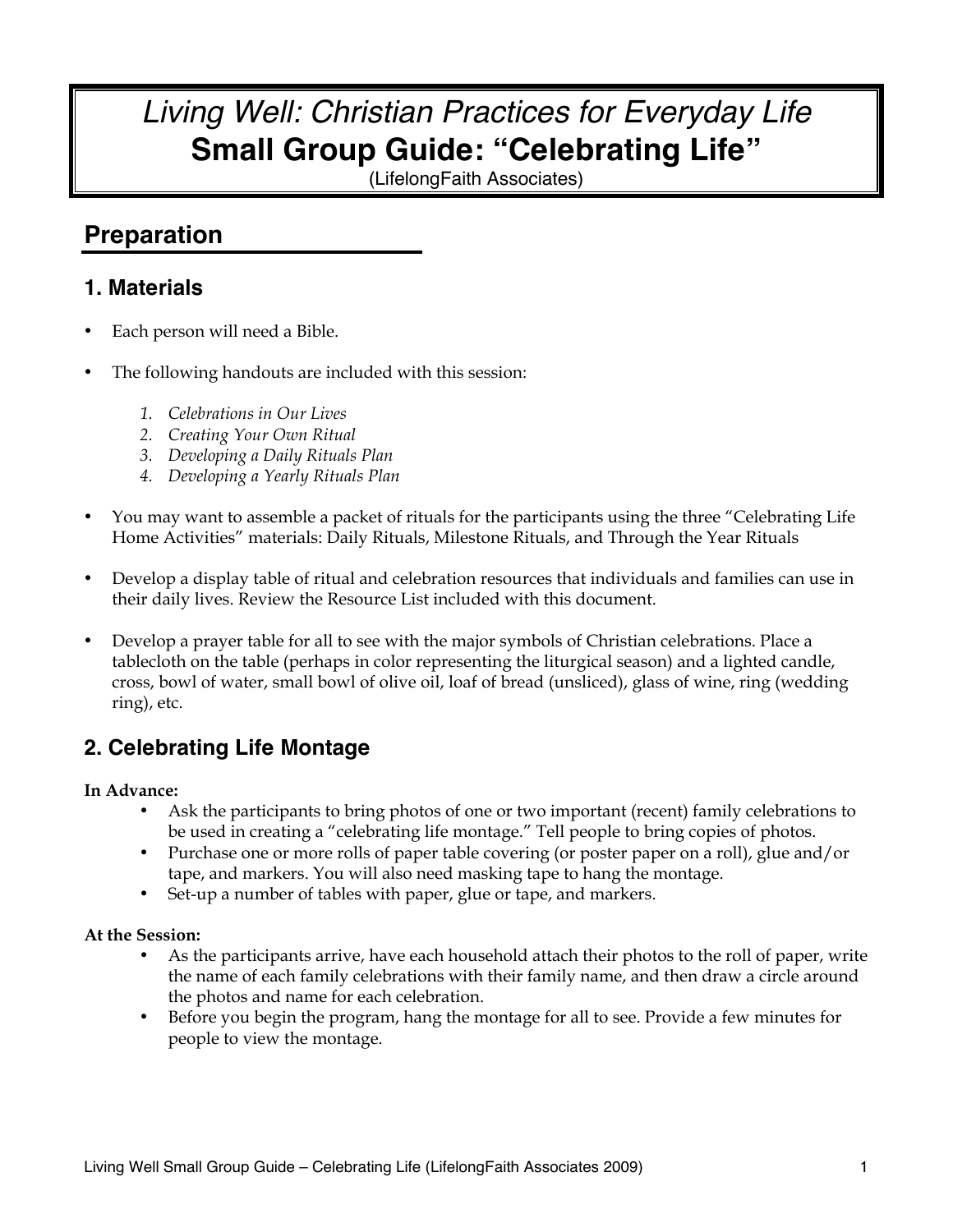# *Living Well: Christian Practices for Everyday Life*
# Small Group Guide: "Celebrating Life"
(LifelongFaith Associates)

## Preparation

### 1. Materials

- Each person will need a Bible.
- The following handouts are included with this session:
  1. *Celebrations in Our Lives*
  2. *Creating Your Own Ritual*
  3. *Developing a Daily Rituals Plan*
  4. *Developing a Yearly Rituals Plan*
- You may want to assemble a packet of rituals for the participants using the three "Celebrating Life Home Activities" materials: Daily Rituals, Milestone Rituals, and Through the Year Rituals
- Develop a display table of ritual and celebration resources that individuals and families can use in their daily lives. Review the Resource List included with this document.
- Develop a prayer table for all to see with the major symbols of Christian celebrations. Place a tablecloth on the table (perhaps in color representing the liturgical season) and a lighted candle, cross, bowl of water, small bowl of olive oil, loaf of bread (unsliced), glass of wine, ring (wedding ring), etc.

### 2. Celebrating Life Montage

**In Advance:**

- Ask the participants to bring photos of one or two important (recent) family celebrations to be used in creating a "celebrating life montage." Tell people to bring copies of photos.
- Purchase one or more rolls of paper table covering (or poster paper on a roll), glue and/or tape, and markers. You will also need masking tape to hang the montage.
- Set-up a number of tables with paper, glue or tape, and markers.

**At the Session:**

- As the participants arrive, have each household attach their photos to the roll of paper, write the name of each family celebrations with their family name, and then draw a circle around the photos and name for each celebration.
- Before you begin the program, hang the montage for all to see. Provide a few minutes for people to view the montage.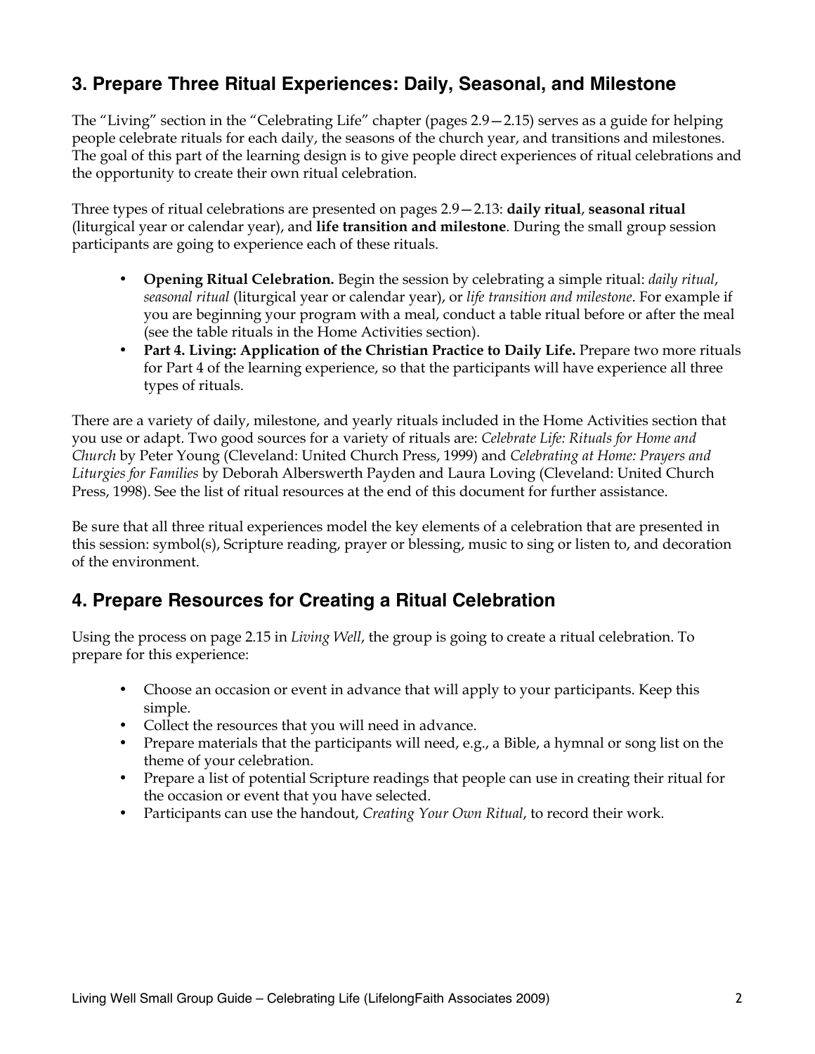## 3. Prepare Three Ritual Experiences: Daily, Seasonal, and Milestone

The "Living" section in the "Celebrating Life" chapter (pages 2.9—2.15) serves as a guide for helping people celebrate rituals for each daily, the seasons of the church year, and transitions and milestones. The goal of this part of the learning design is to give people direct experiences of ritual celebrations and the opportunity to create their own ritual celebration.

Three types of ritual celebrations are presented on pages 2.9—2.13: **daily ritual**, **seasonal ritual** (liturgical year or calendar year), and **life transition and milestone**. During the small group session participants are going to experience each of these rituals.

- **Opening Ritual Celebration.** Begin the session by celebrating a simple ritual: *daily ritual*, *seasonal ritual* (liturgical year or calendar year), or *life transition and milestone*. For example if you are beginning your program with a meal, conduct a table ritual before or after the meal (see the table rituals in the Home Activities section).
- **Part 4. Living: Application of the Christian Practice to Daily Life.** Prepare two more rituals for Part 4 of the learning experience, so that the participants will have experience all three types of rituals.

There are a variety of daily, milestone, and yearly rituals included in the Home Activities section that you use or adapt. Two good sources for a variety of rituals are: *Celebrate Life: Rituals for Home and Church* by Peter Young (Cleveland: United Church Press, 1999) and *Celebrating at Home: Prayers and Liturgies for Families* by Deborah Alberswerth Payden and Laura Loving (Cleveland: United Church Press, 1998). See the list of ritual resources at the end of this document for further assistance.

Be sure that all three ritual experiences model the key elements of a celebration that are presented in this session: symbol(s), Scripture reading, prayer or blessing, music to sing or listen to, and decoration of the environment.

## 4. Prepare Resources for Creating a Ritual Celebration

Using the process on page 2.15 in *Living Well*, the group is going to create a ritual celebration. To prepare for this experience:

- Choose an occasion or event in advance that will apply to your participants. Keep this simple.
- Collect the resources that you will need in advance.
- Prepare materials that the participants will need, e.g., a Bible, a hymnal or song list on the theme of your celebration.
- Prepare a list of potential Scripture readings that people can use in creating their ritual for the occasion or event that you have selected.
- Participants can use the handout, *Creating Your Own Ritual*, to record their work.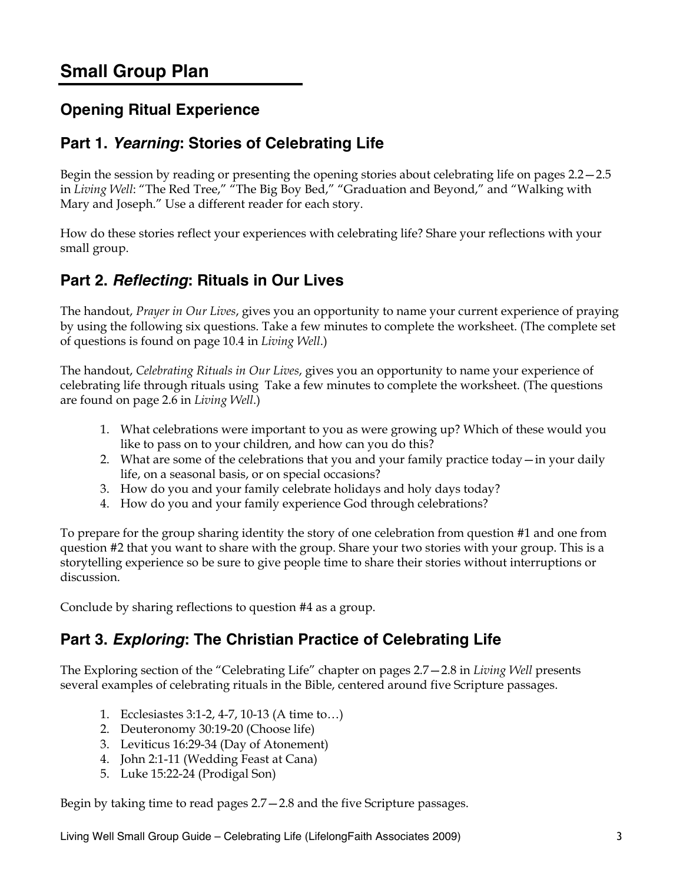# Small Group Plan

## Opening Ritual Experience

## Part 1. *Yearning*: Stories of Celebrating Life

Begin the session by reading or presenting the opening stories about celebrating life on pages 2.2—2.5 in *Living Well*: "The Red Tree," "The Big Boy Bed," "Graduation and Beyond," and "Walking with Mary and Joseph." Use a different reader for each story.

How do these stories reflect your experiences with celebrating life? Share your reflections with your small group.

## Part 2. *Reflecting*: Rituals in Our Lives

The handout, *Prayer in Our Lives*, gives you an opportunity to name your current experience of praying by using the following six questions. Take a few minutes to complete the worksheet. (The complete set of questions is found on page 10.4 in *Living Well*.)

The handout, *Celebrating Rituals in Our Lives*, gives you an opportunity to name your experience of celebrating life through rituals using Take a few minutes to complete the worksheet. (The questions are found on page 2.6 in *Living Well*.)

1. What celebrations were important to you as were growing up? Which of these would you like to pass on to your children, and how can you do this?
2. What are some of the celebrations that you and your family practice today—in your daily life, on a seasonal basis, or on special occasions?
3. How do you and your family celebrate holidays and holy days today?
4. How do you and your family experience God through celebrations?

To prepare for the group sharing identity the story of one celebration from question #1 and one from question #2 that you want to share with the group. Share your two stories with your group. This is a storytelling experience so be sure to give people time to share their stories without interruptions or discussion.

Conclude by sharing reflections to question #4 as a group.

## Part 3. *Exploring*: The Christian Practice of Celebrating Life

The Exploring section of the "Celebrating Life" chapter on pages 2.7—2.8 in *Living Well* presents several examples of celebrating rituals in the Bible, centered around five Scripture passages.

1. Ecclesiastes 3:1-2, 4-7, 10-13 (A time to…)
2. Deuteronomy 30:19-20 (Choose life)
3. Leviticus 16:29-34 (Day of Atonement)
4. John 2:1-11 (Wedding Feast at Cana)
5. Luke 15:22-24 (Prodigal Son)

Begin by taking time to read pages 2.7—2.8 and the five Scripture passages.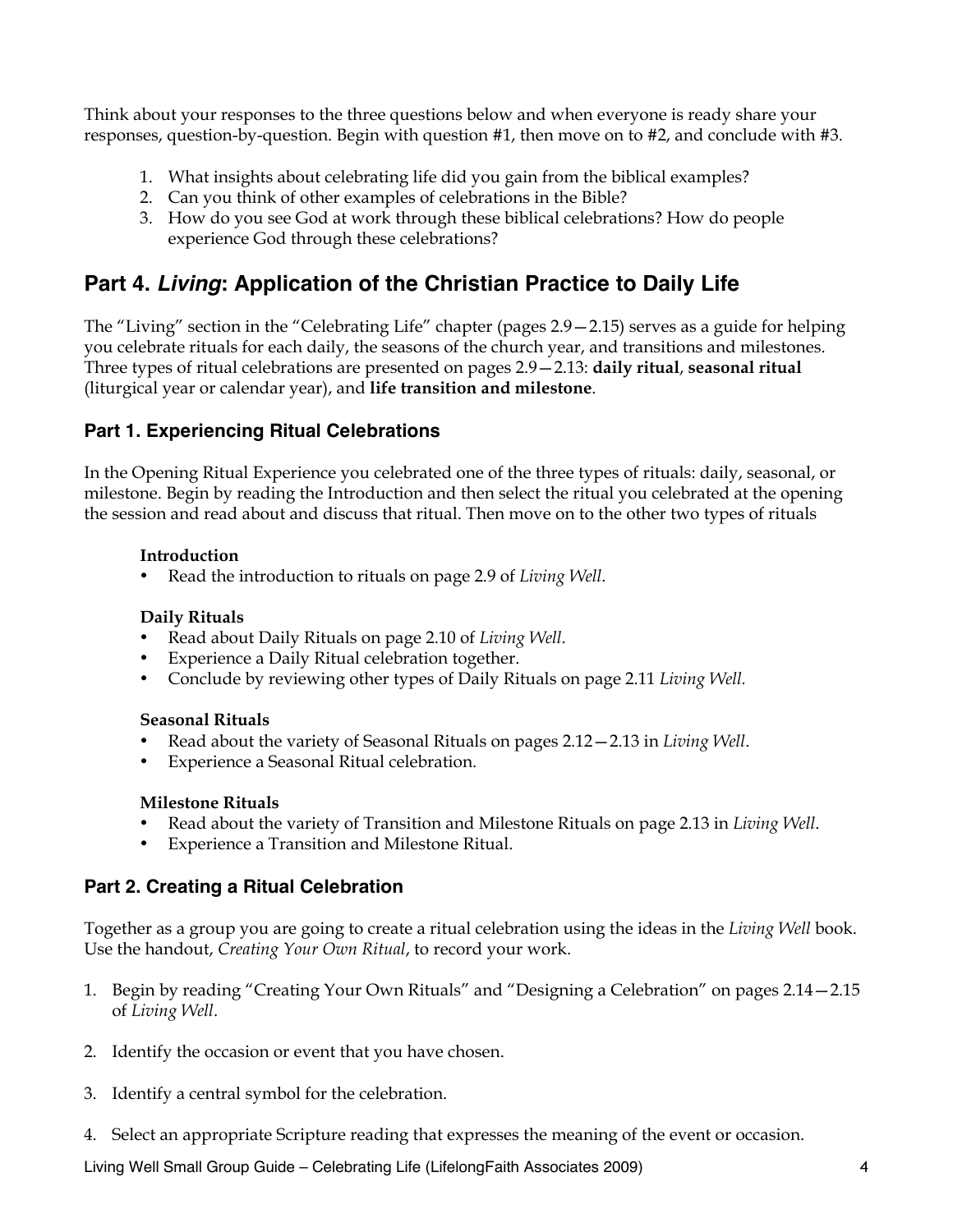Think about your responses to the three questions below and when everyone is ready share your responses, question-by-question. Begin with question #1, then move on to #2, and conclude with #3.

1. What insights about celebrating life did you gain from the biblical examples?
2. Can you think of other examples of celebrations in the Bible?
3. How do you see God at work through these biblical celebrations? How do people experience God through these celebrations?

## Part 4. *Living*: Application of the Christian Practice to Daily Life

The "Living" section in the "Celebrating Life" chapter (pages 2.9—2.15) serves as a guide for helping you celebrate rituals for each daily, the seasons of the church year, and transitions and milestones. Three types of ritual celebrations are presented on pages 2.9—2.13: **daily ritual**, **seasonal ritual** (liturgical year or calendar year), and **life transition and milestone**.

### Part 1. Experiencing Ritual Celebrations

In the Opening Ritual Experience you celebrated one of the three types of rituals: daily, seasonal, or milestone. Begin by reading the Introduction and then select the ritual you celebrated at the opening the session and read about and discuss that ritual. Then move on to the other two types of rituals

**Introduction**

- Read the introduction to rituals on page 2.9 of *Living Well*.

**Daily Rituals**

- Read about Daily Rituals on page 2.10 of *Living Well*.
- Experience a Daily Ritual celebration together.
- Conclude by reviewing other types of Daily Rituals on page 2.11 *Living Well*.

**Seasonal Rituals**

- Read about the variety of Seasonal Rituals on pages 2.12—2.13 in *Living Well*.
- Experience a Seasonal Ritual celebration.

**Milestone Rituals**

- Read about the variety of Transition and Milestone Rituals on page 2.13 in *Living Well*.
- Experience a Transition and Milestone Ritual.

### Part 2. Creating a Ritual Celebration

Together as a group you are going to create a ritual celebration using the ideas in the *Living Well* book. Use the handout, *Creating Your Own Ritual*, to record your work.

1. Begin by reading "Creating Your Own Rituals" and "Designing a Celebration" on pages 2.14—2.15 of *Living Well*.

2. Identify the occasion or event that you have chosen.

3. Identify a central symbol for the celebration.

4. Select an appropriate Scripture reading that expresses the meaning of the event or occasion.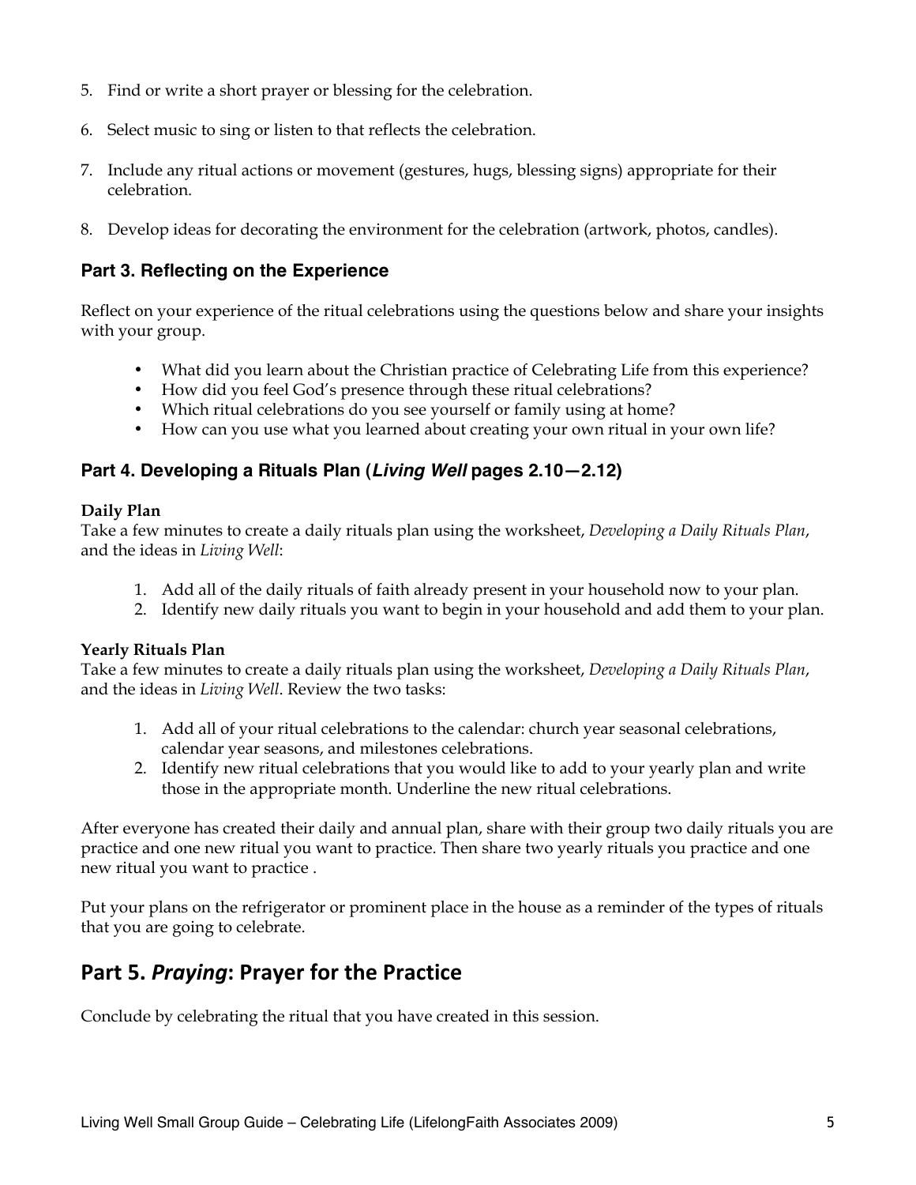5. Find or write a short prayer or blessing for the celebration.

6. Select music to sing or listen to that reflects the celebration.

7. Include any ritual actions or movement (gestures, hugs, blessing signs) appropriate for their celebration.

8. Develop ideas for decorating the environment for the celebration (artwork, photos, candles).

### Part 3. Reflecting on the Experience

Reflect on your experience of the ritual celebrations using the questions below and share your insights with your group.

- What did you learn about the Christian practice of Celebrating Life from this experience?
- How did you feel God's presence through these ritual celebrations?
- Which ritual celebrations do you see yourself or family using at home?
- How can you use what you learned about creating your own ritual in your own life?

### Part 4. Developing a Rituals Plan (*Living Well* pages 2.10—2.12)

**Daily Plan**

Take a few minutes to create a daily rituals plan using the worksheet, *Developing a Daily Rituals Plan*, and the ideas in *Living Well*:

1. Add all of the daily rituals of faith already present in your household now to your plan.
2. Identify new daily rituals you want to begin in your household and add them to your plan.

**Yearly Rituals Plan**

Take a few minutes to create a daily rituals plan using the worksheet, *Developing a Daily Rituals Plan*, and the ideas in *Living Well*. Review the two tasks:

1. Add all of your ritual celebrations to the calendar: church year seasonal celebrations, calendar year seasons, and milestones celebrations.
2. Identify new ritual celebrations that you would like to add to your yearly plan and write those in the appropriate month. Underline the new ritual celebrations.

After everyone has created their daily and annual plan, share with their group two daily rituals you are practice and one new ritual you want to practice. Then share two yearly rituals you practice and one new ritual you want to practice .

Put your plans on the refrigerator or prominent place in the house as a reminder of the types of rituals that you are going to celebrate.

## Part 5. *Praying*: Prayer for the Practice

Conclude by celebrating the ritual that you have created in this session.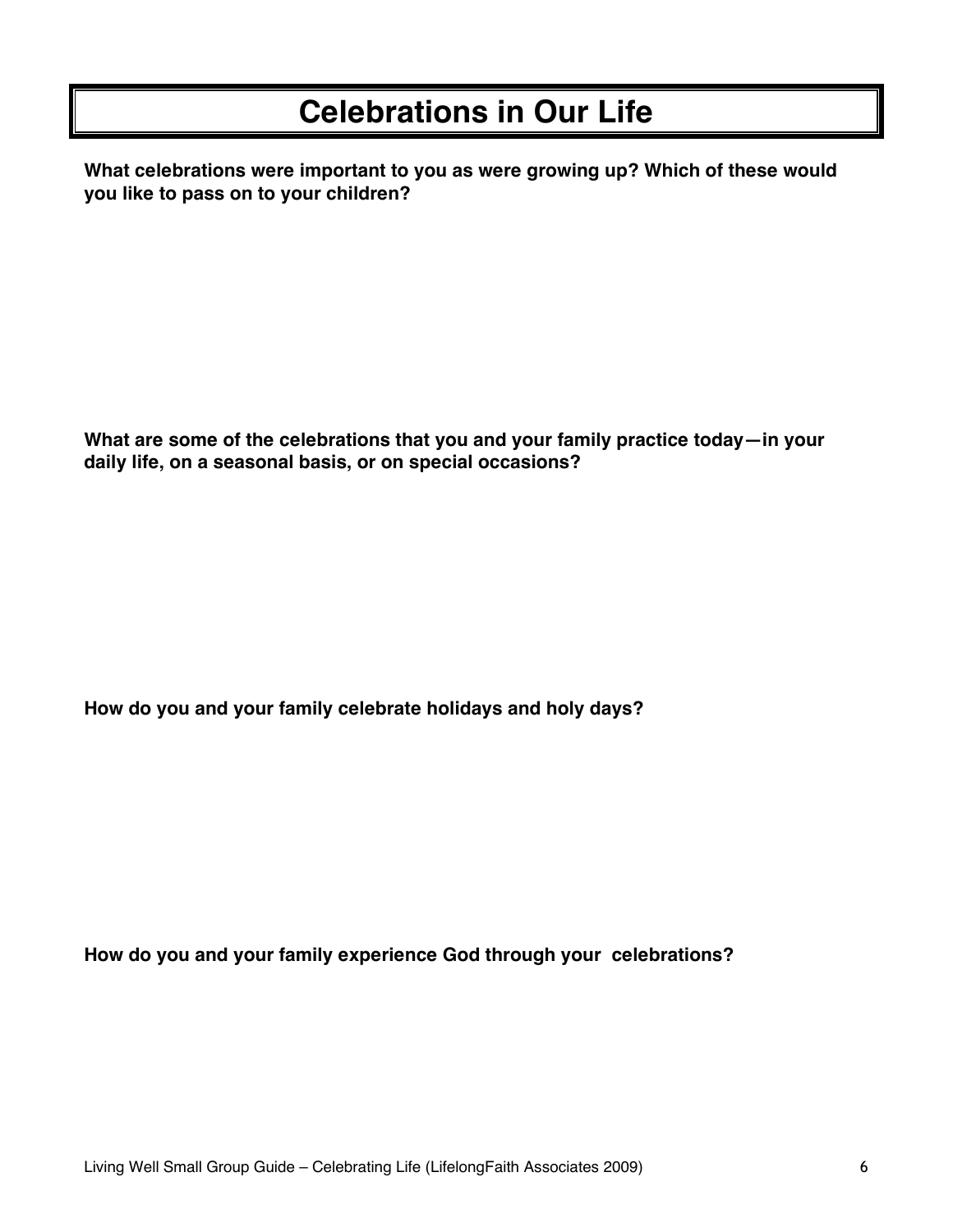# Celebrations in Our Life

**What celebrations were important to you as were growing up? Which of these would you like to pass on to your children?**

**What are some of the celebrations that you and your family practice today—in your daily life, on a seasonal basis, or on special occasions?**

**How do you and your family celebrate holidays and holy days?**

**How do you and your family experience God through your celebrations?**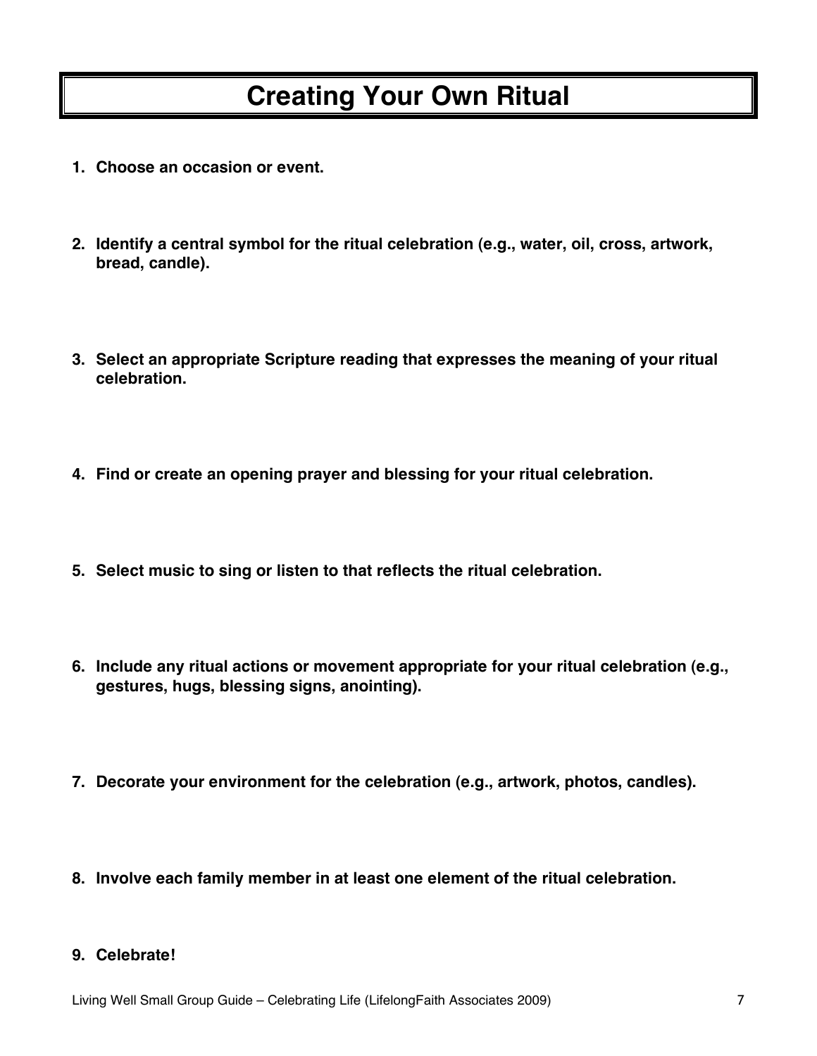# Creating Your Own Ritual

1. **Choose an occasion or event.**

2. **Identify a central symbol for the ritual celebration (e.g., water, oil, cross, artwork, bread, candle).**

3. **Select an appropriate Scripture reading that expresses the meaning of your ritual celebration.**

4. **Find or create an opening prayer and blessing for your ritual celebration.**

5. **Select music to sing or listen to that reflects the ritual celebration.**

6. **Include any ritual actions or movement appropriate for your ritual celebration (e.g., gestures, hugs, blessing signs, anointing).**

7. **Decorate your environment for the celebration (e.g., artwork, photos, candles).**

8. **Involve each family member in at least one element of the ritual celebration.**

9. **Celebrate!**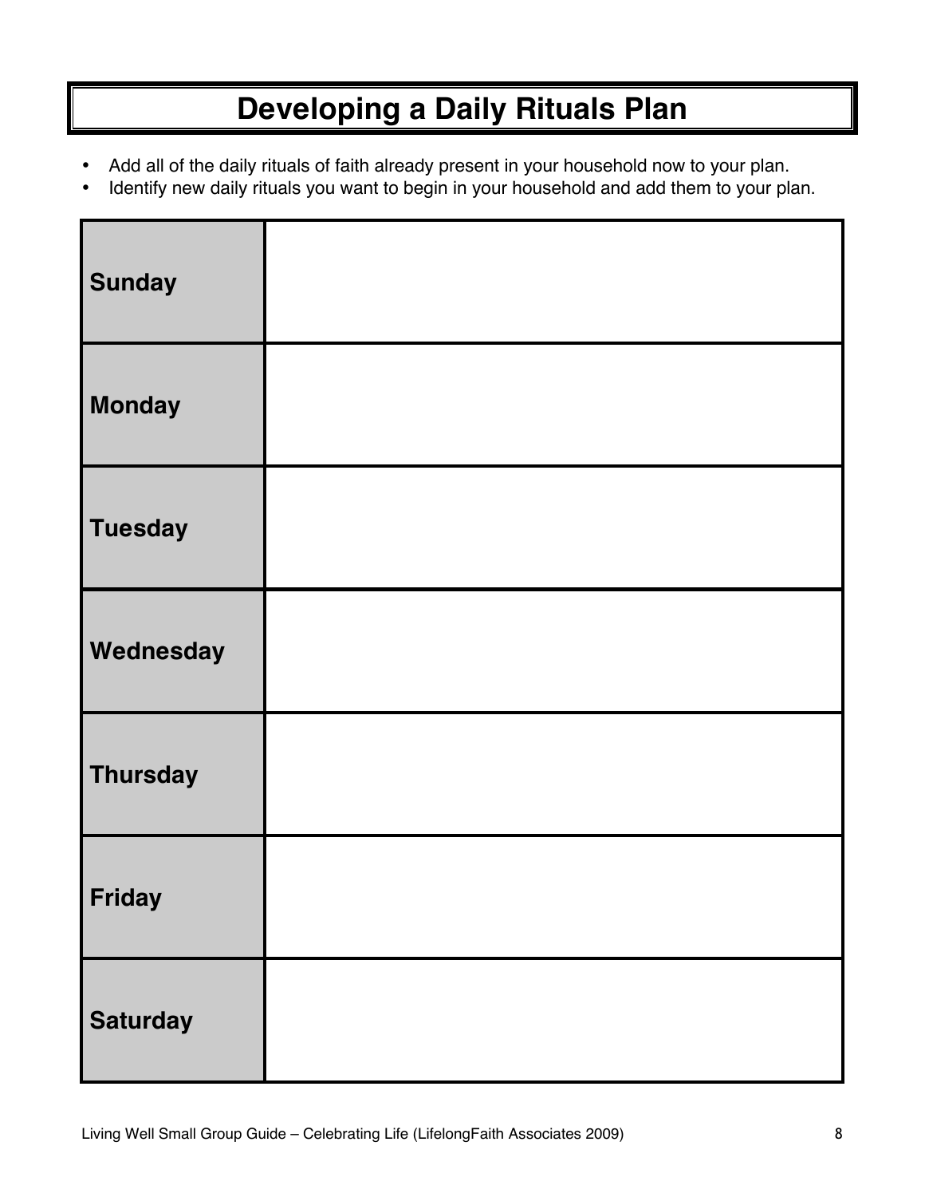# Developing a Daily Rituals Plan

- Add all of the daily rituals of faith already present in your household now to your plan.
- Identify new daily rituals you want to begin in your household and add them to your plan.

| | |
|---|---|
| **Sunday** | |
| **Monday** | |
| **Tuesday** | |
| **Wednesday** | |
| **Thursday** | |
| **Friday** | |
| **Saturday** | |

Living Well Small Group Guide – Celebrating Life (LifelongFaith Associates 2009)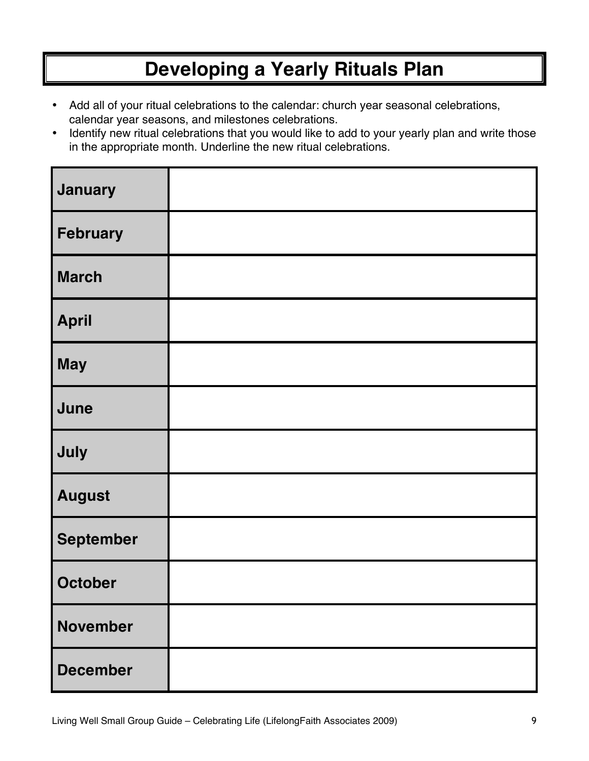# Developing a Yearly Rituals Plan

- Add all of your ritual celebrations to the calendar: church year seasonal celebrations, calendar year seasons, and milestones celebrations.
- Identify new ritual celebrations that you would like to add to your yearly plan and write those in the appropriate month. Underline the new ritual celebrations.

| | |
|---|---|
| **January** | |
| **February** | |
| **March** | |
| **April** | |
| **May** | |
| **June** | |
| **July** | |
| **August** | |
| **September** | |
| **October** | |
| **November** | |
| **December** | |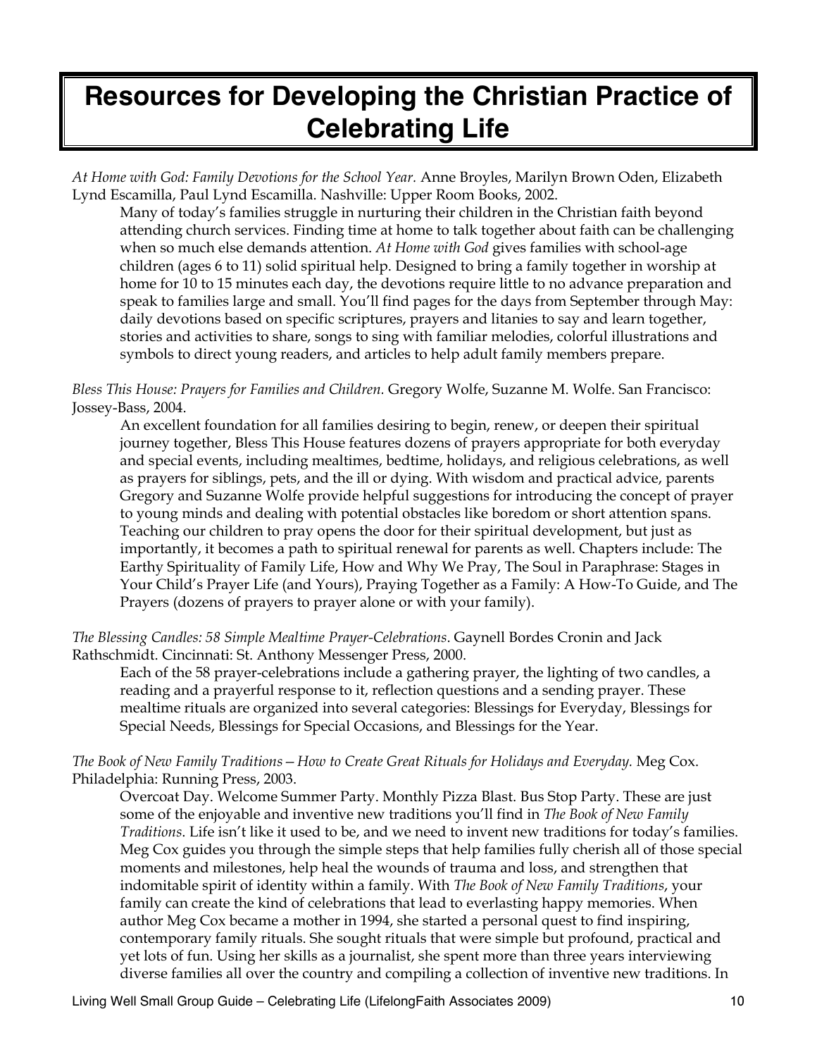# Resources for Developing the Christian Practice of Celebrating Life

*At Home with God: Family Devotions for the School Year.* Anne Broyles, Marilyn Brown Oden, Elizabeth Lynd Escamilla, Paul Lynd Escamilla. Nashville: Upper Room Books, 2002.

Many of today's families struggle in nurturing their children in the Christian faith beyond attending church services. Finding time at home to talk together about faith can be challenging when so much else demands attention. *At Home with God* gives families with school-age children (ages 6 to 11) solid spiritual help. Designed to bring a family together in worship at home for 10 to 15 minutes each day, the devotions require little to no advance preparation and speak to families large and small. You'll find pages for the days from September through May: daily devotions based on specific scriptures, prayers and litanies to say and learn together, stories and activities to share, songs to sing with familiar melodies, colorful illustrations and symbols to direct young readers, and articles to help adult family members prepare.

*Bless This House: Prayers for Families and Children.* Gregory Wolfe, Suzanne M. Wolfe. San Francisco: Jossey-Bass, 2004.

An excellent foundation for all families desiring to begin, renew, or deepen their spiritual journey together, Bless This House features dozens of prayers appropriate for both everyday and special events, including mealtimes, bedtime, holidays, and religious celebrations, as well as prayers for siblings, pets, and the ill or dying. With wisdom and practical advice, parents Gregory and Suzanne Wolfe provide helpful suggestions for introducing the concept of prayer to young minds and dealing with potential obstacles like boredom or short attention spans. Teaching our children to pray opens the door for their spiritual development, but just as importantly, it becomes a path to spiritual renewal for parents as well. Chapters include: The Earthy Spirituality of Family Life, How and Why We Pray, The Soul in Paraphrase: Stages in Your Child's Prayer Life (and Yours), Praying Together as a Family: A How-To Guide, and The Prayers (dozens of prayers to prayer alone or with your family).

*The Blessing Candles: 58 Simple Mealtime Prayer-Celebrations.* Gaynell Bordes Cronin and Jack Rathschmidt. Cincinnati: St. Anthony Messenger Press, 2000.

Each of the 58 prayer-celebrations include a gathering prayer, the lighting of two candles, a reading and a prayerful response to it, reflection questions and a sending prayer. These mealtime rituals are organized into several categories: Blessings for Everyday, Blessings for Special Needs, Blessings for Special Occasions, and Blessings for the Year.

*The Book of New Family Traditions—How to Create Great Rituals for Holidays and Everyday.* Meg Cox. Philadelphia: Running Press, 2003.

Overcoat Day. Welcome Summer Party. Monthly Pizza Blast. Bus Stop Party. These are just some of the enjoyable and inventive new traditions you'll find in *The Book of New Family Traditions.* Life isn't like it used to be, and we need to invent new traditions for today's families. Meg Cox guides you through the simple steps that help families fully cherish all of those special moments and milestones, help heal the wounds of trauma and loss, and strengthen that indomitable spirit of identity within a family. With *The Book of New Family Traditions*, your family can create the kind of celebrations that lead to everlasting happy memories. When author Meg Cox became a mother in 1994, she started a personal quest to find inspiring, contemporary family rituals. She sought rituals that were simple but profound, practical and yet lots of fun. Using her skills as a journalist, she spent more than three years interviewing diverse families all over the country and compiling a collection of inventive new traditions. In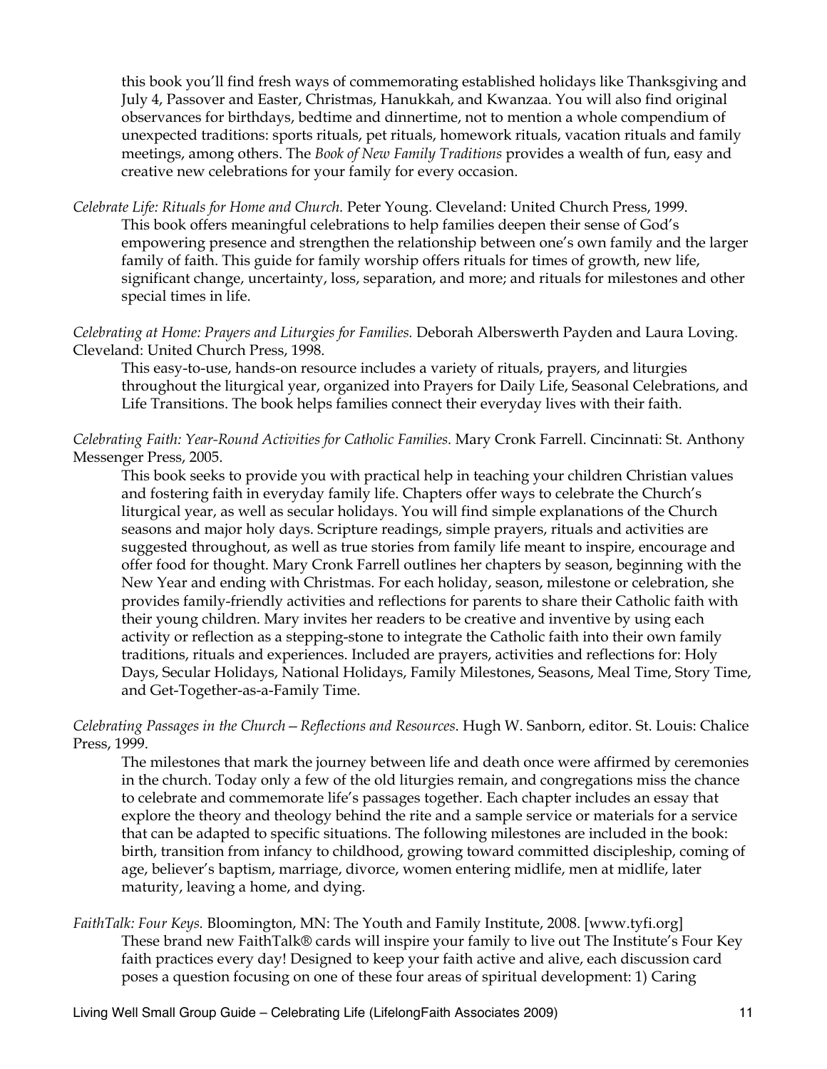this book you'll find fresh ways of commemorating established holidays like Thanksgiving and July 4, Passover and Easter, Christmas, Hanukkah, and Kwanzaa. You will also find original observances for birthdays, bedtime and dinnertime, not to mention a whole compendium of unexpected traditions: sports rituals, pet rituals, homework rituals, vacation rituals and family meetings, among others. The *Book of New Family Traditions* provides a wealth of fun, easy and creative new celebrations for your family for every occasion.

*Celebrate Life: Rituals for Home and Church.* Peter Young. Cleveland: United Church Press, 1999.
This book offers meaningful celebrations to help families deepen their sense of God's empowering presence and strengthen the relationship between one's own family and the larger family of faith. This guide for family worship offers rituals for times of growth, new life, significant change, uncertainty, loss, separation, and more; and rituals for milestones and other special times in life.

*Celebrating at Home: Prayers and Liturgies for Families.* Deborah Alberswerth Payden and Laura Loving. Cleveland: United Church Press, 1998.
This easy-to-use, hands-on resource includes a variety of rituals, prayers, and liturgies throughout the liturgical year, organized into Prayers for Daily Life, Seasonal Celebrations, and Life Transitions. The book helps families connect their everyday lives with their faith.

*Celebrating Faith: Year-Round Activities for Catholic Families.* Mary Cronk Farrell. Cincinnati: St. Anthony Messenger Press, 2005.
This book seeks to provide you with practical help in teaching your children Christian values and fostering faith in everyday family life. Chapters offer ways to celebrate the Church's liturgical year, as well as secular holidays. You will find simple explanations of the Church seasons and major holy days. Scripture readings, simple prayers, rituals and activities are suggested throughout, as well as true stories from family life meant to inspire, encourage and offer food for thought. Mary Cronk Farrell outlines her chapters by season, beginning with the New Year and ending with Christmas. For each holiday, season, milestone or celebration, she provides family-friendly activities and reflections for parents to share their Catholic faith with their young children. Mary invites her readers to be creative and inventive by using each activity or reflection as a stepping-stone to integrate the Catholic faith into their own family traditions, rituals and experiences. Included are prayers, activities and reflections for: Holy Days, Secular Holidays, National Holidays, Family Milestones, Seasons, Meal Time, Story Time, and Get-Together-as-a-Family Time.

*Celebrating Passages in the Church – Reflections and Resources.* Hugh W. Sanborn, editor. St. Louis: Chalice Press, 1999.
The milestones that mark the journey between life and death once were affirmed by ceremonies in the church. Today only a few of the old liturgies remain, and congregations miss the chance to celebrate and commemorate life's passages together. Each chapter includes an essay that explore the theory and theology behind the rite and a sample service or materials for a service that can be adapted to specific situations. The following milestones are included in the book: birth, transition from infancy to childhood, growing toward committed discipleship, coming of age, believer's baptism, marriage, divorce, women entering midlife, men at midlife, later maturity, leaving a home, and dying.

*FaithTalk: Four Keys.* Bloomington, MN: The Youth and Family Institute, 2008. [www.tyfi.org]
These brand new FaithTalk® cards will inspire your family to live out The Institute's Four Key faith practices every day! Designed to keep your faith active and alive, each discussion card poses a question focusing on one of these four areas of spiritual development: 1) Caring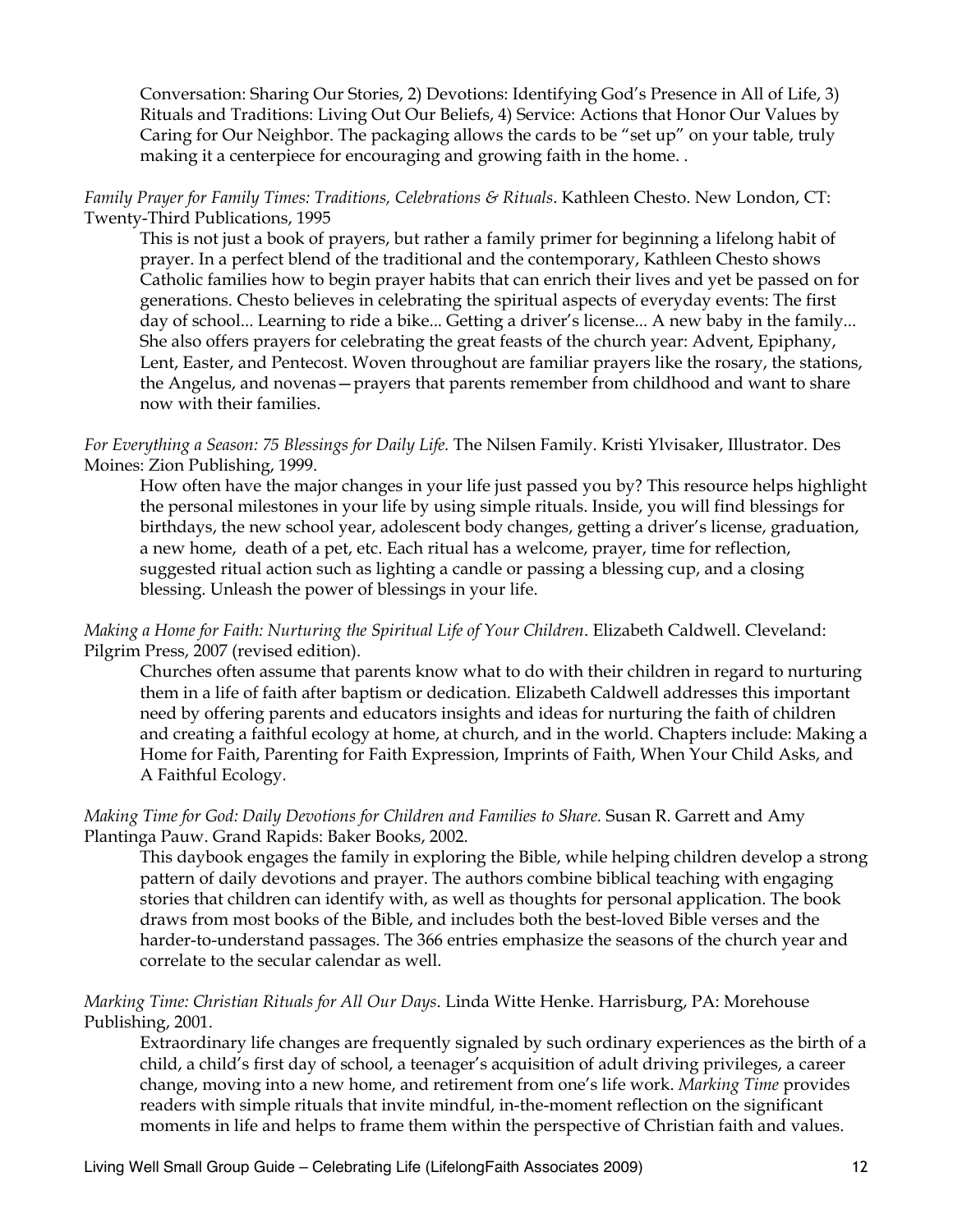Conversation: Sharing Our Stories, 2) Devotions: Identifying God's Presence in All of Life, 3) Rituals and Traditions: Living Out Our Beliefs, 4) Service: Actions that Honor Our Values by Caring for Our Neighbor. The packaging allows the cards to be "set up" on your table, truly making it a centerpiece for encouraging and growing faith in the home. .

*Family Prayer for Family Times: Traditions, Celebrations & Rituals*. Kathleen Chesto. New London, CT: Twenty-Third Publications, 1995

This is not just a book of prayers, but rather a family primer for beginning a lifelong habit of prayer. In a perfect blend of the traditional and the contemporary, Kathleen Chesto shows Catholic families how to begin prayer habits that can enrich their lives and yet be passed on for generations. Chesto believes in celebrating the spiritual aspects of everyday events: The first day of school... Learning to ride a bike... Getting a driver's license... A new baby in the family... She also offers prayers for celebrating the great feasts of the church year: Advent, Epiphany, Lent, Easter, and Pentecost. Woven throughout are familiar prayers like the rosary, the stations, the Angelus, and novenas—prayers that parents remember from childhood and want to share now with their families.

*For Everything a Season: 75 Blessings for Daily Life.* The Nilsen Family. Kristi Ylvisaker, Illustrator. Des Moines: Zion Publishing, 1999.

How often have the major changes in your life just passed you by? This resource helps highlight the personal milestones in your life by using simple rituals. Inside, you will find blessings for birthdays, the new school year, adolescent body changes, getting a driver's license, graduation, a new home, death of a pet, etc. Each ritual has a welcome, prayer, time for reflection, suggested ritual action such as lighting a candle or passing a blessing cup, and a closing blessing. Unleash the power of blessings in your life.

*Making a Home for Faith: Nurturing the Spiritual Life of Your Children*. Elizabeth Caldwell. Cleveland: Pilgrim Press, 2007 (revised edition).

Churches often assume that parents know what to do with their children in regard to nurturing them in a life of faith after baptism or dedication. Elizabeth Caldwell addresses this important need by offering parents and educators insights and ideas for nurturing the faith of children and creating a faithful ecology at home, at church, and in the world. Chapters include: Making a Home for Faith, Parenting for Faith Expression, Imprints of Faith, When Your Child Asks, and A Faithful Ecology.

*Making Time for God: Daily Devotions for Children and Families to Share.* Susan R. Garrett and Amy Plantinga Pauw. Grand Rapids: Baker Books, 2002.

This daybook engages the family in exploring the Bible, while helping children develop a strong pattern of daily devotions and prayer. The authors combine biblical teaching with engaging stories that children can identify with, as well as thoughts for personal application. The book draws from most books of the Bible, and includes both the best-loved Bible verses and the harder-to-understand passages. The 366 entries emphasize the seasons of the church year and correlate to the secular calendar as well.

*Marking Time: Christian Rituals for All Our Days*. Linda Witte Henke. Harrisburg, PA: Morehouse Publishing, 2001.

Extraordinary life changes are frequently signaled by such ordinary experiences as the birth of a child, a child's first day of school, a teenager's acquisition of adult driving privileges, a career change, moving into a new home, and retirement from one's life work. *Marking Time* provides readers with simple rituals that invite mindful, in-the-moment reflection on the significant moments in life and helps to frame them within the perspective of Christian faith and values.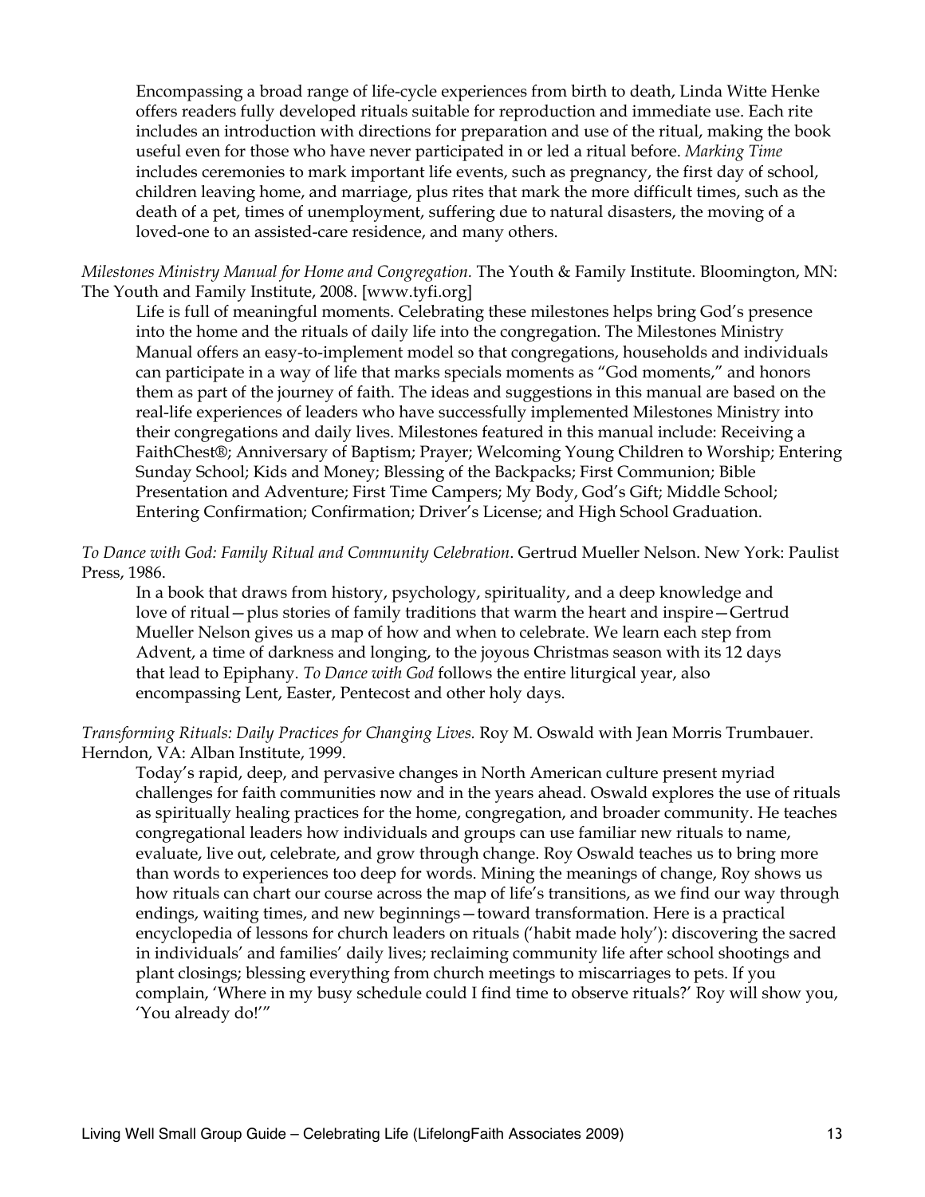Encompassing a broad range of life-cycle experiences from birth to death, Linda Witte Henke offers readers fully developed rituals suitable for reproduction and immediate use. Each rite includes an introduction with directions for preparation and use of the ritual, making the book useful even for those who have never participated in or led a ritual before. *Marking Time* includes ceremonies to mark important life events, such as pregnancy, the first day of school, children leaving home, and marriage, plus rites that mark the more difficult times, such as the death of a pet, times of unemployment, suffering due to natural disasters, the moving of a loved-one to an assisted-care residence, and many others.

*Milestones Ministry Manual for Home and Congregation.* The Youth & Family Institute. Bloomington, MN: The Youth and Family Institute, 2008. [www.tyfi.org]

Life is full of meaningful moments. Celebrating these milestones helps bring God's presence into the home and the rituals of daily life into the congregation. The Milestones Ministry Manual offers an easy-to-implement model so that congregations, households and individuals can participate in a way of life that marks specials moments as "God moments," and honors them as part of the journey of faith. The ideas and suggestions in this manual are based on the real-life experiences of leaders who have successfully implemented Milestones Ministry into their congregations and daily lives. Milestones featured in this manual include: Receiving a FaithChest®; Anniversary of Baptism; Prayer; Welcoming Young Children to Worship; Entering Sunday School; Kids and Money; Blessing of the Backpacks; First Communion; Bible Presentation and Adventure; First Time Campers; My Body, God's Gift; Middle School; Entering Confirmation; Confirmation; Driver's License; and High School Graduation.

*To Dance with God: Family Ritual and Community Celebration*. Gertrud Mueller Nelson. New York: Paulist Press, 1986.

In a book that draws from history, psychology, spirituality, and a deep knowledge and love of ritual—plus stories of family traditions that warm the heart and inspire—Gertrud Mueller Nelson gives us a map of how and when to celebrate. We learn each step from Advent, a time of darkness and longing, to the joyous Christmas season with its 12 days that lead to Epiphany. *To Dance with God* follows the entire liturgical year, also encompassing Lent, Easter, Pentecost and other holy days.

*Transforming Rituals: Daily Practices for Changing Lives.* Roy M. Oswald with Jean Morris Trumbauer. Herndon, VA: Alban Institute, 1999.

Today's rapid, deep, and pervasive changes in North American culture present myriad challenges for faith communities now and in the years ahead. Oswald explores the use of rituals as spiritually healing practices for the home, congregation, and broader community. He teaches congregational leaders how individuals and groups can use familiar new rituals to name, evaluate, live out, celebrate, and grow through change. Roy Oswald teaches us to bring more than words to experiences too deep for words. Mining the meanings of change, Roy shows us how rituals can chart our course across the map of life's transitions, as we find our way through endings, waiting times, and new beginnings—toward transformation. Here is a practical encyclopedia of lessons for church leaders on rituals ('habit made holy'): discovering the sacred in individuals' and families' daily lives; reclaiming community life after school shootings and plant closings; blessing everything from church meetings to miscarriages to pets. If you complain, 'Where in my busy schedule could I find time to observe rituals?' Roy will show you, 'You already do!'"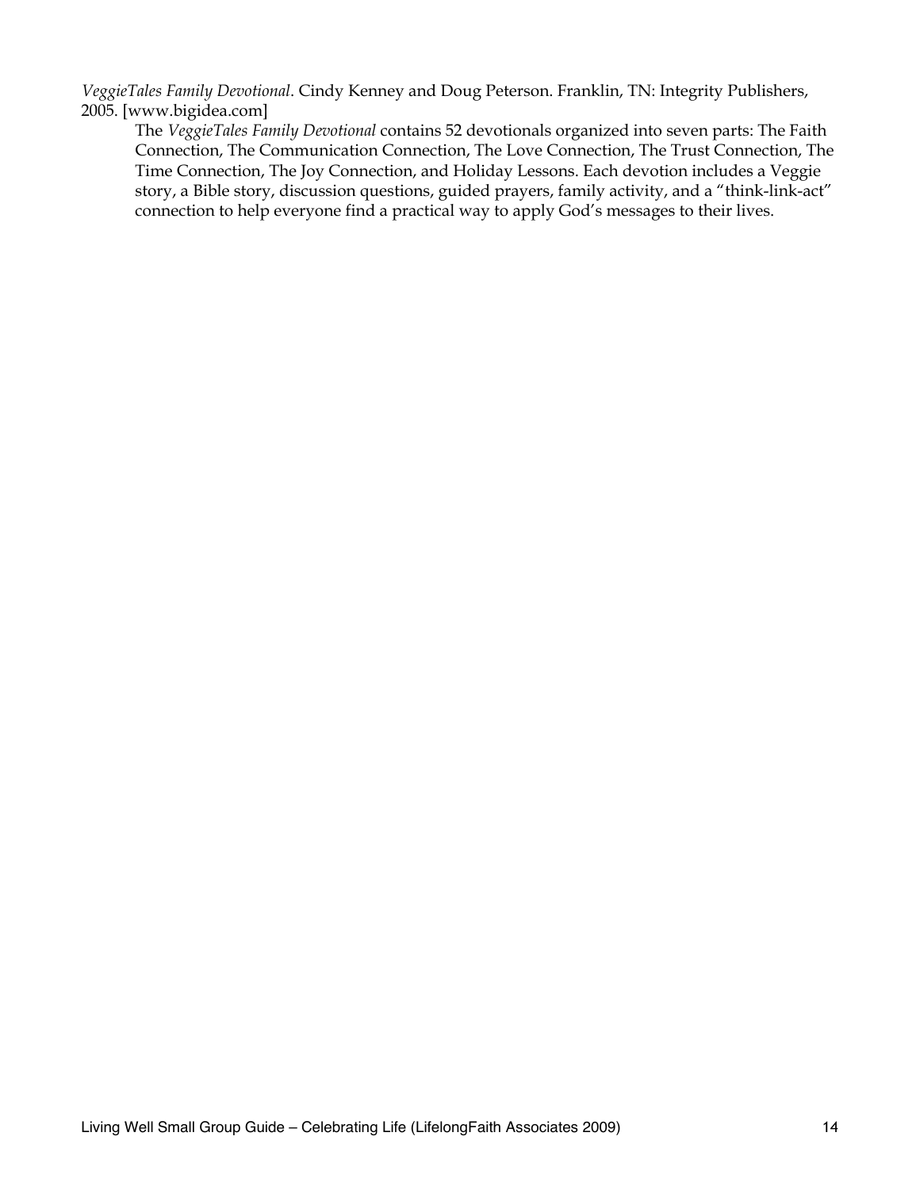*VeggieTales Family Devotional*. Cindy Kenney and Doug Peterson. Franklin, TN: Integrity Publishers, 2005. [www.bigidea.com]

The *VeggieTales Family Devotional* contains 52 devotionals organized into seven parts: The Faith Connection, The Communication Connection, The Love Connection, The Trust Connection, The Time Connection, The Joy Connection, and Holiday Lessons. Each devotion includes a Veggie story, a Bible story, discussion questions, guided prayers, family activity, and a "think-link-act" connection to help everyone find a practical way to apply God's messages to their lives.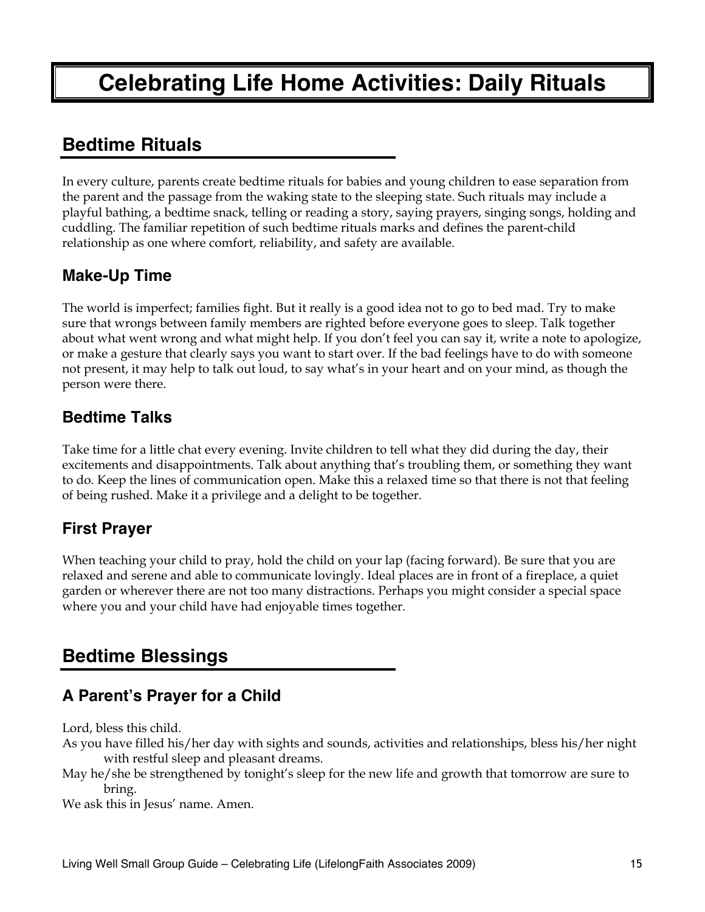# Celebrating Life Home Activities: Daily Rituals

## Bedtime Rituals

In every culture, parents create bedtime rituals for babies and young children to ease separation from the parent and the passage from the waking state to the sleeping state. Such rituals may include a playful bathing, a bedtime snack, telling or reading a story, saying prayers, singing songs, holding and cuddling. The familiar repetition of such bedtime rituals marks and defines the parent-child relationship as one where comfort, reliability, and safety are available.

### Make-Up Time

The world is imperfect; families fight. But it really is a good idea not to go to bed mad. Try to make sure that wrongs between family members are righted before everyone goes to sleep. Talk together about what went wrong and what might help. If you don't feel you can say it, write a note to apologize, or make a gesture that clearly says you want to start over. If the bad feelings have to do with someone not present, it may help to talk out loud, to say what's in your heart and on your mind, as though the person were there.

### Bedtime Talks

Take time for a little chat every evening. Invite children to tell what they did during the day, their excitements and disappointments. Talk about anything that's troubling them, or something they want to do. Keep the lines of communication open. Make this a relaxed time so that there is not that feeling of being rushed. Make it a privilege and a delight to be together.

### First Prayer

When teaching your child to pray, hold the child on your lap (facing forward). Be sure that you are relaxed and serene and able to communicate lovingly. Ideal places are in front of a fireplace, a quiet garden or wherever there are not too many distractions. Perhaps you might consider a special space where you and your child have had enjoyable times together.

## Bedtime Blessings

### A Parent's Prayer for a Child

Lord, bless this child.
As you have filled his/her day with sights and sounds, activities and relationships, bless his/her night with restful sleep and pleasant dreams.
May he/she be strengthened by tonight's sleep for the new life and growth that tomorrow are sure to bring.
We ask this in Jesus' name. Amen.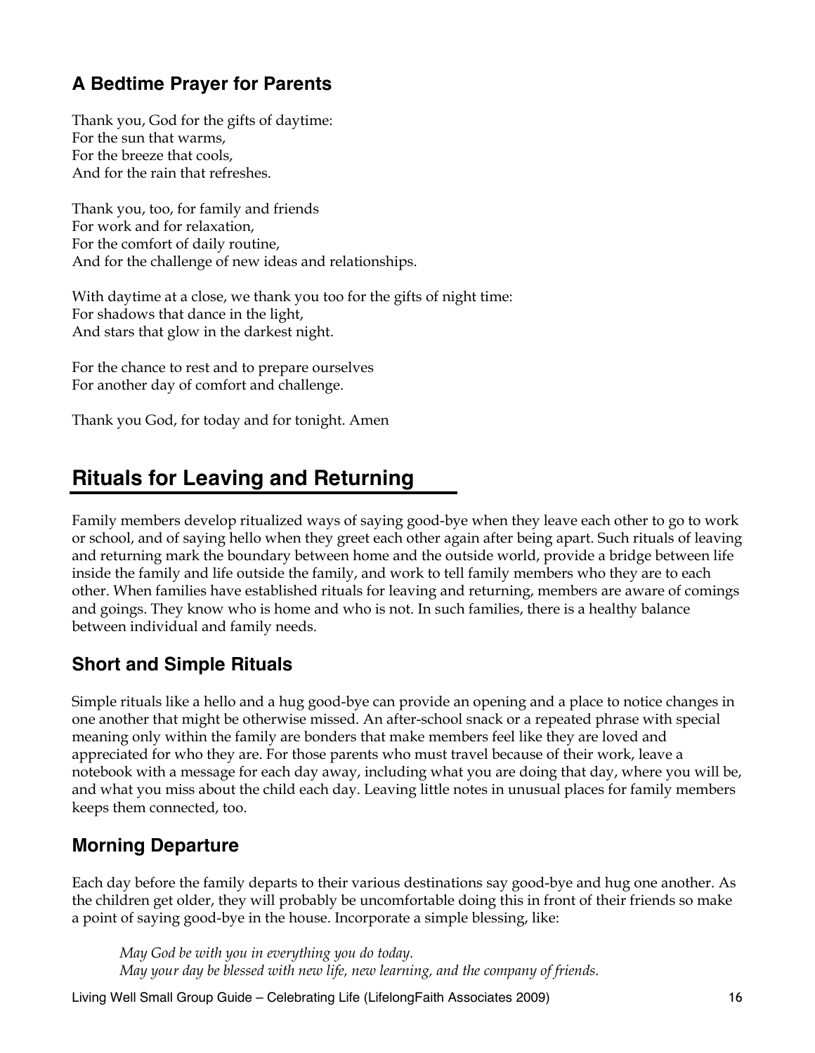### A Bedtime Prayer for Parents

Thank you, God for the gifts of daytime:
For the sun that warms,
For the breeze that cools,
And for the rain that refreshes.

Thank you, too, for family and friends
For work and for relaxation,
For the comfort of daily routine,
And for the challenge of new ideas and relationships.

With daytime at a close, we thank you too for the gifts of night time:
For shadows that dance in the light,
And stars that glow in the darkest night.

For the chance to rest and to prepare ourselves
For another day of comfort and challenge.

Thank you God, for today and for tonight. Amen

## Rituals for Leaving and Returning

Family members develop ritualized ways of saying good-bye when they leave each other to go to work or school, and of saying hello when they greet each other again after being apart. Such rituals of leaving and returning mark the boundary between home and the outside world, provide a bridge between life inside the family and life outside the family, and work to tell family members who they are to each other. When families have established rituals for leaving and returning, members are aware of comings and goings. They know who is home and who is not. In such families, there is a healthy balance between individual and family needs.

### Short and Simple Rituals

Simple rituals like a hello and a hug good-bye can provide an opening and a place to notice changes in one another that might be otherwise missed. An after-school snack or a repeated phrase with special meaning only within the family are bonders that make members feel like they are loved and appreciated for who they are. For those parents who must travel because of their work, leave a notebook with a message for each day away, including what you are doing that day, where you will be, and what you miss about the child each day. Leaving little notes in unusual places for family members keeps them connected, too.

### Morning Departure

Each day before the family departs to their various destinations say good-bye and hug one another. As the children get older, they will probably be uncomfortable doing this in front of their friends so make a point of saying good-bye in the house. Incorporate a simple blessing, like:

> *May God be with you in everything you do today.*
> *May your day be blessed with new life, new learning, and the company of friends.*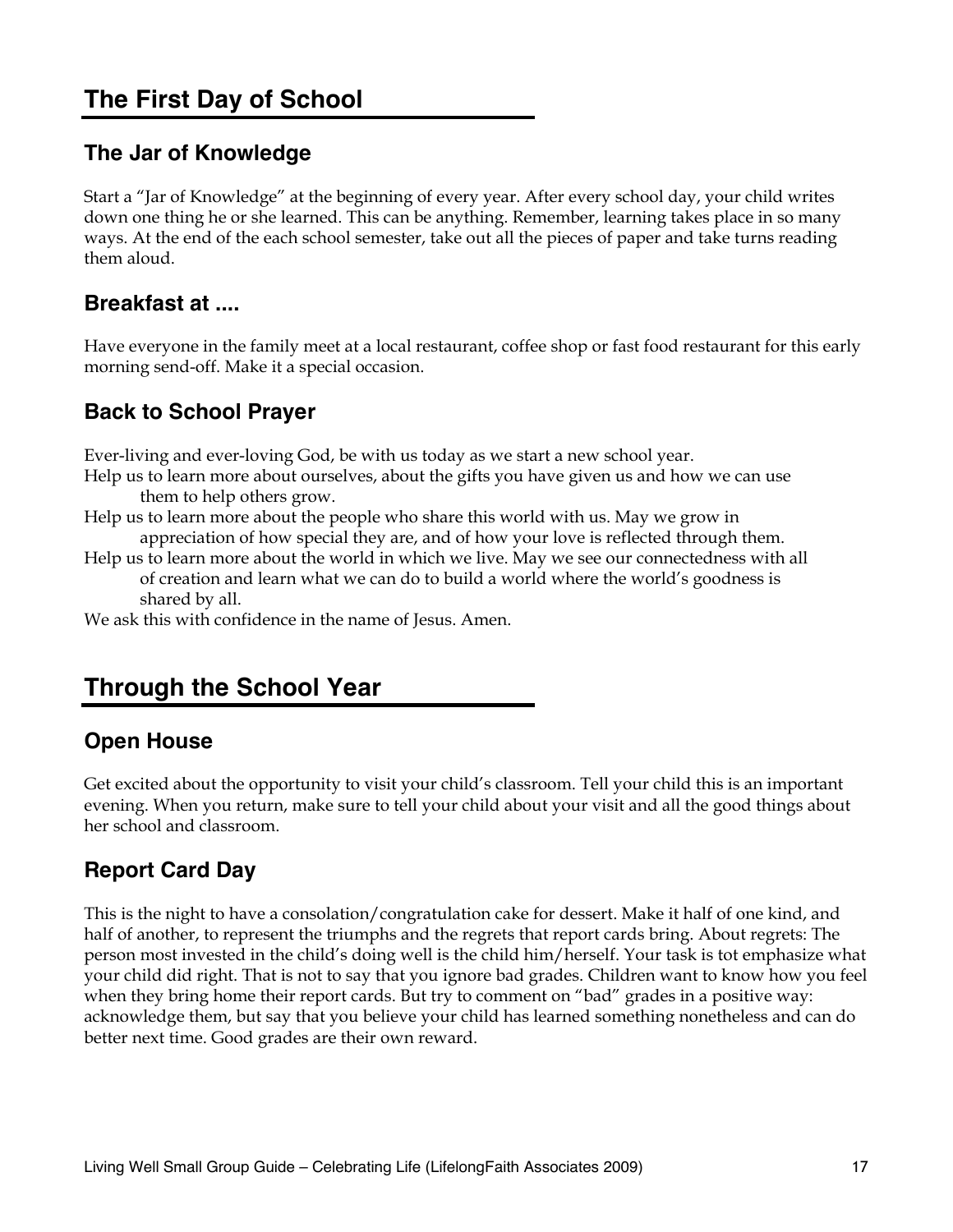## The First Day of School

### The Jar of Knowledge

Start a "Jar of Knowledge" at the beginning of every year. After every school day, your child writes down one thing he or she learned. This can be anything. Remember, learning takes place in so many ways. At the end of the each school semester, take out all the pieces of paper and take turns reading them aloud.

### Breakfast at ....

Have everyone in the family meet at a local restaurant, coffee shop or fast food restaurant for this early morning send-off. Make it a special occasion.

### Back to School Prayer

Ever-living and ever-loving God, be with us today as we start a new school year.
Help us to learn more about ourselves, about the gifts you have given us and how we can use them to help others grow.
Help us to learn more about the people who share this world with us. May we grow in appreciation of how special they are, and of how your love is reflected through them.
Help us to learn more about the world in which we live. May we see our connectedness with all of creation and learn what we can do to build a world where the world's goodness is shared by all.
We ask this with confidence in the name of Jesus. Amen.

## Through the School Year

### Open House

Get excited about the opportunity to visit your child's classroom. Tell your child this is an important evening. When you return, make sure to tell your child about your visit and all the good things about her school and classroom.

### Report Card Day

This is the night to have a consolation/congratulation cake for dessert. Make it half of one kind, and half of another, to represent the triumphs and the regrets that report cards bring. About regrets: The person most invested in the child's doing well is the child him/herself. Your task is tot emphasize what your child did right. That is not to say that you ignore bad grades. Children want to know how you feel when they bring home their report cards. But try to comment on "bad" grades in a positive way: acknowledge them, but say that you believe your child has learned something nonetheless and can do better next time. Good grades are their own reward.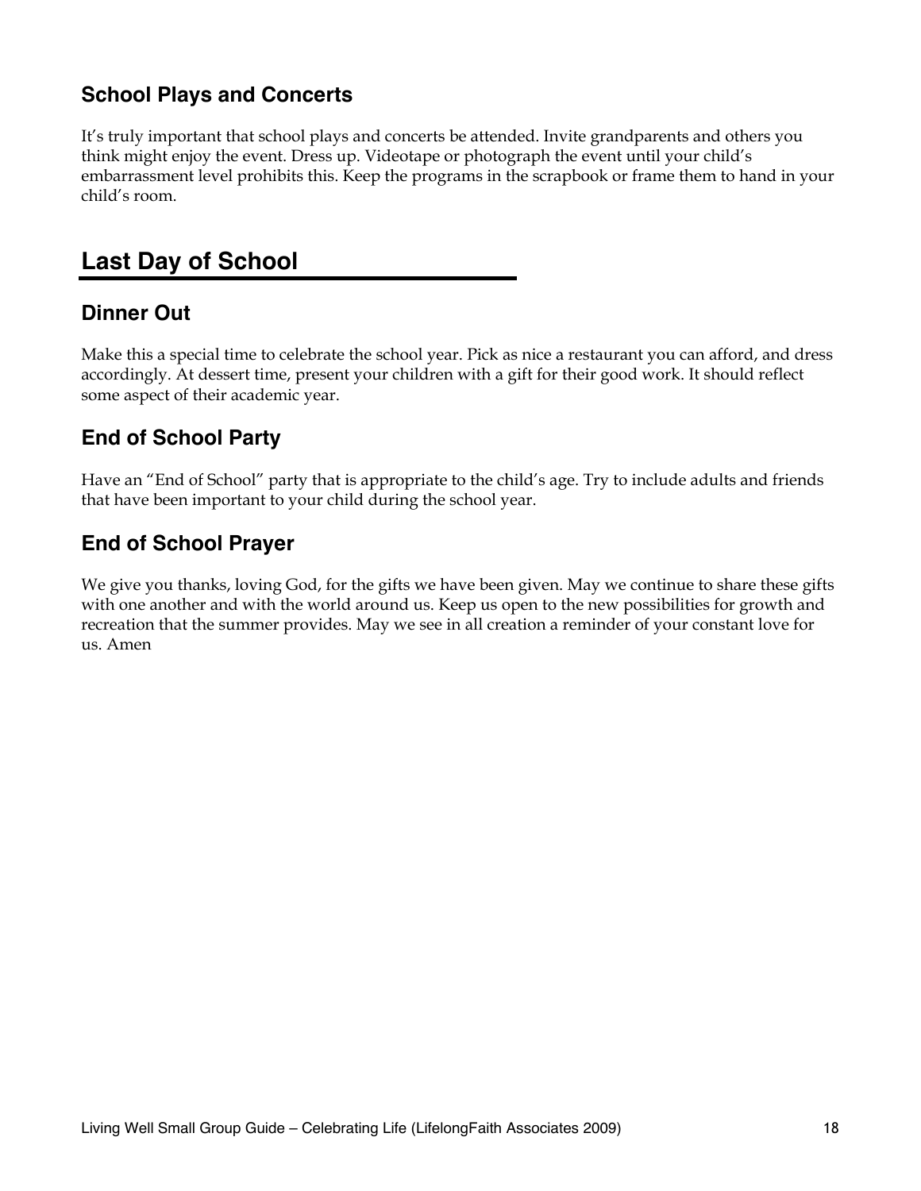### School Plays and Concerts

It's truly important that school plays and concerts be attended. Invite grandparents and others you think might enjoy the event. Dress up. Videotape or photograph the event until your child's embarrassment level prohibits this. Keep the programs in the scrapbook or frame them to hand in your child's room.

## Last Day of School

### Dinner Out

Make this a special time to celebrate the school year. Pick as nice a restaurant you can afford, and dress accordingly. At dessert time, present your children with a gift for their good work. It should reflect some aspect of their academic year.

### End of School Party

Have an "End of School" party that is appropriate to the child's age. Try to include adults and friends that have been important to your child during the school year.

### End of School Prayer

We give you thanks, loving God, for the gifts we have been given. May we continue to share these gifts with one another and with the world around us. Keep us open to the new possibilities for growth and recreation that the summer provides. May we see in all creation a reminder of your constant love for us. Amen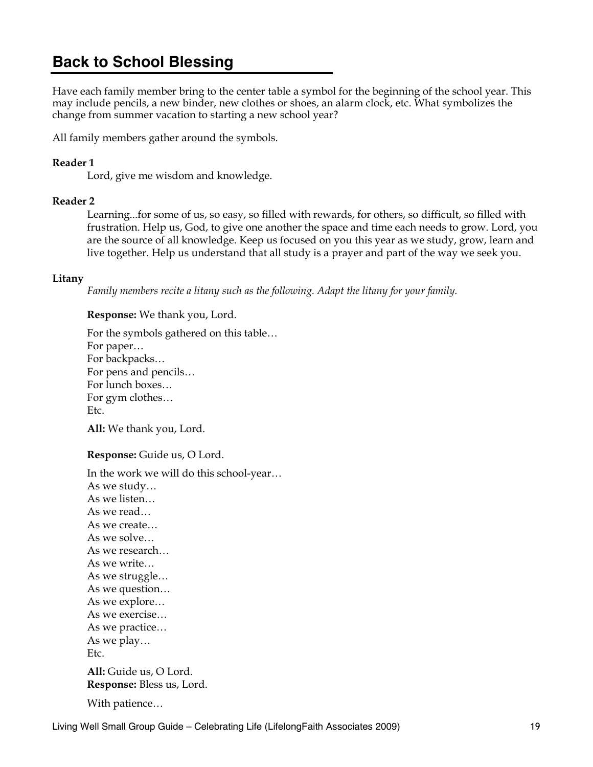## Back to School Blessing

Have each family member bring to the center table a symbol for the beginning of the school year. This may include pencils, a new binder, new clothes or shoes, an alarm clock, etc. What symbolizes the change from summer vacation to starting a new school year?

All family members gather around the symbols.

**Reader 1**

Lord, give me wisdom and knowledge.

**Reader 2**

Learning...for some of us, so easy, so filled with rewards, for others, so difficult, so filled with frustration. Help us, God, to give one another the space and time each needs to grow. Lord, you are the source of all knowledge. Keep us focused on you this year as we study, grow, learn and live together. Help us understand that all study is a prayer and part of the way we seek you.

**Litany**

*Family members recite a litany such as the following. Adapt the litany for your family.*

**Response:** We thank you, Lord.

For the symbols gathered on this table…
For paper…
For backpacks…
For pens and pencils…
For lunch boxes…
For gym clothes…
Etc.

**All:** We thank you, Lord.

**Response:** Guide us, O Lord.

In the work we will do this school-year…
As we study…
As we listen…
As we read…
As we create…
As we solve…
As we research…
As we write…
As we struggle…
As we question…
As we explore…
As we exercise…
As we practice…
As we play…
Etc.

**All:** Guide us, O Lord.
**Response:** Bless us, Lord.

With patience…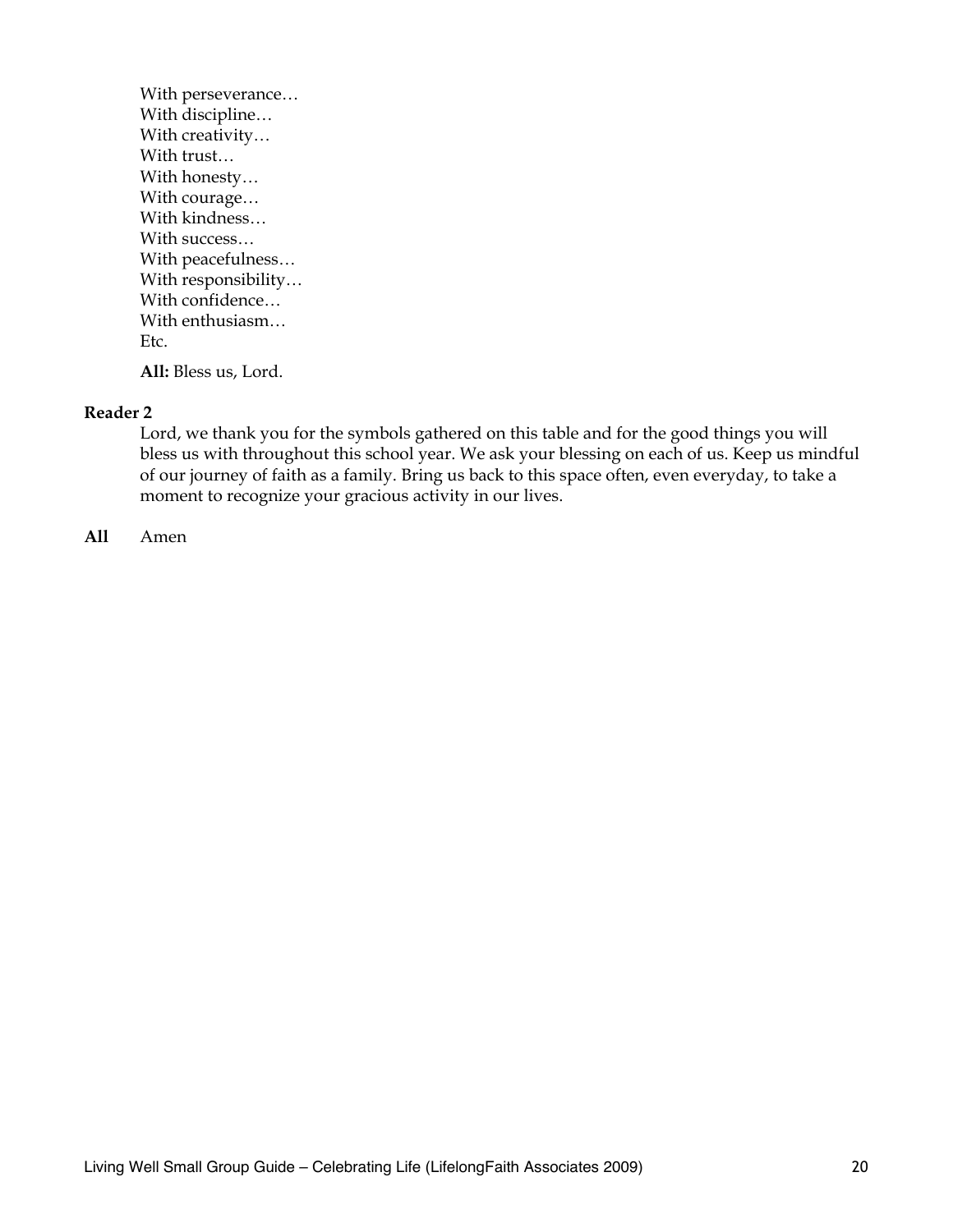With perseverance…
With discipline…
With creativity…
With trust…
With honesty…
With courage…
With kindness…
With success…
With peacefulness…
With responsibility…
With confidence…
With enthusiasm…
Etc.

**All:** Bless us, Lord.

**Reader 2**

Lord, we thank you for the symbols gathered on this table and for the good things you will bless us with throughout this school year. We ask your blessing on each of us. Keep us mindful of our journey of faith as a family. Bring us back to this space often, even everyday, to take a moment to recognize your gracious activity in our lives.

**All** Amen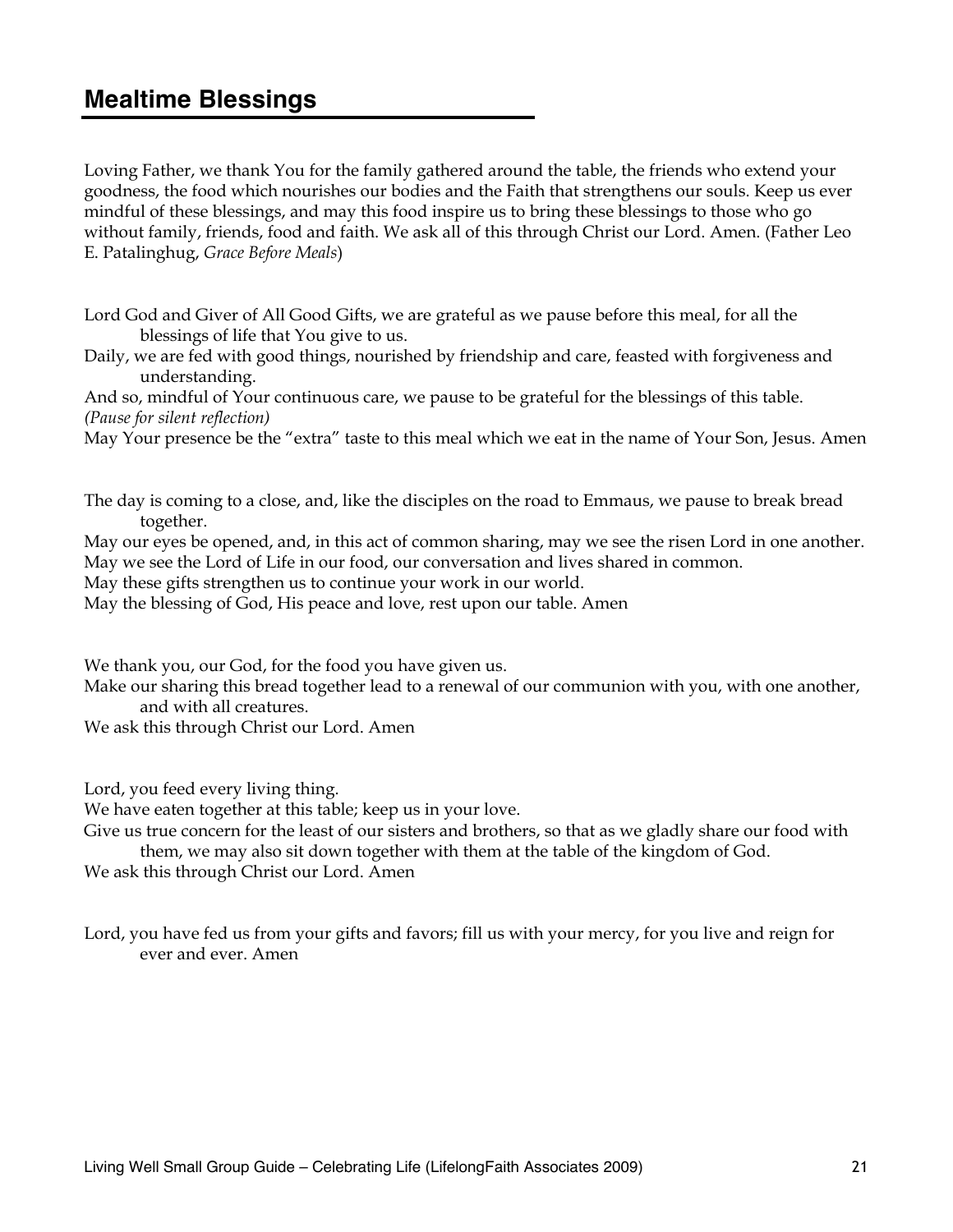## Mealtime Blessings

Loving Father, we thank You for the family gathered around the table, the friends who extend your goodness, the food which nourishes our bodies and the Faith that strengthens our souls. Keep us ever mindful of these blessings, and may this food inspire us to bring these blessings to those who go without family, friends, food and faith. We ask all of this through Christ our Lord. Amen. (Father Leo E. Patalinghug, *Grace Before Meals*)

Lord God and Giver of All Good Gifts, we are grateful as we pause before this meal, for all the blessings of life that You give to us.
Daily, we are fed with good things, nourished by friendship and care, feasted with forgiveness and understanding.
And so, mindful of Your continuous care, we pause to be grateful for the blessings of this table.
*(Pause for silent reflection)*
May Your presence be the "extra" taste to this meal which we eat in the name of Your Son, Jesus. Amen

The day is coming to a close, and, like the disciples on the road to Emmaus, we pause to break bread together.
May our eyes be opened, and, in this act of common sharing, may we see the risen Lord in one another.
May we see the Lord of Life in our food, our conversation and lives shared in common.
May these gifts strengthen us to continue your work in our world.
May the blessing of God, His peace and love, rest upon our table. Amen

We thank you, our God, for the food you have given us.
Make our sharing this bread together lead to a renewal of our communion with you, with one another, and with all creatures.
We ask this through Christ our Lord. Amen

Lord, you feed every living thing.
We have eaten together at this table; keep us in your love.
Give us true concern for the least of our sisters and brothers, so that as we gladly share our food with them, we may also sit down together with them at the table of the kingdom of God.
We ask this through Christ our Lord. Amen

Lord, you have fed us from your gifts and favors; fill us with your mercy, for you live and reign for ever and ever. Amen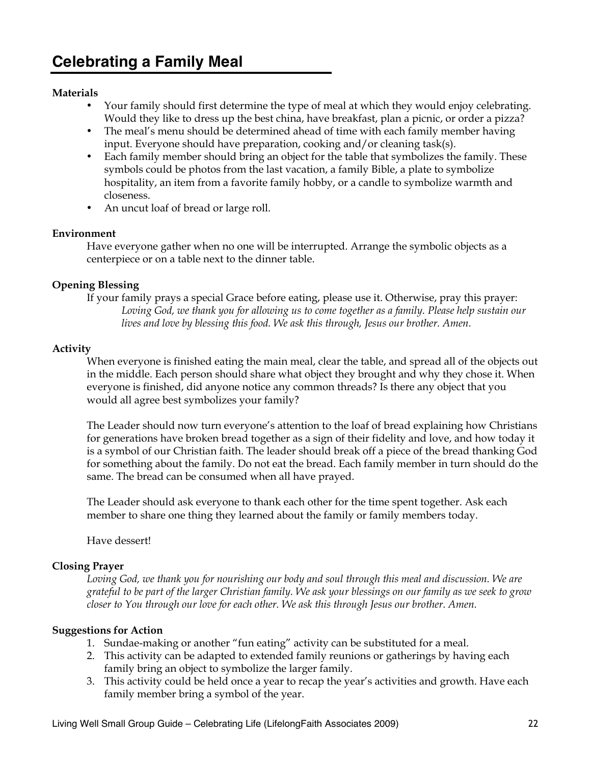# Celebrating a Family Meal

**Materials**

- Your family should first determine the type of meal at which they would enjoy celebrating. Would they like to dress up the best china, have breakfast, plan a picnic, or order a pizza?
- The meal's menu should be determined ahead of time with each family member having input. Everyone should have preparation, cooking and/or cleaning task(s).
- Each family member should bring an object for the table that symbolizes the family. These symbols could be photos from the last vacation, a family Bible, a plate to symbolize hospitality, an item from a favorite family hobby, or a candle to symbolize warmth and closeness.
- An uncut loaf of bread or large roll.

**Environment**

Have everyone gather when no one will be interrupted. Arrange the symbolic objects as a centerpiece or on a table next to the dinner table.

**Opening Blessing**

If your family prays a special Grace before eating, please use it. Otherwise, pray this prayer:

*Loving God, we thank you for allowing us to come together as a family. Please help sustain our lives and love by blessing this food. We ask this through, Jesus our brother. Amen.*

**Activity**

When everyone is finished eating the main meal, clear the table, and spread all of the objects out in the middle. Each person should share what object they brought and why they chose it. When everyone is finished, did anyone notice any common threads? Is there any object that you would all agree best symbolizes your family?

The Leader should now turn everyone's attention to the loaf of bread explaining how Christians for generations have broken bread together as a sign of their fidelity and love, and how today it is a symbol of our Christian faith. The leader should break off a piece of the bread thanking God for something about the family. Do not eat the bread. Each family member in turn should do the same. The bread can be consumed when all have prayed.

The Leader should ask everyone to thank each other for the time spent together. Ask each member to share one thing they learned about the family or family members today.

Have dessert!

**Closing Prayer**

*Loving God, we thank you for nourishing our body and soul through this meal and discussion. We are grateful to be part of the larger Christian family. We ask your blessings on our family as we seek to grow closer to You through our love for each other. We ask this through Jesus our brother. Amen.*

**Suggestions for Action**

1. Sundae-making or another "fun eating" activity can be substituted for a meal.
2. This activity can be adapted to extended family reunions or gatherings by having each family bring an object to symbolize the larger family.
3. This activity could be held once a year to recap the year's activities and growth. Have each family member bring a symbol of the year.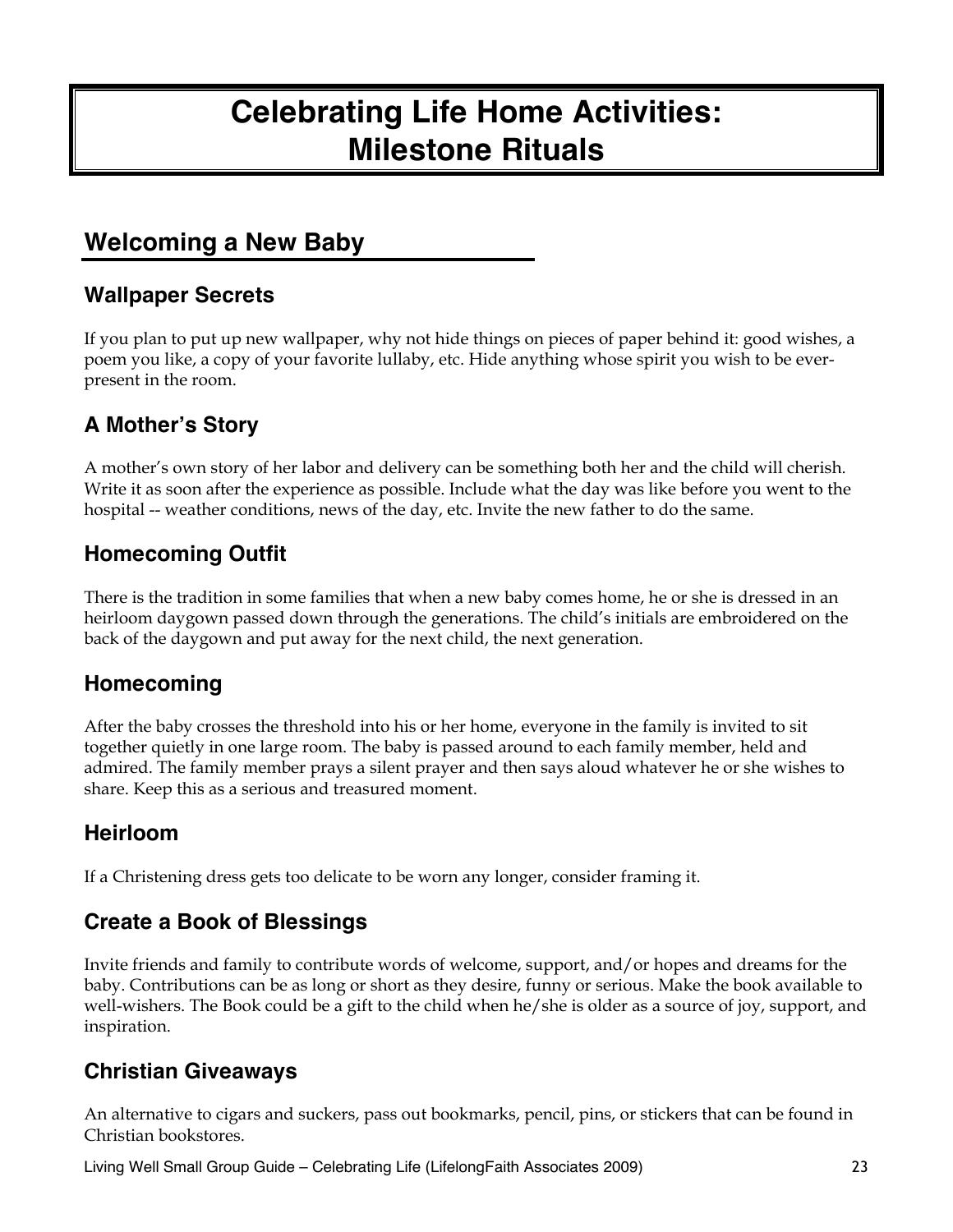# Celebrating Life Home Activities: Milestone Rituals

## Welcoming a New Baby

### Wallpaper Secrets

If you plan to put up new wallpaper, why not hide things on pieces of paper behind it: good wishes, a poem you like, a copy of your favorite lullaby, etc. Hide anything whose spirit you wish to be ever-present in the room.

### A Mother's Story

A mother's own story of her labor and delivery can be something both her and the child will cherish. Write it as soon after the experience as possible. Include what the day was like before you went to the hospital -- weather conditions, news of the day, etc. Invite the new father to do the same.

### Homecoming Outfit

There is the tradition in some families that when a new baby comes home, he or she is dressed in an heirloom daygown passed down through the generations. The child's initials are embroidered on the back of the daygown and put away for the next child, the next generation.

### Homecoming

After the baby crosses the threshold into his or her home, everyone in the family is invited to sit together quietly in one large room. The baby is passed around to each family member, held and admired. The family member prays a silent prayer and then says aloud whatever he or she wishes to share. Keep this as a serious and treasured moment.

### Heirloom

If a Christening dress gets too delicate to be worn any longer, consider framing it.

### Create a Book of Blessings

Invite friends and family to contribute words of welcome, support, and/or hopes and dreams for the baby. Contributions can be as long or short as they desire, funny or serious. Make the book available to well-wishers. The Book could be a gift to the child when he/she is older as a source of joy, support, and inspiration.

### Christian Giveaways

An alternative to cigars and suckers, pass out bookmarks, pencil, pins, or stickers that can be found in Christian bookstores.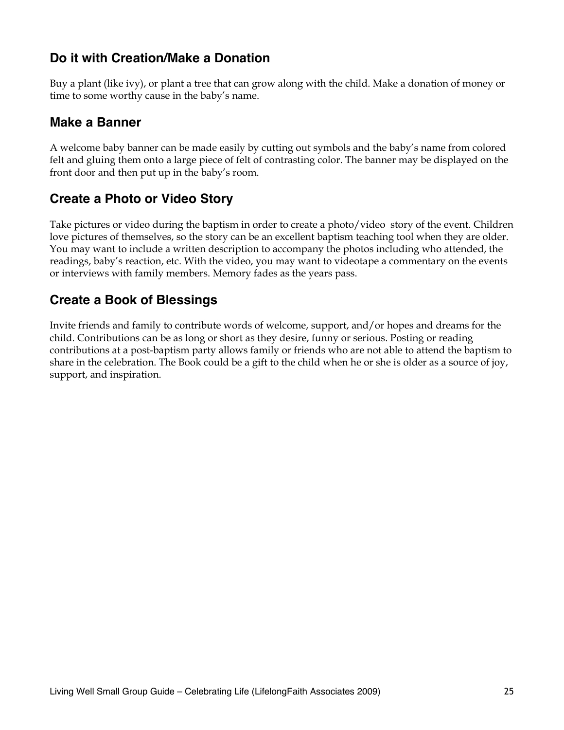## Do it with Creation/Make a Donation

Buy a plant (like ivy), or plant a tree that can grow along with the child. Make a donation of money or time to some worthy cause in the baby's name.

## Make a Banner

A welcome baby banner can be made easily by cutting out symbols and the baby's name from colored felt and gluing them onto a large piece of felt of contrasting color. The banner may be displayed on the front door and then put up in the baby's room.

## Create a Photo or Video Story

Take pictures or video during the baptism in order to create a photo/video story of the event. Children love pictures of themselves, so the story can be an excellent baptism teaching tool when they are older. You may want to include a written description to accompany the photos including who attended, the readings, baby's reaction, etc. With the video, you may want to videotape a commentary on the events or interviews with family members. Memory fades as the years pass.

## Create a Book of Blessings

Invite friends and family to contribute words of welcome, support, and/or hopes and dreams for the child. Contributions can be as long or short as they desire, funny or serious. Posting or reading contributions at a post-baptism party allows family or friends who are not able to attend the baptism to share in the celebration. The Book could be a gift to the child when he or she is older as a source of joy, support, and inspiration.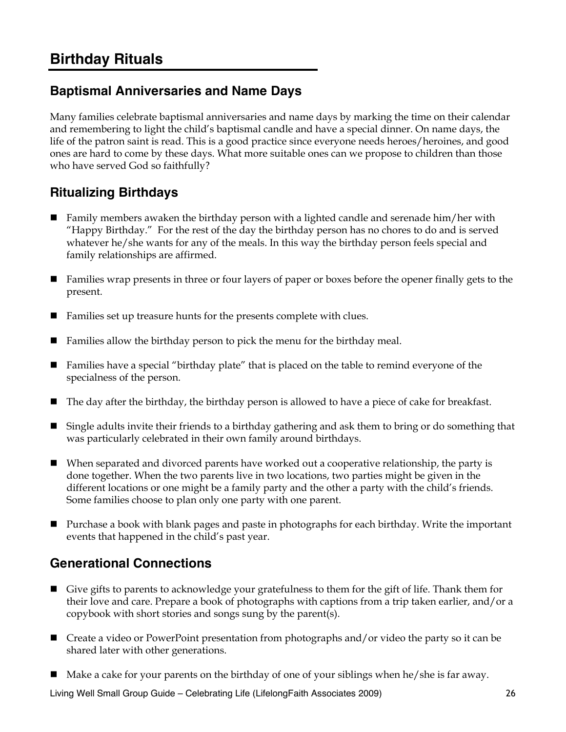# Birthday Rituals

## Baptismal Anniversaries and Name Days

Many families celebrate baptismal anniversaries and name days by marking the time on their calendar and remembering to light the child's baptismal candle and have a special dinner. On name days, the life of the patron saint is read. This is a good practice since everyone needs heroes/heroines, and good ones are hard to come by these days. What more suitable ones can we propose to children than those who have served God so faithfully?

## Ritualizing Birthdays

- Family members awaken the birthday person with a lighted candle and serenade him/her with "Happy Birthday." For the rest of the day the birthday person has no chores to do and is served whatever he/she wants for any of the meals. In this way the birthday person feels special and family relationships are affirmed.
- Families wrap presents in three or four layers of paper or boxes before the opener finally gets to the present.
- Families set up treasure hunts for the presents complete with clues.
- Families allow the birthday person to pick the menu for the birthday meal.
- Families have a special "birthday plate" that is placed on the table to remind everyone of the specialness of the person.
- The day after the birthday, the birthday person is allowed to have a piece of cake for breakfast.
- Single adults invite their friends to a birthday gathering and ask them to bring or do something that was particularly celebrated in their own family around birthdays.
- When separated and divorced parents have worked out a cooperative relationship, the party is done together. When the two parents live in two locations, two parties might be given in the different locations or one might be a family party and the other a party with the child's friends. Some families choose to plan only one party with one parent.
- Purchase a book with blank pages and paste in photographs for each birthday. Write the important events that happened in the child's past year.

## Generational Connections

- Give gifts to parents to acknowledge your gratefulness to them for the gift of life. Thank them for their love and care. Prepare a book of photographs with captions from a trip taken earlier, and/or a copybook with short stories and songs sung by the parent(s).
- Create a video or PowerPoint presentation from photographs and/or video the party so it can be shared later with other generations.
- Make a cake for your parents on the birthday of one of your siblings when he/she is far away.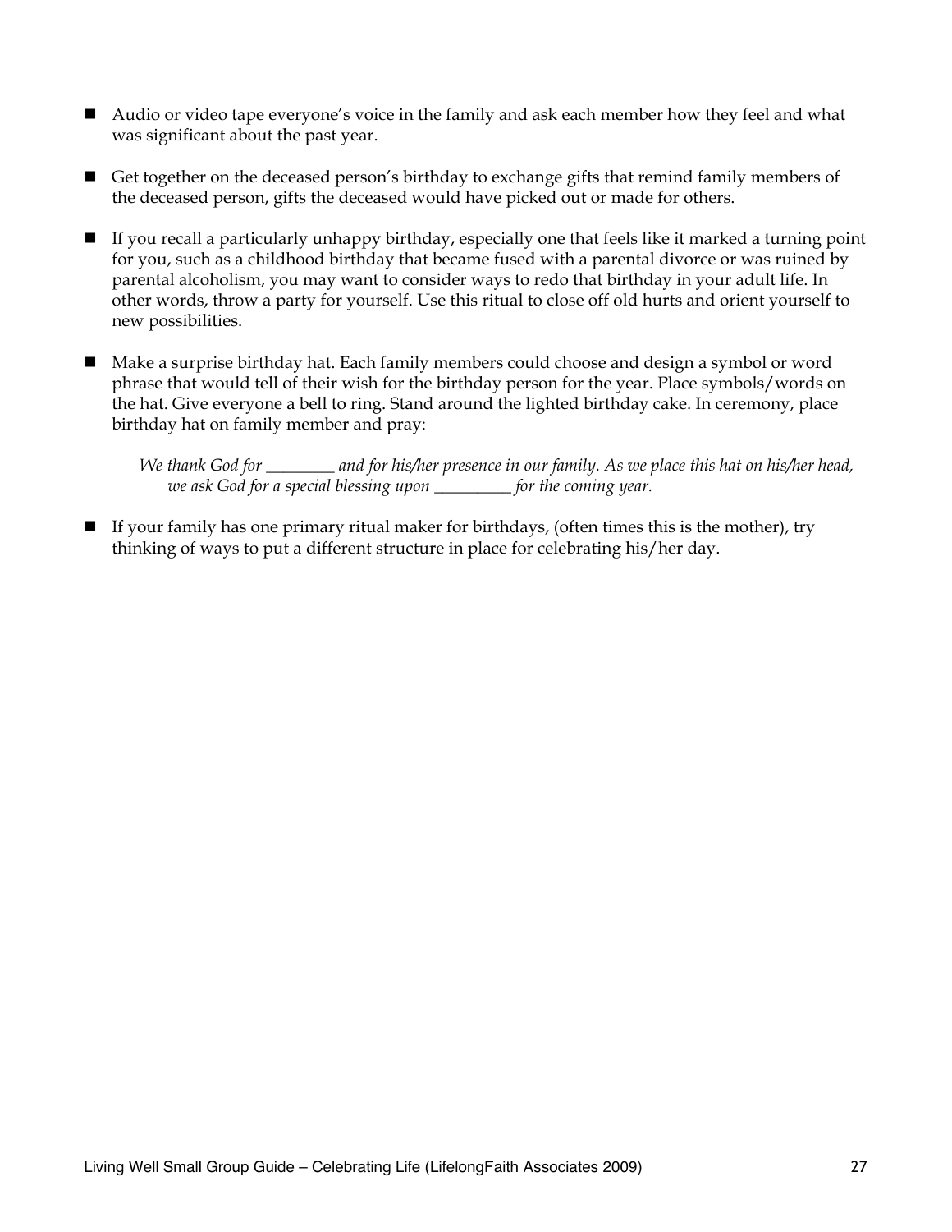- Audio or video tape everyone's voice in the family and ask each member how they feel and what was significant about the past year.
- Get together on the deceased person's birthday to exchange gifts that remind family members of the deceased person, gifts the deceased would have picked out or made for others.
- If you recall a particularly unhappy birthday, especially one that feels like it marked a turning point for you, such as a childhood birthday that became fused with a parental divorce or was ruined by parental alcoholism, you may want to consider ways to redo that birthday in your adult life. In other words, throw a party for yourself. Use this ritual to close off old hurts and orient yourself to new possibilities.
- Make a surprise birthday hat. Each family members could choose and design a symbol or word phrase that would tell of their wish for the birthday person for the year. Place symbols/words on the hat. Give everyone a bell to ring. Stand around the lighted birthday cake. In ceremony, place birthday hat on family member and pray:

  *We thank God for ________ and for his/her presence in our family. As we place this hat on his/her head, we ask God for a special blessing upon _________ for the coming year.*

- If your family has one primary ritual maker for birthdays, (often times this is the mother), try thinking of ways to put a different structure in place for celebrating his/her day.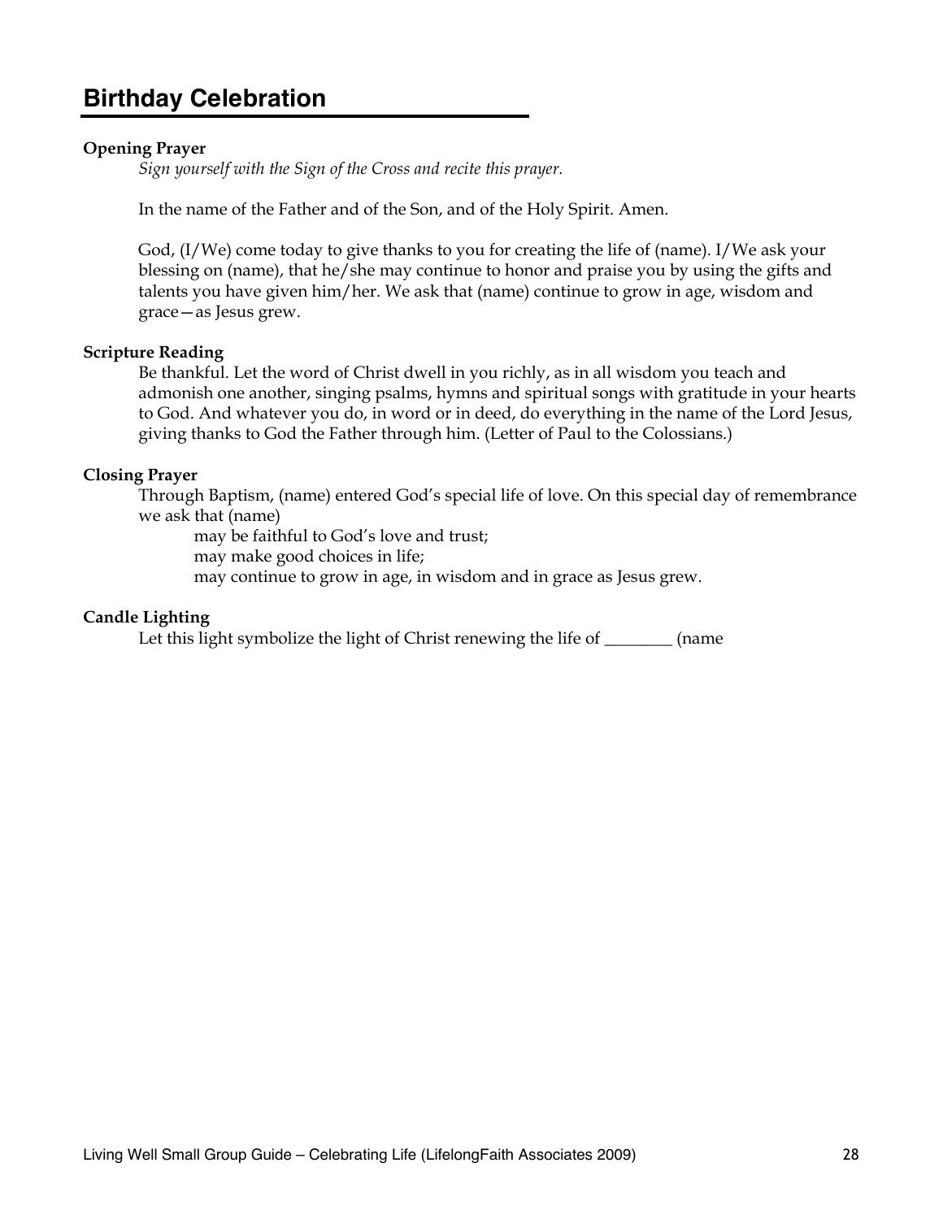## Birthday Celebration

**Opening Prayer**

*Sign yourself with the Sign of the Cross and recite this prayer.*

In the name of the Father and of the Son, and of the Holy Spirit. Amen.

God, (I/We) come today to give thanks to you for creating the life of (name). I/We ask your blessing on (name), that he/she may continue to honor and praise you by using the gifts and talents you have given him/her. We ask that (name) continue to grow in age, wisdom and grace—as Jesus grew.

**Scripture Reading**

Be thankful. Let the word of Christ dwell in you richly, as in all wisdom you teach and admonish one another, singing psalms, hymns and spiritual songs with gratitude in your hearts to God. And whatever you do, in word or in deed, do everything in the name of the Lord Jesus, giving thanks to God the Father through him. (Letter of Paul to the Colossians.)

**Closing Prayer**

Through Baptism, (name) entered God's special life of love. On this special day of remembrance we ask that (name)

> may be faithful to God's love and trust;
> may make good choices in life;
> may continue to grow in age, in wisdom and in grace as Jesus grew.

**Candle Lighting**

Let this light symbolize the light of Christ renewing the life of ________ (name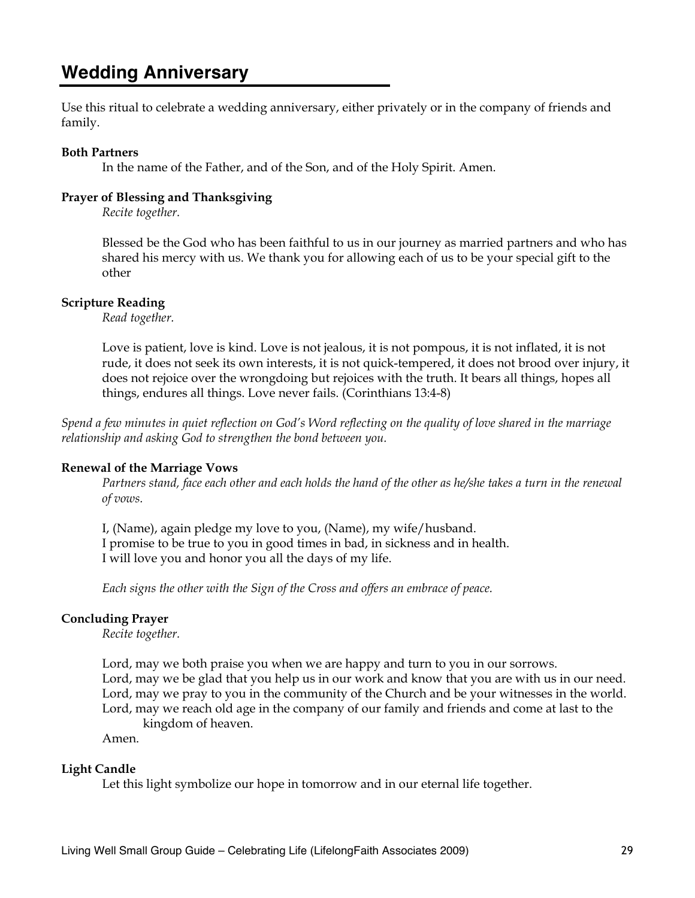## Wedding Anniversary

Use this ritual to celebrate a wedding anniversary, either privately or in the company of friends and family.

**Both Partners**

In the name of the Father, and of the Son, and of the Holy Spirit. Amen.

**Prayer of Blessing and Thanksgiving**

*Recite together.*

Blessed be the God who has been faithful to us in our journey as married partners and who has shared his mercy with us. We thank you for allowing each of us to be your special gift to the other

**Scripture Reading**

*Read together.*

Love is patient, love is kind. Love is not jealous, it is not pompous, it is not inflated, it is not rude, it does not seek its own interests, it is not quick-tempered, it does not brood over injury, it does not rejoice over the wrongdoing but rejoices with the truth. It bears all things, hopes all things, endures all things. Love never fails. (Corinthians 13:4-8)

*Spend a few minutes in quiet reflection on God's Word reflecting on the quality of love shared in the marriage relationship and asking God to strengthen the bond between you.*

**Renewal of the Marriage Vows**

*Partners stand, face each other and each holds the hand of the other as he/she takes a turn in the renewal of vows.*

I, (Name), again pledge my love to you, (Name), my wife/husband.
I promise to be true to you in good times in bad, in sickness and in health.
I will love you and honor you all the days of my life.

*Each signs the other with the Sign of the Cross and offers an embrace of peace.*

**Concluding Prayer**

*Recite together.*

Lord, may we both praise you when we are happy and turn to you in our sorrows.
Lord, may we be glad that you help us in our work and know that you are with us in our need.
Lord, may we pray to you in the community of the Church and be your witnesses in the world.
Lord, may we reach old age in the company of our family and friends and come at last to the kingdom of heaven.
Amen.

**Light Candle**

Let this light symbolize our hope in tomorrow and in our eternal life together.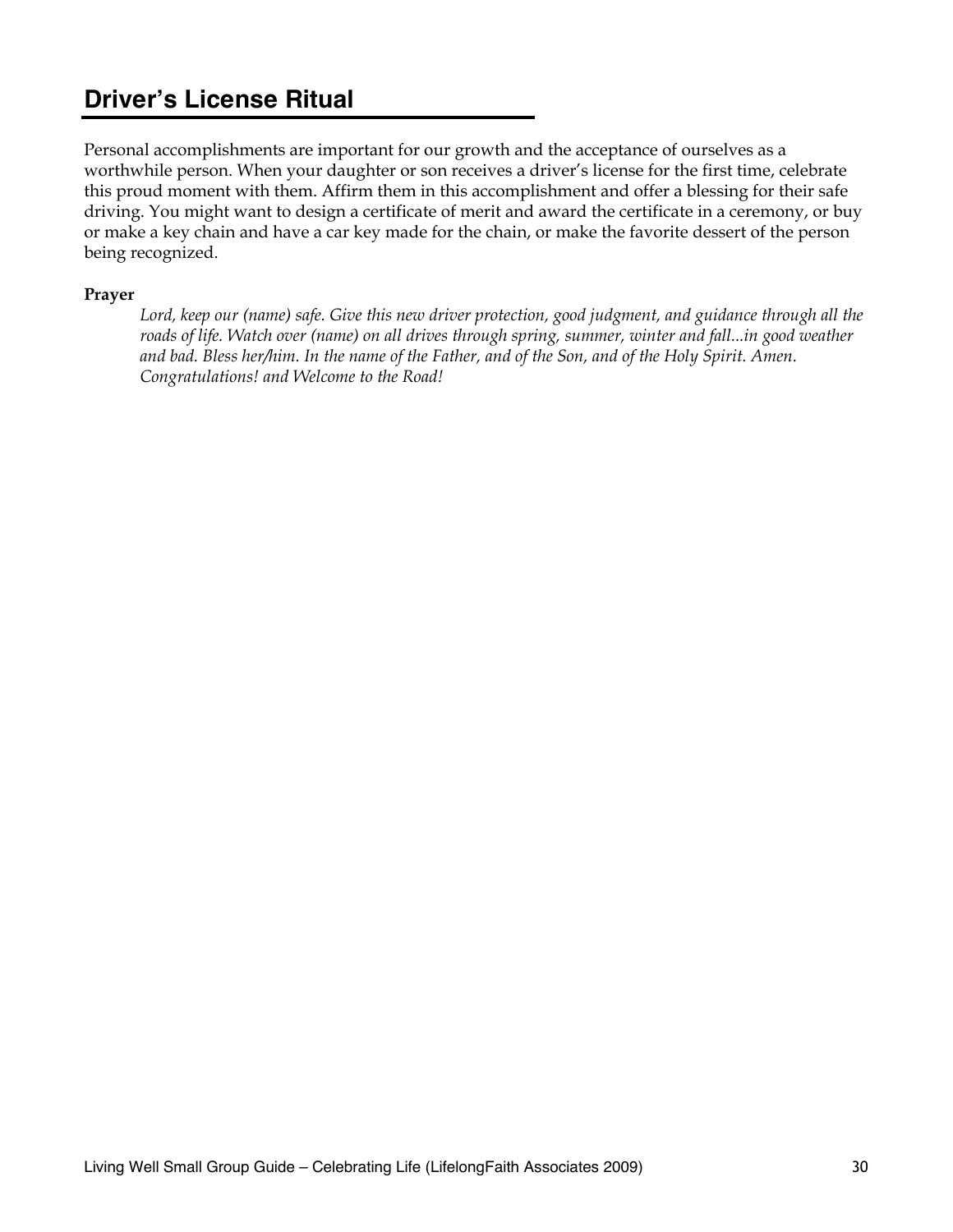## Driver's License Ritual

Personal accomplishments are important for our growth and the acceptance of ourselves as a worthwhile person. When your daughter or son receives a driver's license for the first time, celebrate this proud moment with them. Affirm them in this accomplishment and offer a blessing for their safe driving. You might want to design a certificate of merit and award the certificate in a ceremony, or buy or make a key chain and have a car key made for the chain, or make the favorite dessert of the person being recognized.

**Prayer**

*Lord, keep our (name) safe. Give this new driver protection, good judgment, and guidance through all the roads of life. Watch over (name) on all drives through spring, summer, winter and fall...in good weather and bad. Bless her/him. In the name of the Father, and of the Son, and of the Holy Spirit. Amen. Congratulations! and Welcome to the Road!*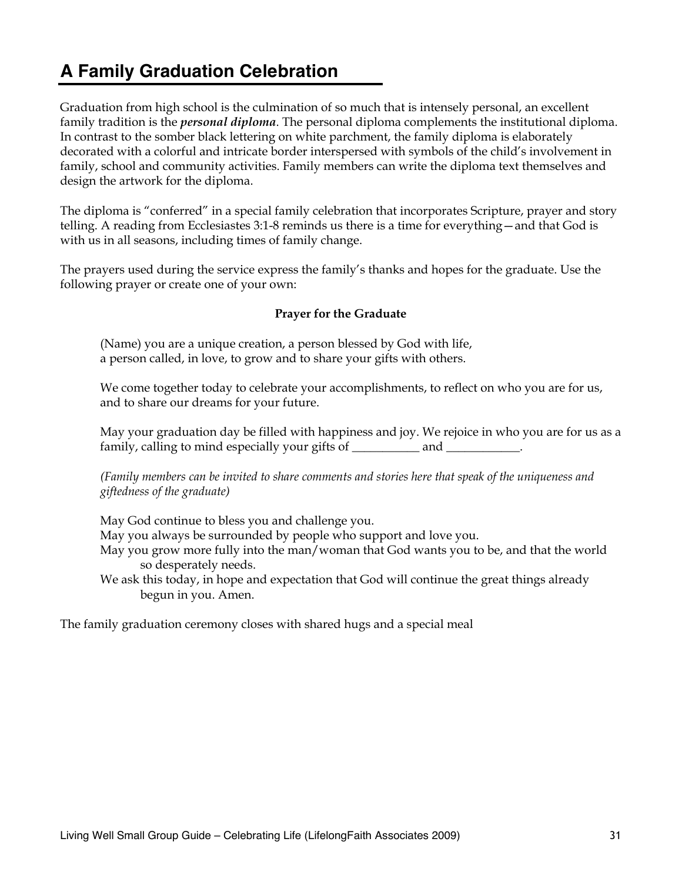# A Family Graduation Celebration

Graduation from high school is the culmination of so much that is intensely personal, an excellent family tradition is the ***personal diploma***. The personal diploma complements the institutional diploma. In contrast to the somber black lettering on white parchment, the family diploma is elaborately decorated with a colorful and intricate border interspersed with symbols of the child's involvement in family, school and community activities. Family members can write the diploma text themselves and design the artwork for the diploma.

The diploma is "conferred" in a special family celebration that incorporates Scripture, prayer and story telling. A reading from Ecclesiastes 3:1-8 reminds us there is a time for everything—and that God is with us in all seasons, including times of family change.

The prayers used during the service express the family's thanks and hopes for the graduate. Use the following prayer or create one of your own:

**Prayer for the Graduate**

(Name) you are a unique creation, a person blessed by God with life,
a person called, in love, to grow and to share your gifts with others.

We come together today to celebrate your accomplishments, to reflect on who you are for us, and to share our dreams for your future.

May your graduation day be filled with happiness and joy. We rejoice in who you are for us as a family, calling to mind especially your gifts of ___________ and ____________.

*(Family members can be invited to share comments and stories here that speak of the uniqueness and giftedness of the graduate)*

May God continue to bless you and challenge you.
May you always be surrounded by people who support and love you.
May you grow more fully into the man/woman that God wants you to be, and that the world so desperately needs.
We ask this today, in hope and expectation that God will continue the great things already begun in you. Amen.

The family graduation ceremony closes with shared hugs and a special meal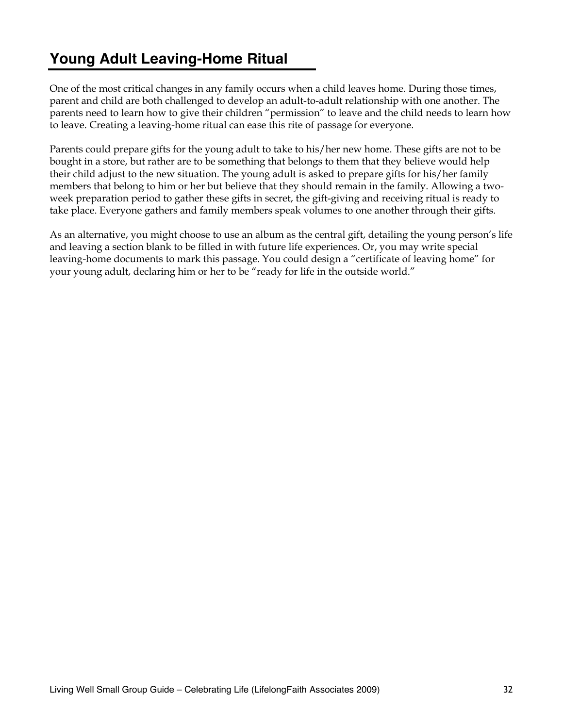## Young Adult Leaving-Home Ritual

One of the most critical changes in any family occurs when a child leaves home. During those times, parent and child are both challenged to develop an adult-to-adult relationship with one another. The parents need to learn how to give their children "permission" to leave and the child needs to learn how to leave. Creating a leaving-home ritual can ease this rite of passage for everyone.

Parents could prepare gifts for the young adult to take to his/her new home. These gifts are not to be bought in a store, but rather are to be something that belongs to them that they believe would help their child adjust to the new situation. The young adult is asked to prepare gifts for his/her family members that belong to him or her but believe that they should remain in the family. Allowing a two-week preparation period to gather these gifts in secret, the gift-giving and receiving ritual is ready to take place. Everyone gathers and family members speak volumes to one another through their gifts.

As an alternative, you might choose to use an album as the central gift, detailing the young person's life and leaving a section blank to be filled in with future life experiences. Or, you may write special leaving-home documents to mark this passage. You could design a "certificate of leaving home" for your young adult, declaring him or her to be "ready for life in the outside world."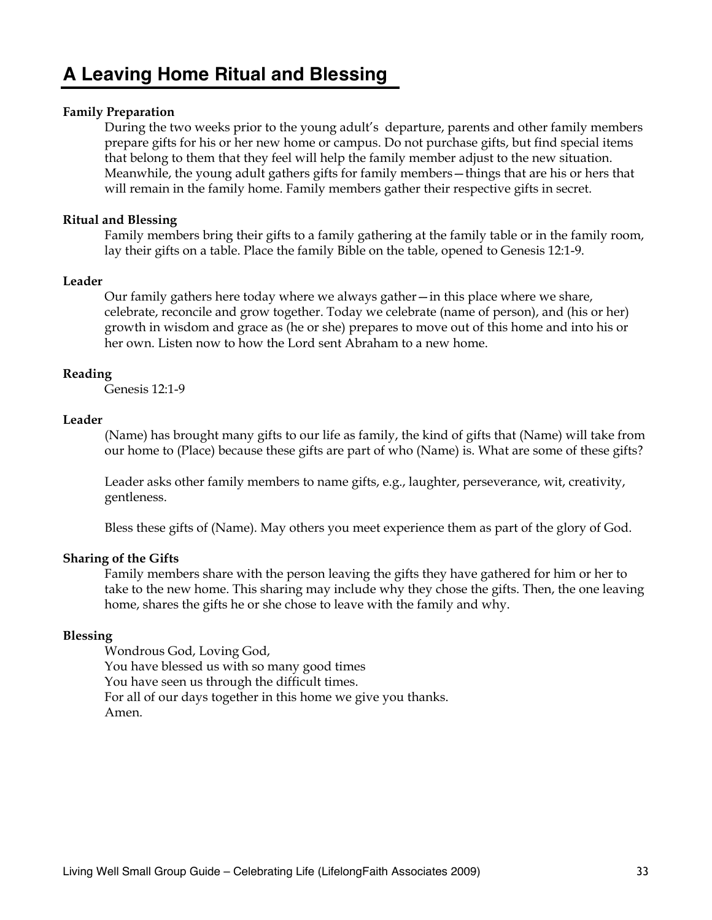# A Leaving Home Ritual and Blessing

**Family Preparation**

During the two weeks prior to the young adult's departure, parents and other family members prepare gifts for his or her new home or campus. Do not purchase gifts, but find special items that belong to them that they feel will help the family member adjust to the new situation. Meanwhile, the young adult gathers gifts for family members—things that are his or hers that will remain in the family home. Family members gather their respective gifts in secret.

**Ritual and Blessing**

Family members bring their gifts to a family gathering at the family table or in the family room, lay their gifts on a table. Place the family Bible on the table, opened to Genesis 12:1-9.

**Leader**

Our family gathers here today where we always gather—in this place where we share, celebrate, reconcile and grow together. Today we celebrate (name of person), and (his or her) growth in wisdom and grace as (he or she) prepares to move out of this home and into his or her own. Listen now to how the Lord sent Abraham to a new home.

**Reading**

Genesis 12:1-9

**Leader**

(Name) has brought many gifts to our life as family, the kind of gifts that (Name) will take from our home to (Place) because these gifts are part of who (Name) is. What are some of these gifts?

Leader asks other family members to name gifts, e.g., laughter, perseverance, wit, creativity, gentleness.

Bless these gifts of (Name). May others you meet experience them as part of the glory of God.

**Sharing of the Gifts**

Family members share with the person leaving the gifts they have gathered for him or her to take to the new home. This sharing may include why they chose the gifts. Then, the one leaving home, shares the gifts he or she chose to leave with the family and why.

**Blessing**

Wondrous God, Loving God,
You have blessed us with so many good times
You have seen us through the difficult times.
For all of our days together in this home we give you thanks.
Amen.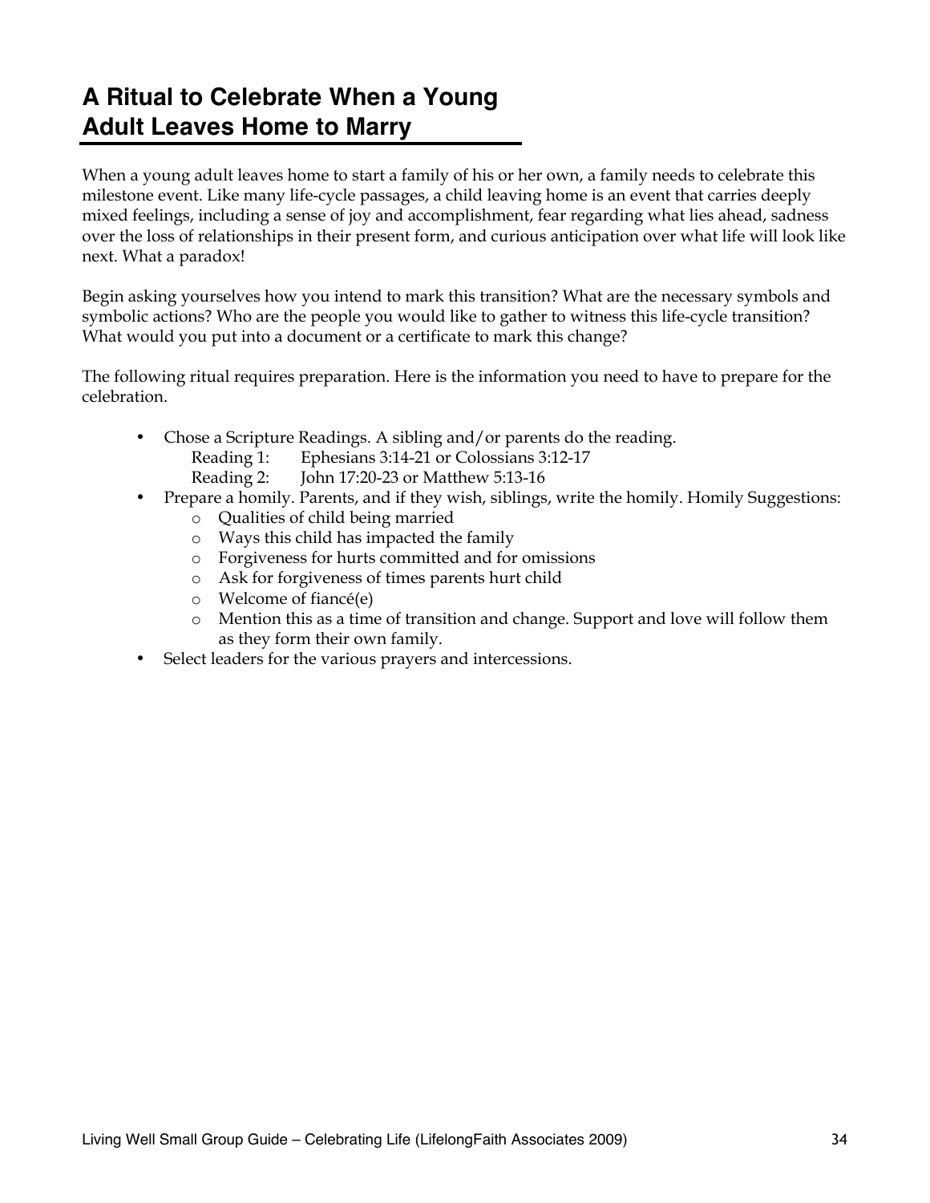# A Ritual to Celebrate When a Young Adult Leaves Home to Marry

When a young adult leaves home to start a family of his or her own, a family needs to celebrate this milestone event. Like many life-cycle passages, a child leaving home is an event that carries deeply mixed feelings, including a sense of joy and accomplishment, fear regarding what lies ahead, sadness over the loss of relationships in their present form, and curious anticipation over what life will look like next. What a paradox!

Begin asking yourselves how you intend to mark this transition? What are the necessary symbols and symbolic actions? Who are the people you would like to gather to witness this life-cycle transition? What would you put into a document or a certificate to mark this change?

The following ritual requires preparation. Here is the information you need to have to prepare for the celebration.

- Chose a Scripture Readings. A sibling and/or parents do the reading.
  - Reading 1: Ephesians 3:14-21 or Colossians 3:12-17
  - Reading 2: John 17:20-23 or Matthew 5:13-16
- Prepare a homily. Parents, and if they wish, siblings, write the homily. Homily Suggestions:
  - Qualities of child being married
  - Ways this child has impacted the family
  - Forgiveness for hurts committed and for omissions
  - Ask for forgiveness of times parents hurt child
  - Welcome of fiancé(e)
  - Mention this as a time of transition and change. Support and love will follow them as they form their own family.
- Select leaders for the various prayers and intercessions.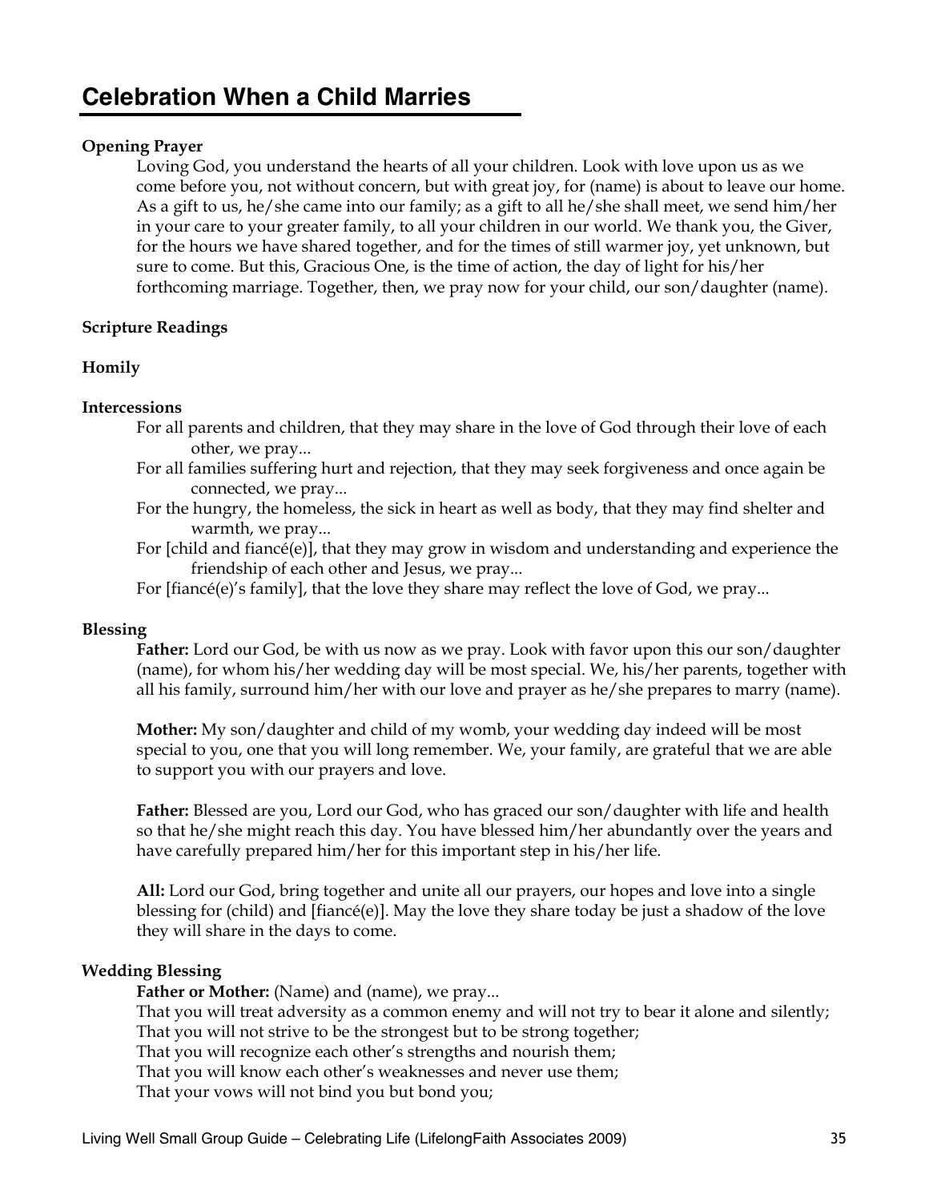# Celebration When a Child Marries

**Opening Prayer**

Loving God, you understand the hearts of all your children. Look with love upon us as we come before you, not without concern, but with great joy, for (name) is about to leave our home. As a gift to us, he/she came into our family; as a gift to all he/she shall meet, we send him/her in your care to your greater family, to all your children in our world. We thank you, the Giver, for the hours we have shared together, and for the times of still warmer joy, yet unknown, but sure to come. But this, Gracious One, is the time of action, the day of light for his/her forthcoming marriage. Together, then, we pray now for your child, our son/daughter (name).

**Scripture Readings**

**Homily**

**Intercessions**

For all parents and children, that they may share in the love of God through their love of each other, we pray...

For all families suffering hurt and rejection, that they may seek forgiveness and once again be connected, we pray...

For the hungry, the homeless, the sick in heart as well as body, that they may find shelter and warmth, we pray...

For [child and fiancé(e)], that they may grow in wisdom and understanding and experience the friendship of each other and Jesus, we pray...

For [fiancé(e)'s family], that the love they share may reflect the love of God, we pray...

**Blessing**

**Father:** Lord our God, be with us now as we pray. Look with favor upon this our son/daughter (name), for whom his/her wedding day will be most special. We, his/her parents, together with all his family, surround him/her with our love and prayer as he/she prepares to marry (name).

**Mother:** My son/daughter and child of my womb, your wedding day indeed will be most special to you, one that you will long remember. We, your family, are grateful that we are able to support you with our prayers and love.

**Father:** Blessed are you, Lord our God, who has graced our son/daughter with life and health so that he/she might reach this day. You have blessed him/her abundantly over the years and have carefully prepared him/her for this important step in his/her life.

**All:** Lord our God, bring together and unite all our prayers, our hopes and love into a single blessing for (child) and [fiancé(e)]. May the love they share today be just a shadow of the love they will share in the days to come.

**Wedding Blessing**

**Father or Mother:** (Name) and (name), we pray...

That you will treat adversity as a common enemy and will not try to bear it alone and silently;
That you will not strive to be the strongest but to be strong together;
That you will recognize each other's strengths and nourish them;
That you will know each other's weaknesses and never use them;
That your vows will not bind you but bond you;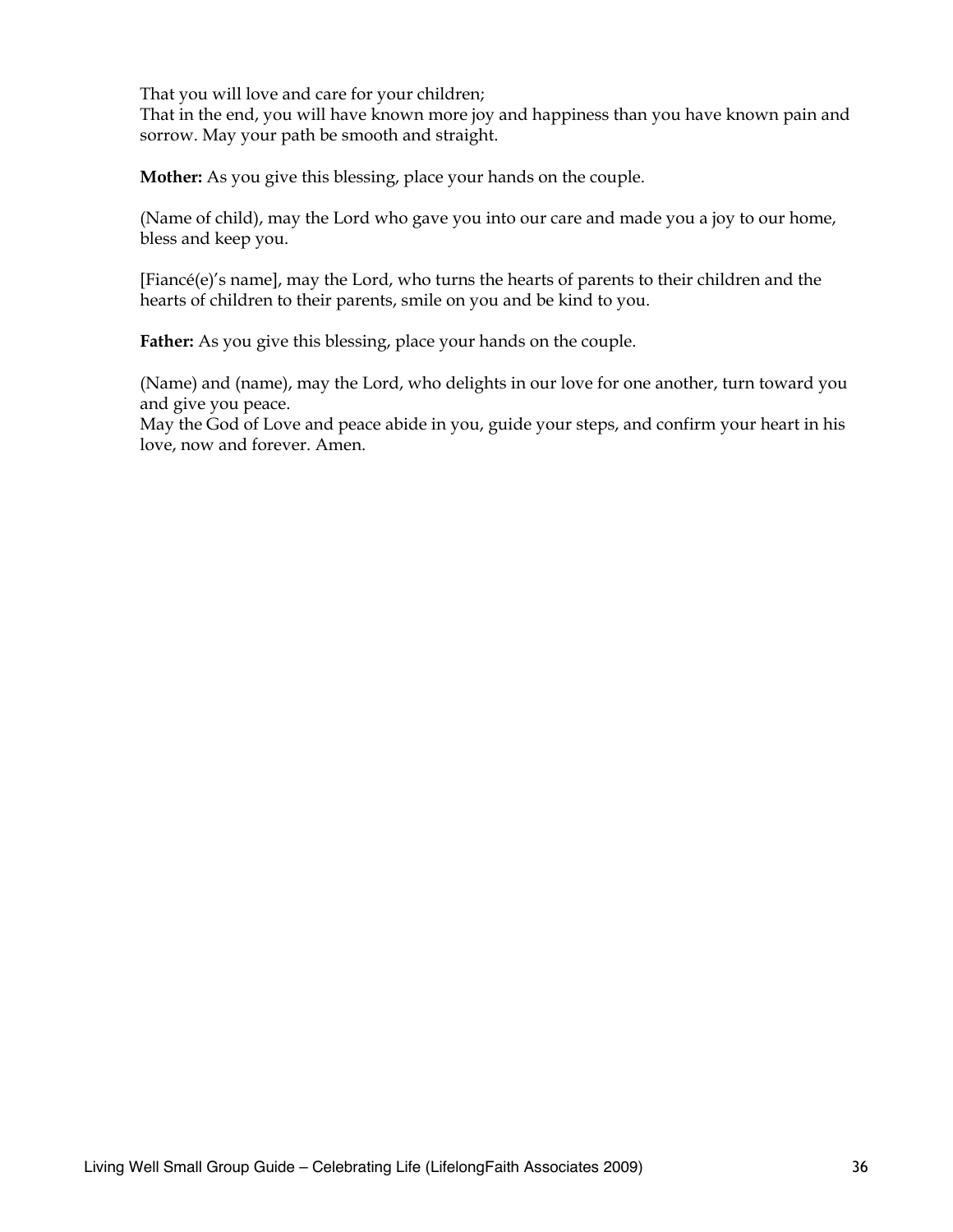That you will love and care for your children;
That in the end, you will have known more joy and happiness than you have known pain and sorrow. May your path be smooth and straight.

**Mother:** As you give this blessing, place your hands on the couple.

(Name of child), may the Lord who gave you into our care and made you a joy to our home, bless and keep you.

[Fiancé(e)'s name], may the Lord, who turns the hearts of parents to their children and the hearts of children to their parents, smile on you and be kind to you.

**Father:** As you give this blessing, place your hands on the couple.

(Name) and (name), may the Lord, who delights in our love for one another, turn toward you and give you peace.
May the God of Love and peace abide in you, guide your steps, and confirm your heart in his love, now and forever. Amen.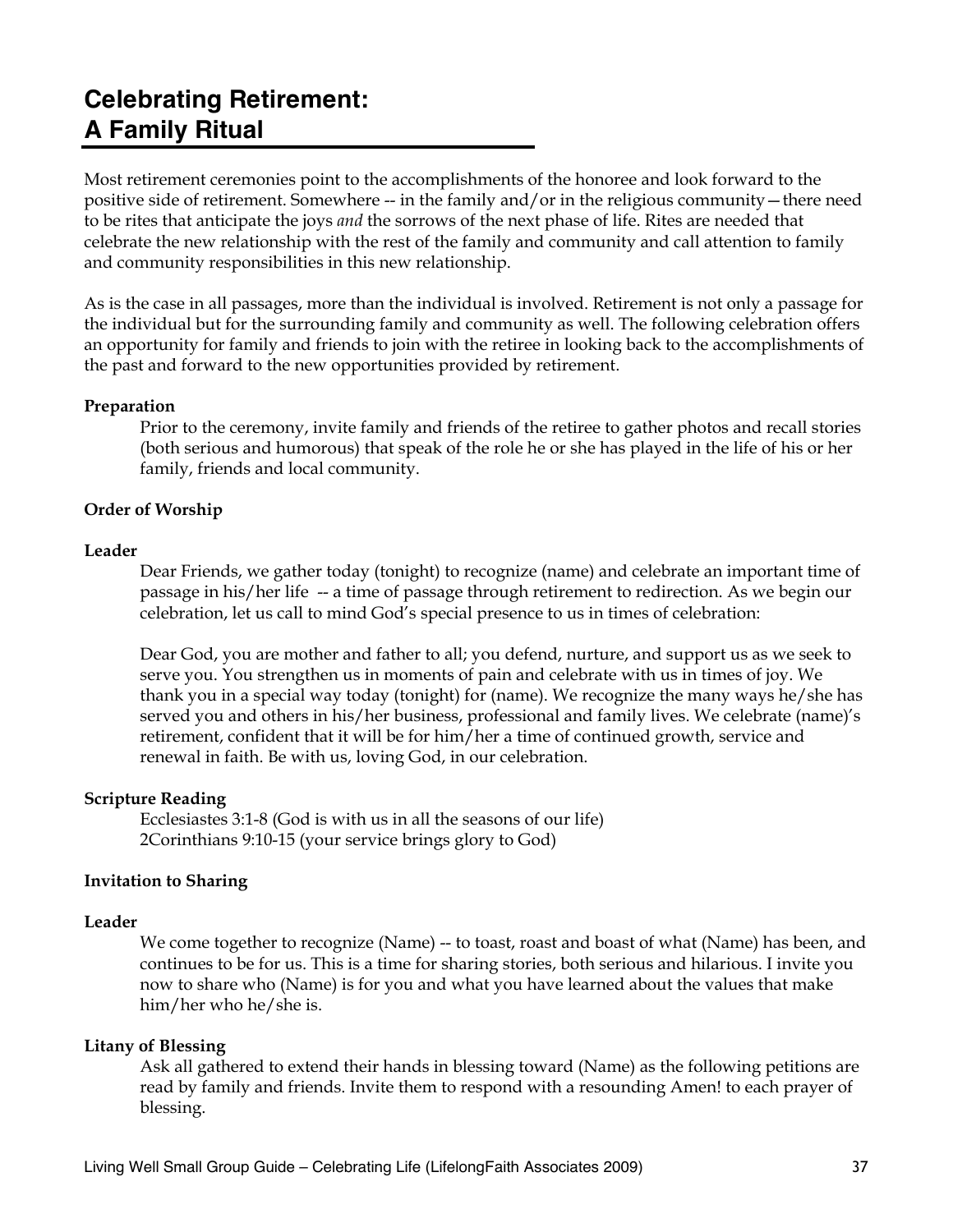# Celebrating Retirement: A Family Ritual

Most retirement ceremonies point to the accomplishments of the honoree and look forward to the positive side of retirement. Somewhere -- in the family and/or in the religious community—there need to be rites that anticipate the joys *and* the sorrows of the next phase of life. Rites are needed that celebrate the new relationship with the rest of the family and community and call attention to family and community responsibilities in this new relationship.

As is the case in all passages, more than the individual is involved. Retirement is not only a passage for the individual but for the surrounding family and community as well. The following celebration offers an opportunity for family and friends to join with the retiree in looking back to the accomplishments of the past and forward to the new opportunities provided by retirement.

**Preparation**

Prior to the ceremony, invite family and friends of the retiree to gather photos and recall stories (both serious and humorous) that speak of the role he or she has played in the life of his or her family, friends and local community.

**Order of Worship**

**Leader**

Dear Friends, we gather today (tonight) to recognize (name) and celebrate an important time of passage in his/her life -- a time of passage through retirement to redirection. As we begin our celebration, let us call to mind God's special presence to us in times of celebration:

Dear God, you are mother and father to all; you defend, nurture, and support us as we seek to serve you. You strengthen us in moments of pain and celebrate with us in times of joy. We thank you in a special way today (tonight) for (name). We recognize the many ways he/she has served you and others in his/her business, professional and family lives. We celebrate (name)'s retirement, confident that it will be for him/her a time of continued growth, service and renewal in faith. Be with us, loving God, in our celebration.

**Scripture Reading**

Ecclesiastes 3:1-8 (God is with us in all the seasons of our life)
2Corinthians 9:10-15 (your service brings glory to God)

**Invitation to Sharing**

**Leader**

We come together to recognize (Name) -- to toast, roast and boast of what (Name) has been, and continues to be for us. This is a time for sharing stories, both serious and hilarious. I invite you now to share who (Name) is for you and what you have learned about the values that make him/her who he/she is.

**Litany of Blessing**

Ask all gathered to extend their hands in blessing toward (Name) as the following petitions are read by family and friends. Invite them to respond with a resounding Amen! to each prayer of blessing.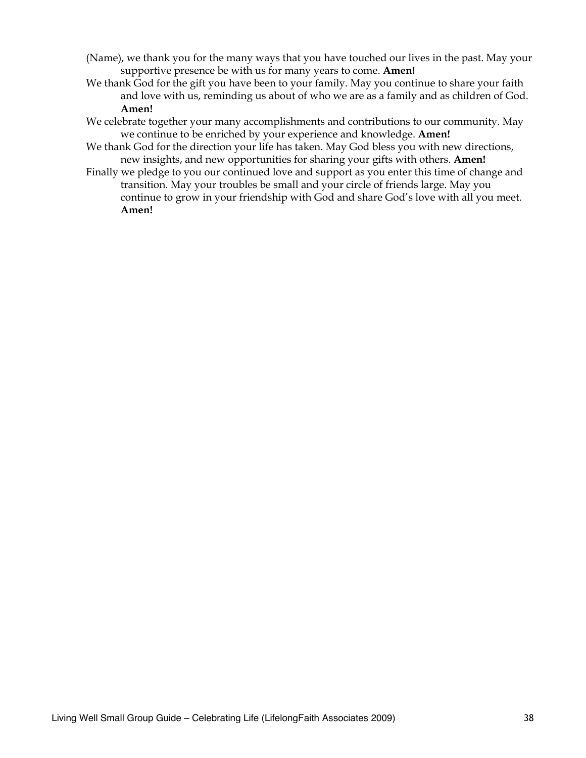(Name), we thank you for the many ways that you have touched our lives in the past. May your supportive presence be with us for many years to come. **Amen!**

We thank God for the gift you have been to your family. May you continue to share your faith and love with us, reminding us about of who we are as a family and as children of God. **Amen!**

We celebrate together your many accomplishments and contributions to our community. May we continue to be enriched by your experience and knowledge. **Amen!**

We thank God for the direction your life has taken. May God bless you with new directions, new insights, and new opportunities for sharing your gifts with others. **Amen!**

Finally we pledge to you our continued love and support as you enter this time of change and transition. May your troubles be small and your circle of friends large. May you continue to grow in your friendship with God and share God's love with all you meet. **Amen!**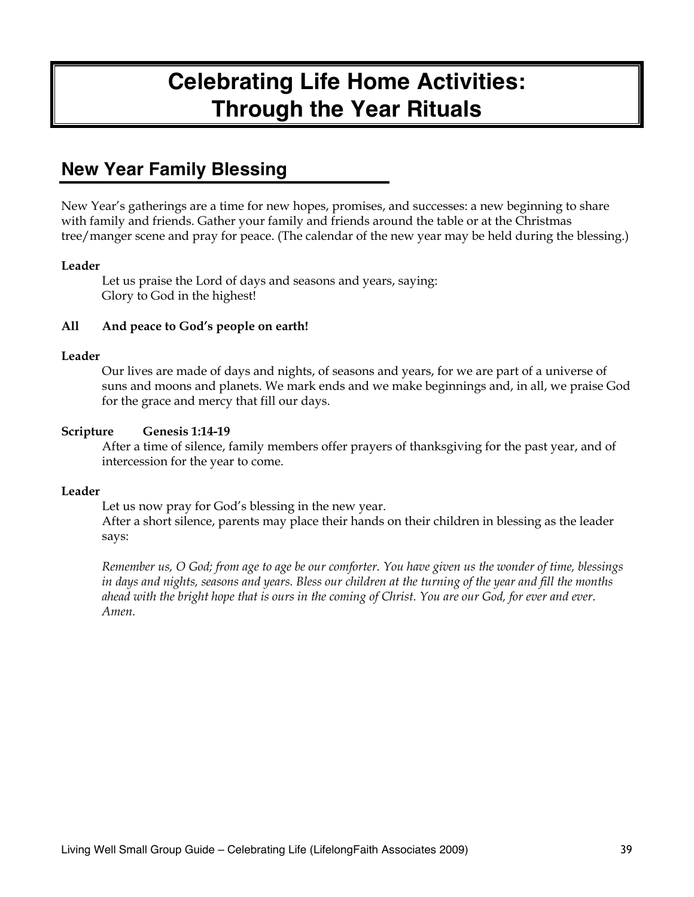# Celebrating Life Home Activities: Through the Year Rituals

## New Year Family Blessing

New Year's gatherings are a time for new hopes, promises, and successes: a new beginning to share with family and friends. Gather your family and friends around the table or at the Christmas tree/manger scene and pray for peace. (The calendar of the new year may be held during the blessing.)

**Leader**

Let us praise the Lord of days and seasons and years, saying:
Glory to God in the highest!

**All And peace to God's people on earth!**

**Leader**

Our lives are made of days and nights, of seasons and years, for we are part of a universe of suns and moons and planets. We mark ends and we make beginnings and, in all, we praise God for the grace and mercy that fill our days.

**Scripture Genesis 1:14-19**

After a time of silence, family members offer prayers of thanksgiving for the past year, and of intercession for the year to come.

**Leader**

Let us now pray for God's blessing in the new year.
After a short silence, parents may place their hands on their children in blessing as the leader says:

*Remember us, O God; from age to age be our comforter. You have given us the wonder of time, blessings in days and nights, seasons and years. Bless our children at the turning of the year and fill the months ahead with the bright hope that is ours in the coming of Christ. You are our God, for ever and ever. Amen.*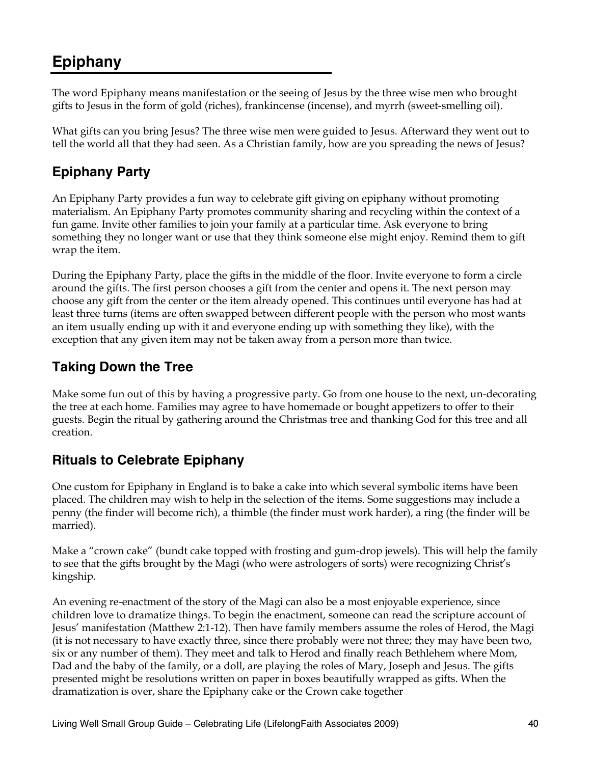# Epiphany

The word Epiphany means manifestation or the seeing of Jesus by the three wise men who brought gifts to Jesus in the form of gold (riches), frankincense (incense), and myrrh (sweet-smelling oil).

What gifts can you bring Jesus? The three wise men were guided to Jesus. Afterward they went out to tell the world all that they had seen. As a Christian family, how are you spreading the news of Jesus?

## Epiphany Party

An Epiphany Party provides a fun way to celebrate gift giving on epiphany without promoting materialism. An Epiphany Party promotes community sharing and recycling within the context of a fun game. Invite other families to join your family at a particular time. Ask everyone to bring something they no longer want or use that they think someone else might enjoy. Remind them to gift wrap the item.

During the Epiphany Party, place the gifts in the middle of the floor. Invite everyone to form a circle around the gifts. The first person chooses a gift from the center and opens it. The next person may choose any gift from the center or the item already opened. This continues until everyone has had at least three turns (items are often swapped between different people with the person who most wants an item usually ending up with it and everyone ending up with something they like), with the exception that any given item may not be taken away from a person more than twice.

## Taking Down the Tree

Make some fun out of this by having a progressive party. Go from one house to the next, un-decorating the tree at each home. Families may agree to have homemade or bought appetizers to offer to their guests. Begin the ritual by gathering around the Christmas tree and thanking God for this tree and all creation.

## Rituals to Celebrate Epiphany

One custom for Epiphany in England is to bake a cake into which several symbolic items have been placed. The children may wish to help in the selection of the items. Some suggestions may include a penny (the finder will become rich), a thimble (the finder must work harder), a ring (the finder will be married).

Make a "crown cake" (bundt cake topped with frosting and gum-drop jewels). This will help the family to see that the gifts brought by the Magi (who were astrologers of sorts) were recognizing Christ's kingship.

An evening re-enactment of the story of the Magi can also be a most enjoyable experience, since children love to dramatize things. To begin the enactment, someone can read the scripture account of Jesus' manifestation (Matthew 2:1-12). Then have family members assume the roles of Herod, the Magi (it is not necessary to have exactly three, since there probably were not three; they may have been two, six or any number of them). They meet and talk to Herod and finally reach Bethlehem where Mom, Dad and the baby of the family, or a doll, are playing the roles of Mary, Joseph and Jesus. The gifts presented might be resolutions written on paper in boxes beautifully wrapped as gifts. When the dramatization is over, share the Epiphany cake or the Crown cake together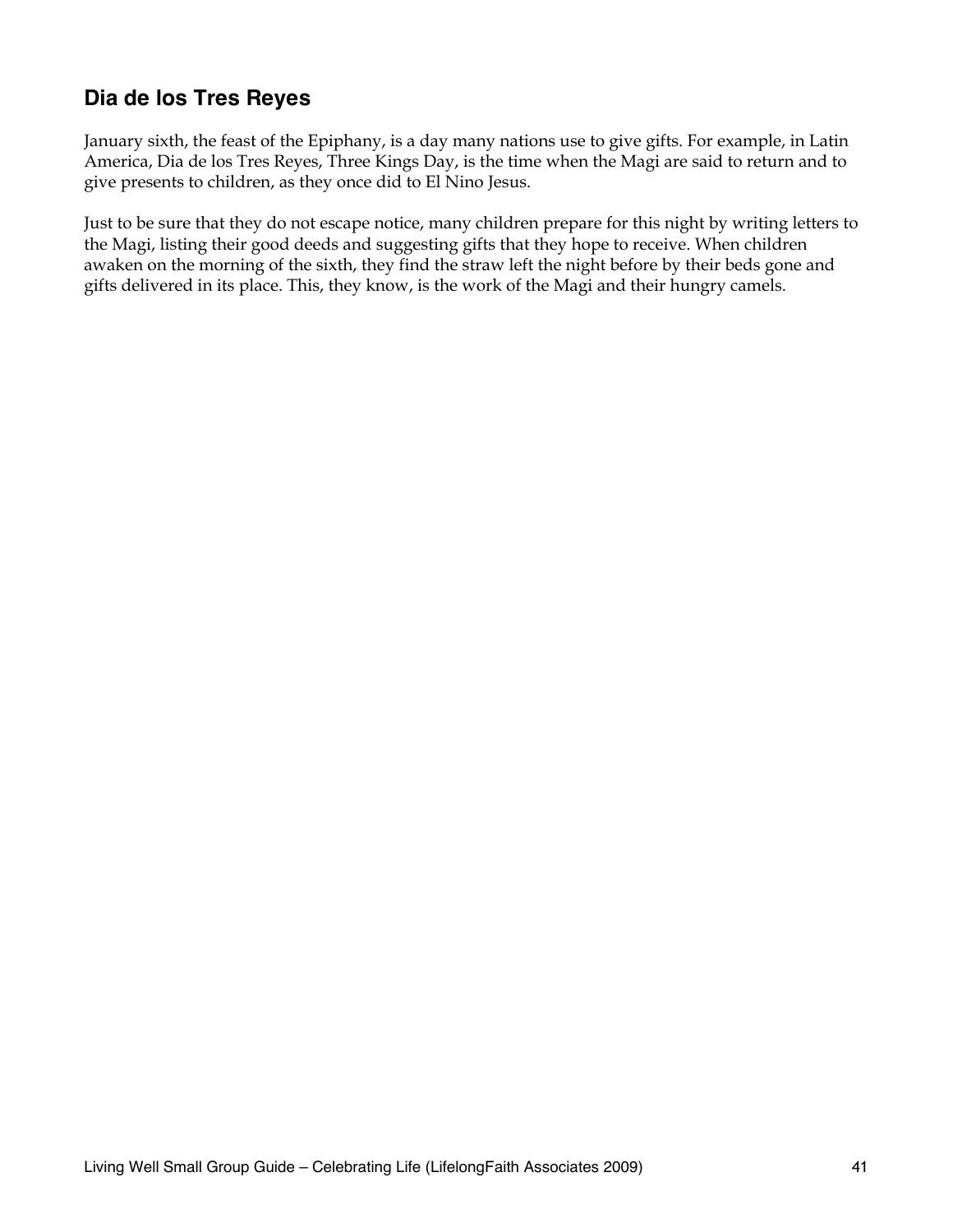## Dia de los Tres Reyes

January sixth, the feast of the Epiphany, is a day many nations use to give gifts. For example, in Latin America, Dia de los Tres Reyes, Three Kings Day, is the time when the Magi are said to return and to give presents to children, as they once did to El Nino Jesus.

Just to be sure that they do not escape notice, many children prepare for this night by writing letters to the Magi, listing their good deeds and suggesting gifts that they hope to receive. When children awaken on the morning of the sixth, they find the straw left the night before by their beds gone and gifts delivered in its place. This, they know, is the work of the Magi and their hungry camels.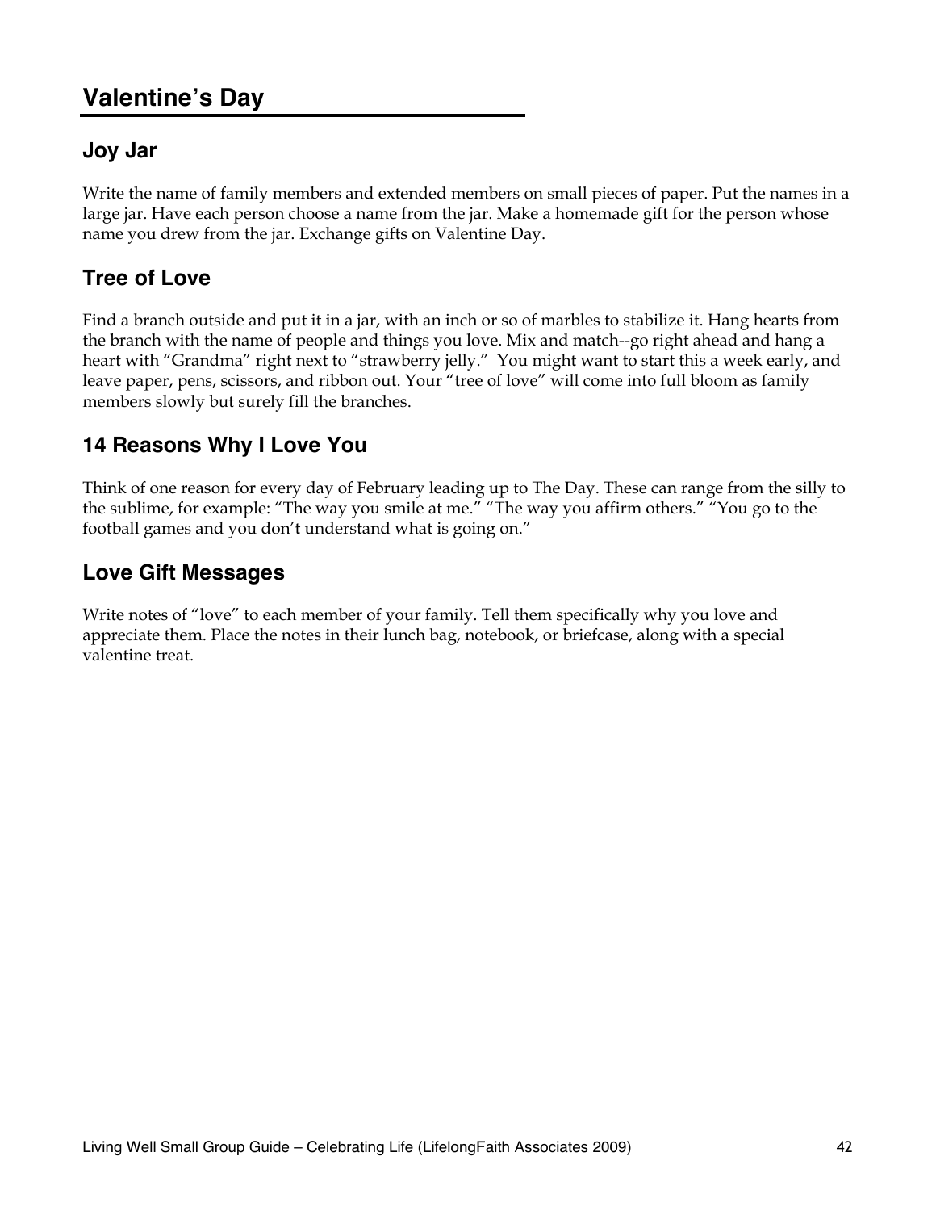# Valentine's Day

## Joy Jar

Write the name of family members and extended members on small pieces of paper. Put the names in a large jar. Have each person choose a name from the jar. Make a homemade gift for the person whose name you drew from the jar. Exchange gifts on Valentine Day.

## Tree of Love

Find a branch outside and put it in a jar, with an inch or so of marbles to stabilize it. Hang hearts from the branch with the name of people and things you love. Mix and match--go right ahead and hang a heart with "Grandma" right next to "strawberry jelly." You might want to start this a week early, and leave paper, pens, scissors, and ribbon out. Your "tree of love" will come into full bloom as family members slowly but surely fill the branches.

## 14 Reasons Why I Love You

Think of one reason for every day of February leading up to The Day. These can range from the silly to the sublime, for example: "The way you smile at me." "The way you affirm others." "You go to the football games and you don't understand what is going on."

## Love Gift Messages

Write notes of "love" to each member of your family. Tell them specifically why you love and appreciate them. Place the notes in their lunch bag, notebook, or briefcase, along with a special valentine treat.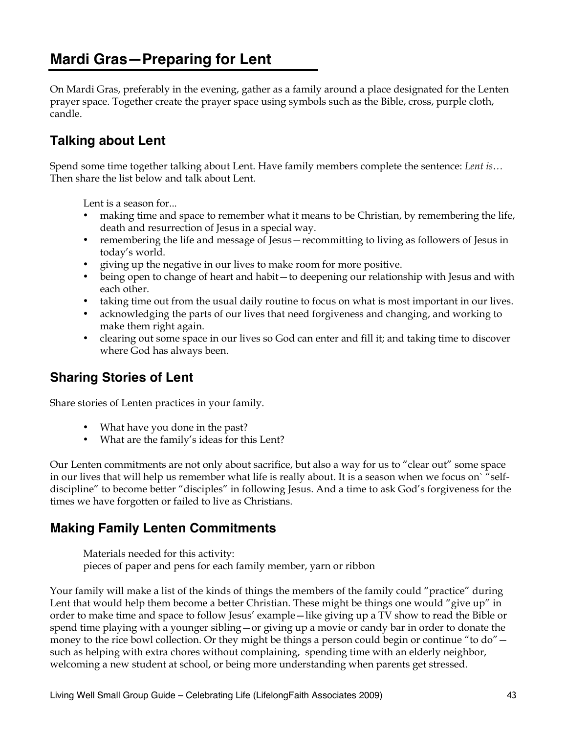# Mardi Gras—Preparing for Lent

On Mardi Gras, preferably in the evening, gather as a family around a place designated for the Lenten prayer space. Together create the prayer space using symbols such as the Bible, cross, purple cloth, candle.

## Talking about Lent

Spend some time together talking about Lent. Have family members complete the sentence: *Lent is…* Then share the list below and talk about Lent.

Lent is a season for...

- making time and space to remember what it means to be Christian, by remembering the life, death and resurrection of Jesus in a special way.
- remembering the life and message of Jesus—recommitting to living as followers of Jesus in today's world.
- giving up the negative in our lives to make room for more positive.
- being open to change of heart and habit—to deepening our relationship with Jesus and with each other.
- taking time out from the usual daily routine to focus on what is most important in our lives.
- acknowledging the parts of our lives that need forgiveness and changing, and working to make them right again.
- clearing out some space in our lives so God can enter and fill it; and taking time to discover where God has always been.

## Sharing Stories of Lent

Share stories of Lenten practices in your family.

- What have you done in the past?
- What are the family's ideas for this Lent?

Our Lenten commitments are not only about sacrifice, but also a way for us to "clear out" some space in our lives that will help us remember what life is really about. It is a season when we focus on` "self-discipline" to become better "disciples" in following Jesus. And a time to ask God's forgiveness for the times we have forgotten or failed to live as Christians.

## Making Family Lenten Commitments

Materials needed for this activity:
pieces of paper and pens for each family member, yarn or ribbon

Your family will make a list of the kinds of things the members of the family could "practice" during Lent that would help them become a better Christian. These might be things one would "give up" in order to make time and space to follow Jesus' example—like giving up a TV show to read the Bible or spend time playing with a younger sibling—or giving up a movie or candy bar in order to donate the money to the rice bowl collection. Or they might be things a person could begin or continue "to do"—such as helping with extra chores without complaining, spending time with an elderly neighbor, welcoming a new student at school, or being more understanding when parents get stressed.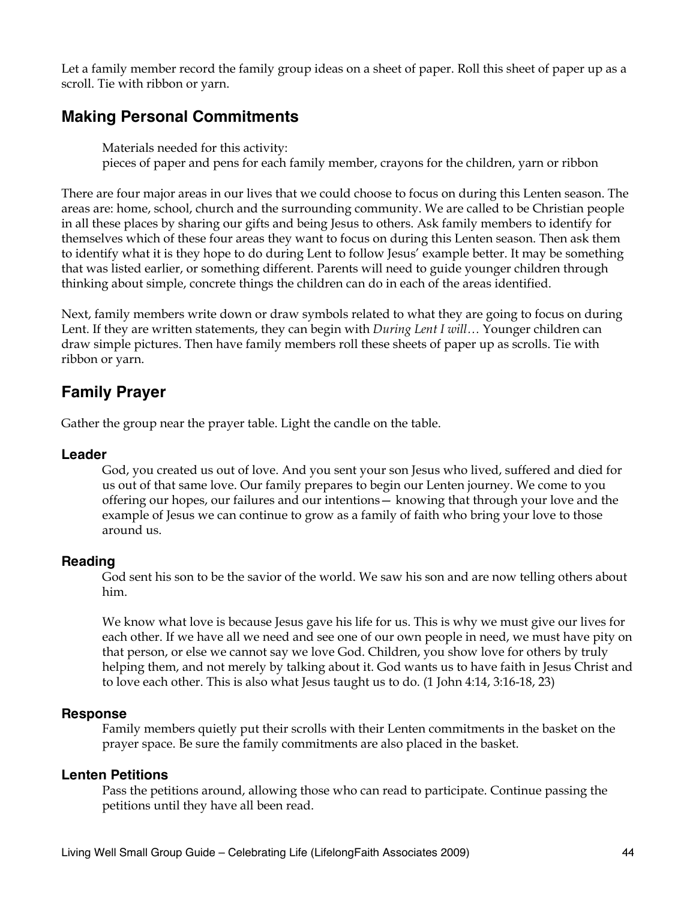Let a family member record the family group ideas on a sheet of paper. Roll this sheet of paper up as a scroll. Tie with ribbon or yarn.

## Making Personal Commitments

> Materials needed for this activity:
> pieces of paper and pens for each family member, crayons for the children, yarn or ribbon

There are four major areas in our lives that we could choose to focus on during this Lenten season. The areas are: home, school, church and the surrounding community. We are called to be Christian people in all these places by sharing our gifts and being Jesus to others. Ask family members to identify for themselves which of these four areas they want to focus on during this Lenten season. Then ask them to identify what it is they hope to do during Lent to follow Jesus' example better. It may be something that was listed earlier, or something different. Parents will need to guide younger children through thinking about simple, concrete things the children can do in each of the areas identified.

Next, family members write down or draw symbols related to what they are going to focus on during Lent. If they are written statements, they can begin with *During Lent I will…* Younger children can draw simple pictures. Then have family members roll these sheets of paper up as scrolls. Tie with ribbon or yarn.

## Family Prayer

Gather the group near the prayer table. Light the candle on the table.

### Leader

God, you created us out of love. And you sent your son Jesus who lived, suffered and died for us out of that same love. Our family prepares to begin our Lenten journey. We come to you offering our hopes, our failures and our intentions— knowing that through your love and the example of Jesus we can continue to grow as a family of faith who bring your love to those around us.

### Reading

God sent his son to be the savior of the world. We saw his son and are now telling others about him.

We know what love is because Jesus gave his life for us. This is why we must give our lives for each other. If we have all we need and see one of our own people in need, we must have pity on that person, or else we cannot say we love God. Children, you show love for others by truly helping them, and not merely by talking about it. God wants us to have faith in Jesus Christ and to love each other. This is also what Jesus taught us to do. (1 John 4:14, 3:16-18, 23)

### Response

Family members quietly put their scrolls with their Lenten commitments in the basket on the prayer space. Be sure the family commitments are also placed in the basket.

### Lenten Petitions

Pass the petitions around, allowing those who can read to participate. Continue passing the petitions until they have all been read.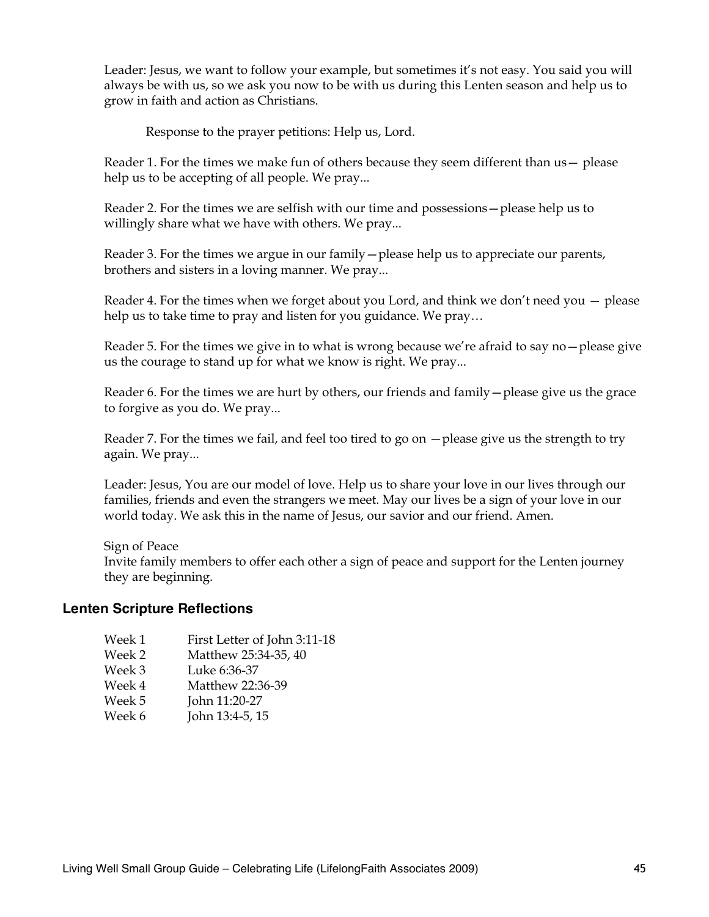Leader: Jesus, we want to follow your example, but sometimes it's not easy. You said you will always be with us, so we ask you now to be with us during this Lenten season and help us to grow in faith and action as Christians.

Response to the prayer petitions: Help us, Lord.

Reader 1. For the times we make fun of others because they seem different than us— please help us to be accepting of all people. We pray...

Reader 2. For the times we are selfish with our time and possessions—please help us to willingly share what we have with others. We pray...

Reader 3. For the times we argue in our family—please help us to appreciate our parents, brothers and sisters in a loving manner. We pray...

Reader 4. For the times when we forget about you Lord, and think we don't need you — please help us to take time to pray and listen for you guidance. We pray…

Reader 5. For the times we give in to what is wrong because we're afraid to say no—please give us the courage to stand up for what we know is right. We pray...

Reader 6. For the times we are hurt by others, our friends and family—please give us the grace to forgive as you do. We pray...

Reader 7. For the times we fail, and feel too tired to go on —please give us the strength to try again. We pray...

Leader: Jesus, You are our model of love. Help us to share your love in our lives through our families, friends and even the strangers we meet. May our lives be a sign of your love in our world today. We ask this in the name of Jesus, our savior and our friend. Amen.

Sign of Peace
Invite family members to offer each other a sign of peace and support for the Lenten journey they are beginning.

## Lenten Scripture Reflections

| | |
|---|---|
| Week 1 | First Letter of John 3:11-18 |
| Week 2 | Matthew 25:34-35, 40 |
| Week 3 | Luke 6:36-37 |
| Week 4 | Matthew 22:36-39 |
| Week 5 | John 11:20-27 |
| Week 6 | John 13:4-5, 15 |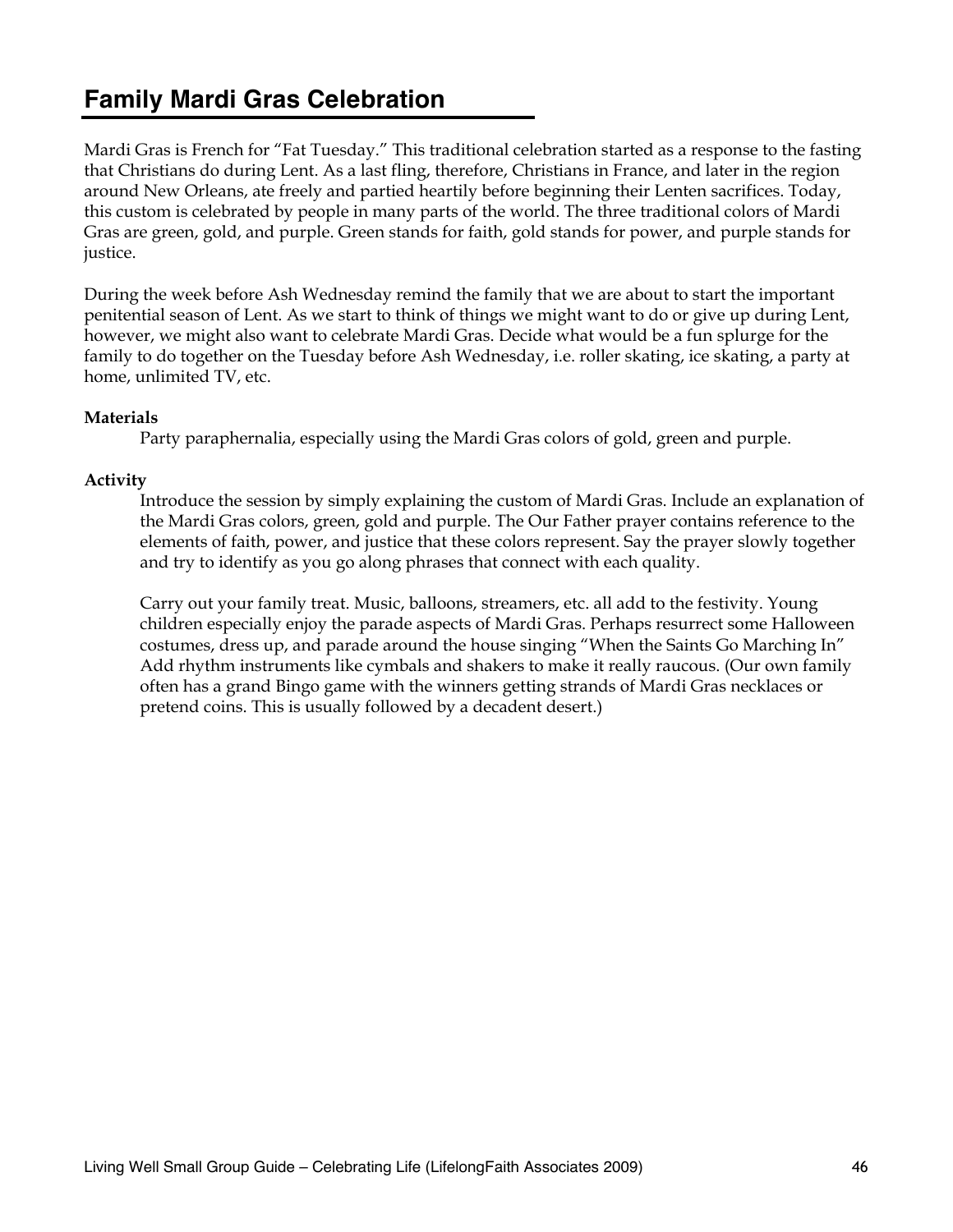# Family Mardi Gras Celebration

Mardi Gras is French for "Fat Tuesday." This traditional celebration started as a response to the fasting that Christians do during Lent. As a last fling, therefore, Christians in France, and later in the region around New Orleans, ate freely and partied heartily before beginning their Lenten sacrifices. Today, this custom is celebrated by people in many parts of the world. The three traditional colors of Mardi Gras are green, gold, and purple. Green stands for faith, gold stands for power, and purple stands for justice.

During the week before Ash Wednesday remind the family that we are about to start the important penitential season of Lent. As we start to think of things we might want to do or give up during Lent, however, we might also want to celebrate Mardi Gras. Decide what would be a fun splurge for the family to do together on the Tuesday before Ash Wednesday, i.e. roller skating, ice skating, a party at home, unlimited TV, etc.

**Materials**

Party paraphernalia, especially using the Mardi Gras colors of gold, green and purple.

**Activity**

Introduce the session by simply explaining the custom of Mardi Gras. Include an explanation of the Mardi Gras colors, green, gold and purple. The Our Father prayer contains reference to the elements of faith, power, and justice that these colors represent. Say the prayer slowly together and try to identify as you go along phrases that connect with each quality.

Carry out your family treat. Music, balloons, streamers, etc. all add to the festivity. Young children especially enjoy the parade aspects of Mardi Gras. Perhaps resurrect some Halloween costumes, dress up, and parade around the house singing "When the Saints Go Marching In" Add rhythm instruments like cymbals and shakers to make it really raucous. (Our own family often has a grand Bingo game with the winners getting strands of Mardi Gras necklaces or pretend coins. This is usually followed by a decadent desert.)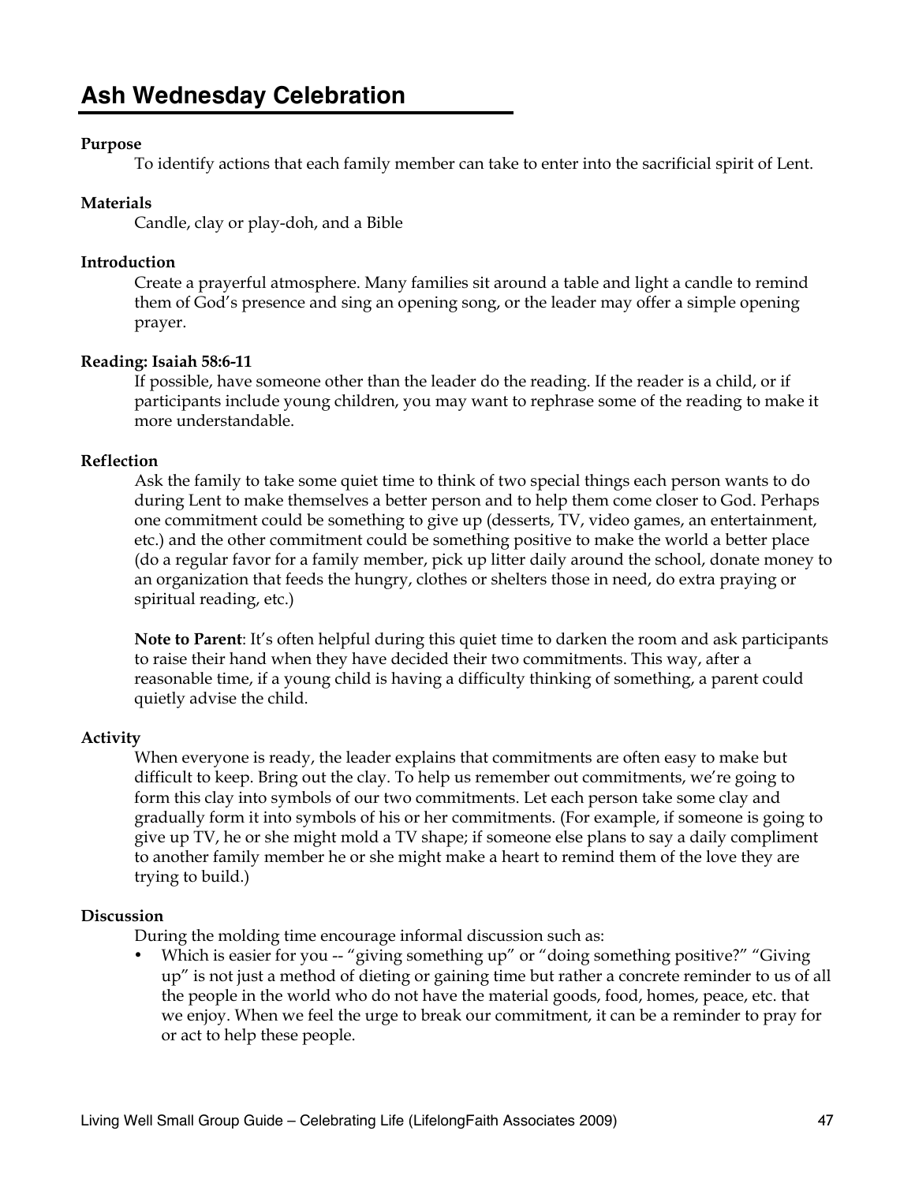# Ash Wednesday Celebration

**Purpose**

To identify actions that each family member can take to enter into the sacrificial spirit of Lent.

**Materials**

Candle, clay or play-doh, and a Bible

**Introduction**

Create a prayerful atmosphere. Many families sit around a table and light a candle to remind them of God's presence and sing an opening song, or the leader may offer a simple opening prayer.

**Reading: Isaiah 58:6-11**

If possible, have someone other than the leader do the reading. If the reader is a child, or if participants include young children, you may want to rephrase some of the reading to make it more understandable.

**Reflection**

Ask the family to take some quiet time to think of two special things each person wants to do during Lent to make themselves a better person and to help them come closer to God. Perhaps one commitment could be something to give up (desserts, TV, video games, an entertainment, etc.) and the other commitment could be something positive to make the world a better place (do a regular favor for a family member, pick up litter daily around the school, donate money to an organization that feeds the hungry, clothes or shelters those in need, do extra praying or spiritual reading, etc.)

**Note to Parent**: It's often helpful during this quiet time to darken the room and ask participants to raise their hand when they have decided their two commitments. This way, after a reasonable time, if a young child is having a difficulty thinking of something, a parent could quietly advise the child.

**Activity**

When everyone is ready, the leader explains that commitments are often easy to make but difficult to keep. Bring out the clay. To help us remember out commitments, we're going to form this clay into symbols of our two commitments. Let each person take some clay and gradually form it into symbols of his or her commitments. (For example, if someone is going to give up TV, he or she might mold a TV shape; if someone else plans to say a daily compliment to another family member he or she might make a heart to remind them of the love they are trying to build.)

**Discussion**

During the molding time encourage informal discussion such as:

- Which is easier for you -- "giving something up" or "doing something positive?" "Giving up" is not just a method of dieting or gaining time but rather a concrete reminder to us of all the people in the world who do not have the material goods, food, homes, peace, etc. that we enjoy. When we feel the urge to break our commitment, it can be a reminder to pray for or act to help these people.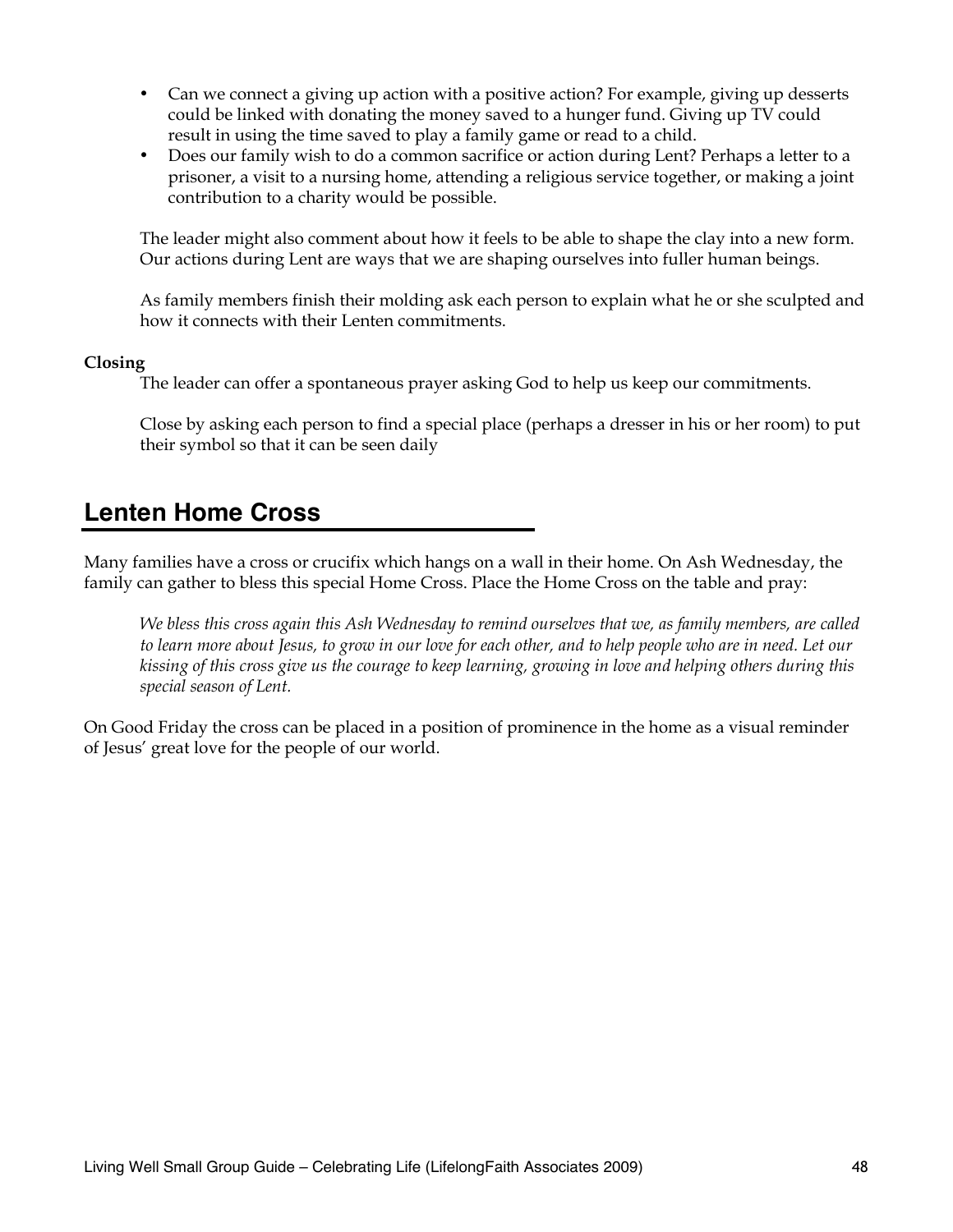- Can we connect a giving up action with a positive action? For example, giving up desserts could be linked with donating the money saved to a hunger fund. Giving up TV could result in using the time saved to play a family game or read to a child.
- Does our family wish to do a common sacrifice or action during Lent? Perhaps a letter to a prisoner, a visit to a nursing home, attending a religious service together, or making a joint contribution to a charity would be possible.

The leader might also comment about how it feels to be able to shape the clay into a new form. Our actions during Lent are ways that we are shaping ourselves into fuller human beings.

As family members finish their molding ask each person to explain what he or she sculpted and how it connects with their Lenten commitments.

**Closing**

The leader can offer a spontaneous prayer asking God to help us keep our commitments.

Close by asking each person to find a special place (perhaps a dresser in his or her room) to put their symbol so that it can be seen daily

## Lenten Home Cross

Many families have a cross or crucifix which hangs on a wall in their home. On Ash Wednesday, the family can gather to bless this special Home Cross. Place the Home Cross on the table and pray:

*We bless this cross again this Ash Wednesday to remind ourselves that we, as family members, are called to learn more about Jesus, to grow in our love for each other, and to help people who are in need. Let our kissing of this cross give us the courage to keep learning, growing in love and helping others during this special season of Lent.*

On Good Friday the cross can be placed in a position of prominence in the home as a visual reminder of Jesus' great love for the people of our world.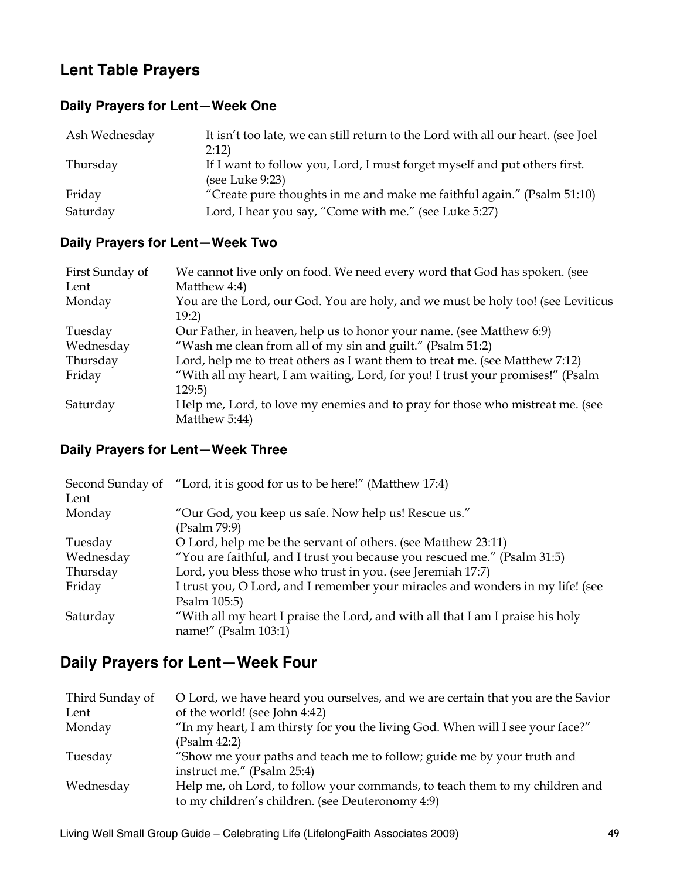## Lent Table Prayers

### Daily Prayers for Lent—Week One

| | |
|---|---|
| Ash Wednesday | It isn't too late, we can still return to the Lord with all our heart. (see Joel 2:12) |
| Thursday | If I want to follow you, Lord, I must forget myself and put others first. (see Luke 9:23) |
| Friday | "Create pure thoughts in me and make me faithful again." (Psalm 51:10) |
| Saturday | Lord, I hear you say, "Come with me." (see Luke 5:27) |

### Daily Prayers for Lent—Week Two

| | |
|---|---|
| First Sunday of Lent | We cannot live only on food. We need every word that God has spoken. (see Matthew 4:4) |
| Monday | You are the Lord, our God. You are holy, and we must be holy too! (see Leviticus 19:2) |
| Tuesday | Our Father, in heaven, help us to honor your name. (see Matthew 6:9) |
| Wednesday | "Wash me clean from all of my sin and guilt." (Psalm 51:2) |
| Thursday | Lord, help me to treat others as I want them to treat me. (see Matthew 7:12) |
| Friday | "With all my heart, I am waiting, Lord, for you! I trust your promises!" (Psalm 129:5) |
| Saturday | Help me, Lord, to love my enemies and to pray for those who mistreat me. (see Matthew 5:44) |

### Daily Prayers for Lent—Week Three

| | |
|---|---|
| Second Sunday of Lent | "Lord, it is good for us to be here!" (Matthew 17:4) |
| Monday | "Our God, you keep us safe. Now help us! Rescue us." (Psalm 79:9) |
| Tuesday | O Lord, help me be the servant of others. (see Matthew 23:11) |
| Wednesday | "You are faithful, and I trust you because you rescued me." (Psalm 31:5) |
| Thursday | Lord, you bless those who trust in you. (see Jeremiah 17:7) |
| Friday | I trust you, O Lord, and I remember your miracles and wonders in my life! (see Psalm 105:5) |
| Saturday | "With all my heart I praise the Lord, and with all that I am I praise his holy name!" (Psalm 103:1) |

## Daily Prayers for Lent—Week Four

| | |
|---|---|
| Third Sunday of Lent | O Lord, we have heard you ourselves, and we are certain that you are the Savior of the world! (see John 4:42) |
| Monday | "In my heart, I am thirsty for you the living God. When will I see your face?" (Psalm 42:2) |
| Tuesday | "Show me your paths and teach me to follow; guide me by your truth and instruct me." (Psalm 25:4) |
| Wednesday | Help me, oh Lord, to follow your commands, to teach them to my children and to my children's children. (see Deuteronomy 4:9) |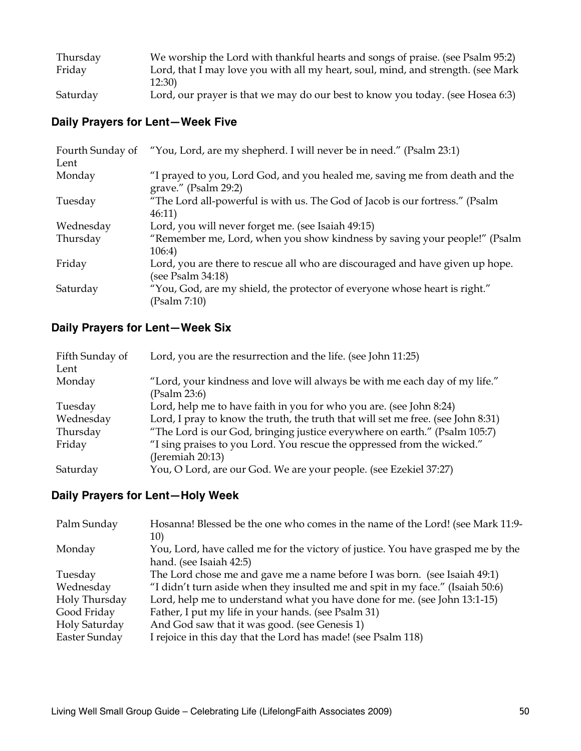| | |
|---|---|
| Thursday | We worship the Lord with thankful hearts and songs of praise. (see Psalm 95:2) |
| Friday | Lord, that I may love you with all my heart, soul, mind, and strength. (see Mark 12:30) |
| Saturday | Lord, our prayer is that we may do our best to know you today. (see Hosea 6:3) |

## Daily Prayers for Lent—Week Five

| | |
|---|---|
| Fourth Sunday of Lent | "You, Lord, are my shepherd. I will never be in need." (Psalm 23:1) |
| Monday | "I prayed to you, Lord God, and you healed me, saving me from death and the grave." (Psalm 29:2) |
| Tuesday | "The Lord all-powerful is with us. The God of Jacob is our fortress." (Psalm 46:11) |
| Wednesday | Lord, you will never forget me. (see Isaiah 49:15) |
| Thursday | "Remember me, Lord, when you show kindness by saving your people!" (Psalm 106:4) |
| Friday | Lord, you are there to rescue all who are discouraged and have given up hope. (see Psalm 34:18) |
| Saturday | "You, God, are my shield, the protector of everyone whose heart is right." (Psalm 7:10) |

## Daily Prayers for Lent—Week Six

| | |
|---|---|
| Fifth Sunday of Lent | Lord, you are the resurrection and the life. (see John 11:25) |
| Monday | "Lord, your kindness and love will always be with me each day of my life." (Psalm 23:6) |
| Tuesday | Lord, help me to have faith in you for who you are. (see John 8:24) |
| Wednesday | Lord, I pray to know the truth, the truth that will set me free. (see John 8:31) |
| Thursday | "The Lord is our God, bringing justice everywhere on earth." (Psalm 105:7) |
| Friday | "I sing praises to you Lord. You rescue the oppressed from the wicked." (Jeremiah 20:13) |
| Saturday | You, O Lord, are our God. We are your people. (see Ezekiel 37:27) |

## Daily Prayers for Lent—Holy Week

| | |
|---|---|
| Palm Sunday | Hosanna! Blessed be the one who comes in the name of the Lord! (see Mark 11:9-10) |
| Monday | You, Lord, have called me for the victory of justice. You have grasped me by the hand. (see Isaiah 42:5) |
| Tuesday | The Lord chose me and gave me a name before I was born. (see Isaiah 49:1) |
| Wednesday | "I didn't turn aside when they insulted me and spit in my face." (Isaiah 50:6) |
| Holy Thursday | Lord, help me to understand what you have done for me. (see John 13:1-15) |
| Good Friday | Father, I put my life in your hands. (see Psalm 31) |
| Holy Saturday | And God saw that it was good. (see Genesis 1) |
| Easter Sunday | I rejoice in this day that the Lord has made! (see Psalm 118) |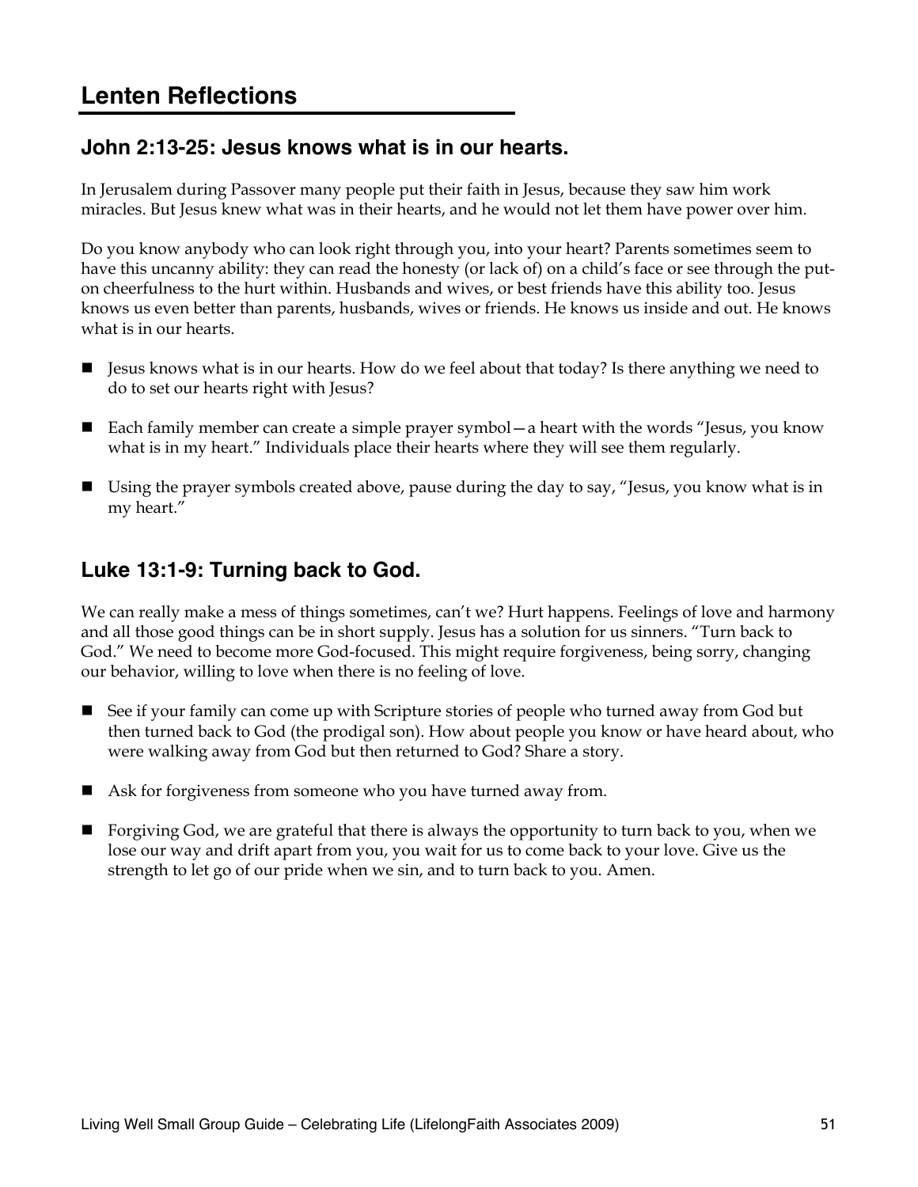## Lenten Reflections

### John 2:13-25: Jesus knows what is in our hearts.

In Jerusalem during Passover many people put their faith in Jesus, because they saw him work miracles. But Jesus knew what was in their hearts, and he would not let them have power over him.

Do you know anybody who can look right through you, into your heart? Parents sometimes seem to have this uncanny ability: they can read the honesty (or lack of) on a child's face or see through the put-on cheerfulness to the hurt within. Husbands and wives, or best friends have this ability too. Jesus knows us even better than parents, husbands, wives or friends. He knows us inside and out. He knows what is in our hearts.

- Jesus knows what is in our hearts. How do we feel about that today? Is there anything we need to do to set our hearts right with Jesus?
- Each family member can create a simple prayer symbol—a heart with the words "Jesus, you know what is in my heart." Individuals place their hearts where they will see them regularly.
- Using the prayer symbols created above, pause during the day to say, "Jesus, you know what is in my heart."

### Luke 13:1-9: Turning back to God.

We can really make a mess of things sometimes, can't we? Hurt happens. Feelings of love and harmony and all those good things can be in short supply. Jesus has a solution for us sinners. "Turn back to God." We need to become more God-focused. This might require forgiveness, being sorry, changing our behavior, willing to love when there is no feeling of love.

- See if your family can come up with Scripture stories of people who turned away from God but then turned back to God (the prodigal son). How about people you know or have heard about, who were walking away from God but then returned to God? Share a story.
- Ask for forgiveness from someone who you have turned away from.
- Forgiving God, we are grateful that there is always the opportunity to turn back to you, when we lose our way and drift apart from you, you wait for us to come back to your love. Give us the strength to let go of our pride when we sin, and to turn back to you. Amen.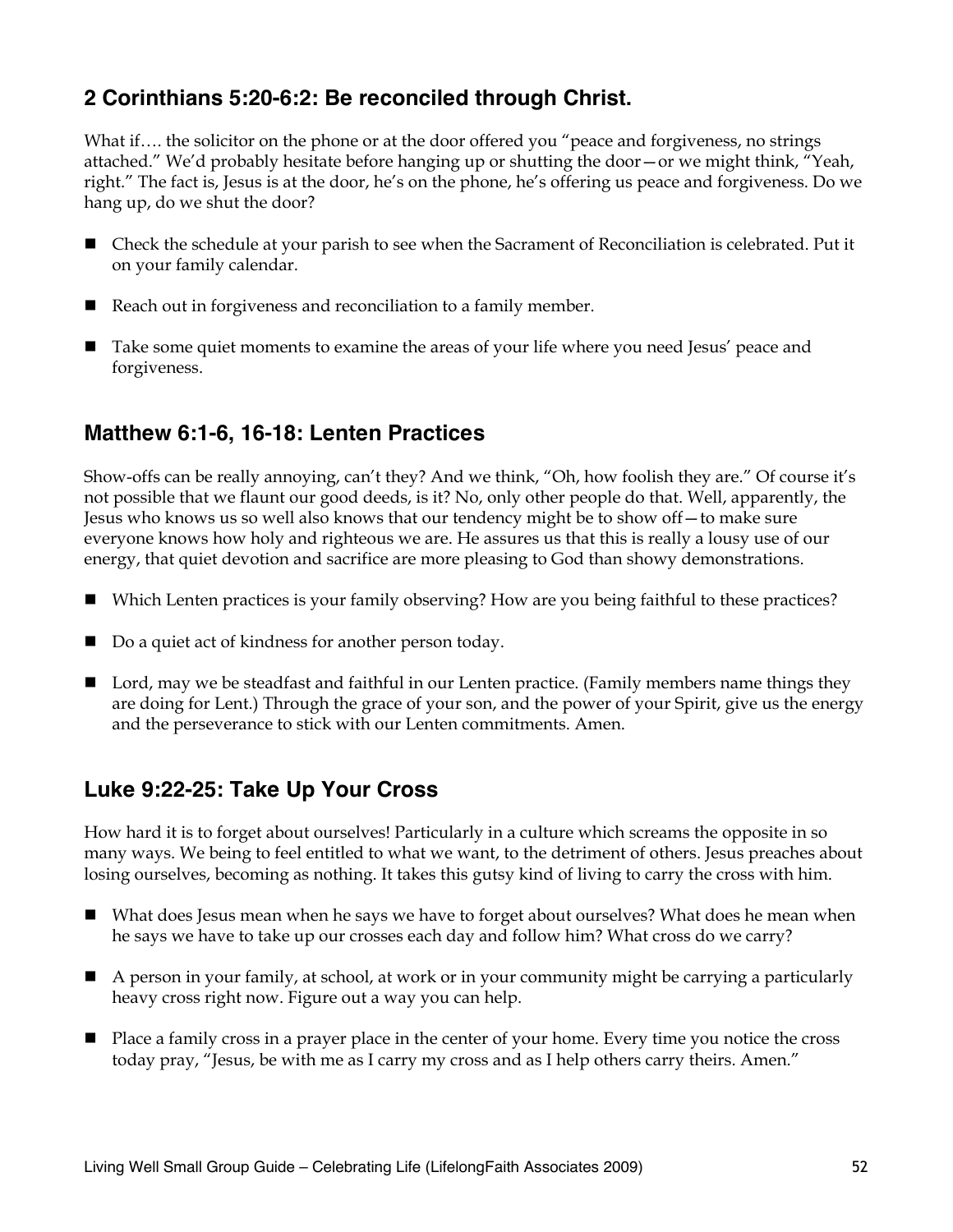## 2 Corinthians 5:20-6:2: Be reconciled through Christ.

What if…. the solicitor on the phone or at the door offered you "peace and forgiveness, no strings attached." We'd probably hesitate before hanging up or shutting the door—or we might think, "Yeah, right." The fact is, Jesus is at the door, he's on the phone, he's offering us peace and forgiveness. Do we hang up, do we shut the door?

- Check the schedule at your parish to see when the Sacrament of Reconciliation is celebrated. Put it on your family calendar.
- Reach out in forgiveness and reconciliation to a family member.
- Take some quiet moments to examine the areas of your life where you need Jesus' peace and forgiveness.

## Matthew 6:1-6, 16-18: Lenten Practices

Show-offs can be really annoying, can't they? And we think, "Oh, how foolish they are." Of course it's not possible that we flaunt our good deeds, is it? No, only other people do that. Well, apparently, the Jesus who knows us so well also knows that our tendency might be to show off—to make sure everyone knows how holy and righteous we are. He assures us that this is really a lousy use of our energy, that quiet devotion and sacrifice are more pleasing to God than showy demonstrations.

- Which Lenten practices is your family observing? How are you being faithful to these practices?
- Do a quiet act of kindness for another person today.
- Lord, may we be steadfast and faithful in our Lenten practice. (Family members name things they are doing for Lent.) Through the grace of your son, and the power of your Spirit, give us the energy and the perseverance to stick with our Lenten commitments. Amen.

## Luke 9:22-25: Take Up Your Cross

How hard it is to forget about ourselves! Particularly in a culture which screams the opposite in so many ways. We being to feel entitled to what we want, to the detriment of others. Jesus preaches about losing ourselves, becoming as nothing. It takes this gutsy kind of living to carry the cross with him.

- What does Jesus mean when he says we have to forget about ourselves? What does he mean when he says we have to take up our crosses each day and follow him? What cross do we carry?
- A person in your family, at school, at work or in your community might be carrying a particularly heavy cross right now. Figure out a way you can help.
- Place a family cross in a prayer place in the center of your home. Every time you notice the cross today pray, "Jesus, be with me as I carry my cross and as I help others carry theirs. Amen."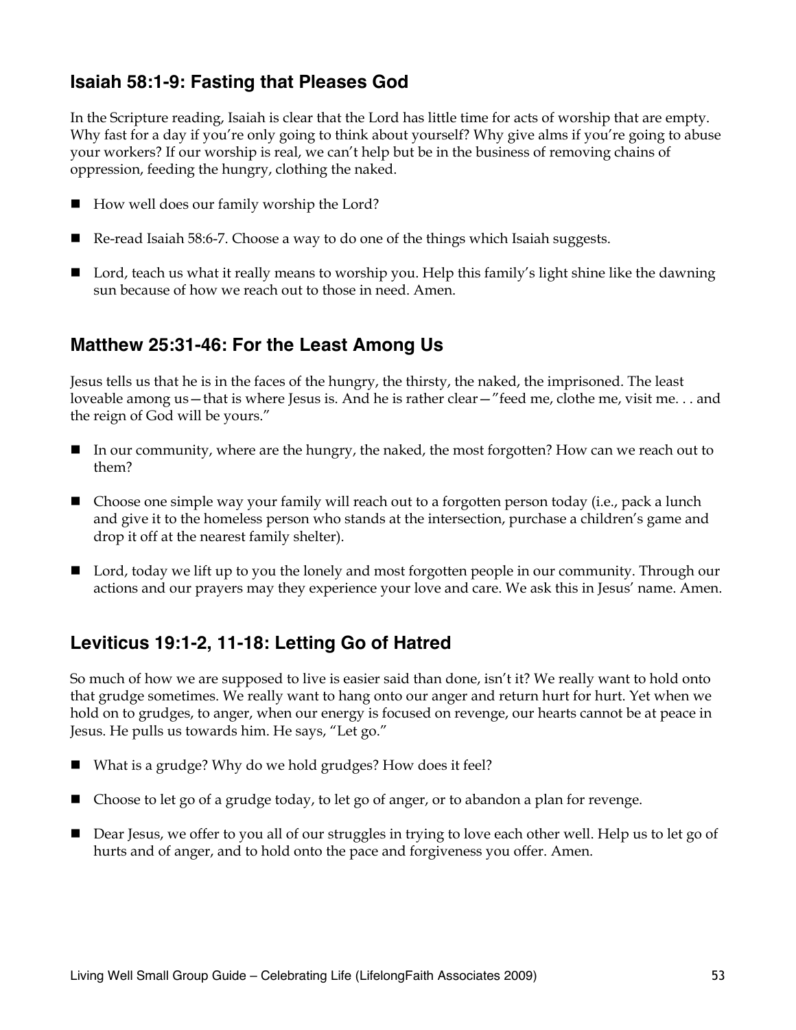## Isaiah 58:1-9: Fasting that Pleases God

In the Scripture reading, Isaiah is clear that the Lord has little time for acts of worship that are empty. Why fast for a day if you're only going to think about yourself? Why give alms if you're going to abuse your workers? If our worship is real, we can't help but be in the business of removing chains of oppression, feeding the hungry, clothing the naked.

- How well does our family worship the Lord?
- Re-read Isaiah 58:6-7. Choose a way to do one of the things which Isaiah suggests.
- Lord, teach us what it really means to worship you. Help this family's light shine like the dawning sun because of how we reach out to those in need. Amen.

## Matthew 25:31-46: For the Least Among Us

Jesus tells us that he is in the faces of the hungry, the thirsty, the naked, the imprisoned. The least loveable among us—that is where Jesus is. And he is rather clear—"feed me, clothe me, visit me. . . and the reign of God will be yours."

- In our community, where are the hungry, the naked, the most forgotten? How can we reach out to them?
- Choose one simple way your family will reach out to a forgotten person today (i.e., pack a lunch and give it to the homeless person who stands at the intersection, purchase a children's game and drop it off at the nearest family shelter).
- Lord, today we lift up to you the lonely and most forgotten people in our community. Through our actions and our prayers may they experience your love and care. We ask this in Jesus' name. Amen.

## Leviticus 19:1-2, 11-18: Letting Go of Hatred

So much of how we are supposed to live is easier said than done, isn't it? We really want to hold onto that grudge sometimes. We really want to hang onto our anger and return hurt for hurt. Yet when we hold on to grudges, to anger, when our energy is focused on revenge, our hearts cannot be at peace in Jesus. He pulls us towards him. He says, "Let go."

- What is a grudge? Why do we hold grudges? How does it feel?
- Choose to let go of a grudge today, to let go of anger, or to abandon a plan for revenge.
- Dear Jesus, we offer to you all of our struggles in trying to love each other well. Help us to let go of hurts and of anger, and to hold onto the pace and forgiveness you offer. Amen.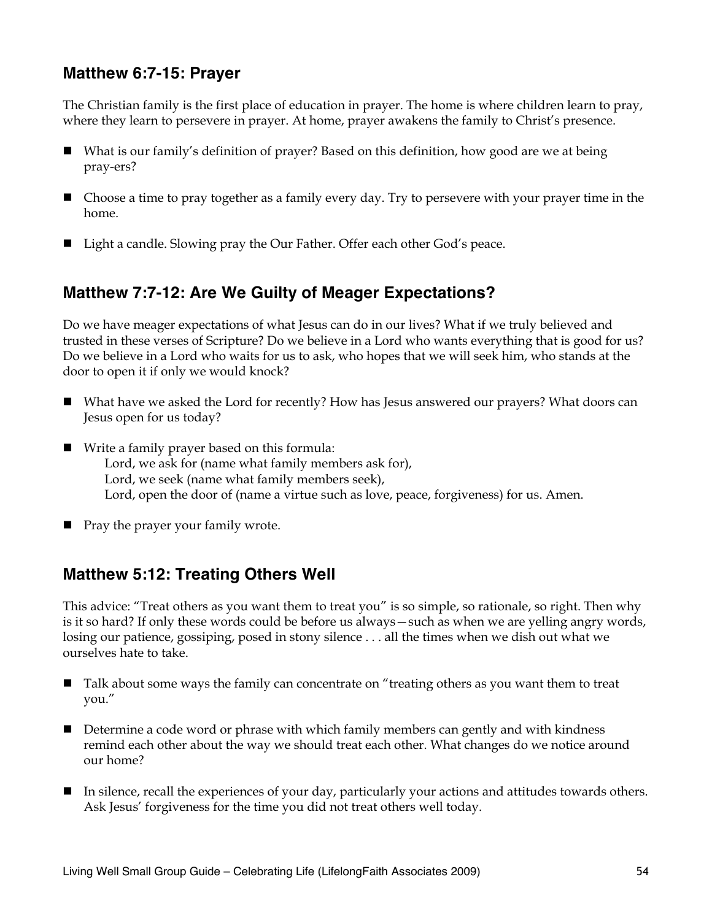## Matthew 6:7-15: Prayer

The Christian family is the first place of education in prayer. The home is where children learn to pray, where they learn to persevere in prayer. At home, prayer awakens the family to Christ's presence.

- What is our family's definition of prayer? Based on this definition, how good are we at being pray-ers?
- Choose a time to pray together as a family every day. Try to persevere with your prayer time in the home.
- Light a candle. Slowing pray the Our Father. Offer each other God's peace.

## Matthew 7:7-12: Are We Guilty of Meager Expectations?

Do we have meager expectations of what Jesus can do in our lives? What if we truly believed and trusted in these verses of Scripture? Do we believe in a Lord who wants everything that is good for us? Do we believe in a Lord who waits for us to ask, who hopes that we will seek him, who stands at the door to open it if only we would knock?

- What have we asked the Lord for recently? How has Jesus answered our prayers? What doors can Jesus open for us today?
- Write a family prayer based on this formula:
  Lord, we ask for (name what family members ask for),
  Lord, we seek (name what family members seek),
  Lord, open the door of (name a virtue such as love, peace, forgiveness) for us. Amen.
- Pray the prayer your family wrote.

## Matthew 5:12: Treating Others Well

This advice: "Treat others as you want them to treat you" is so simple, so rationale, so right. Then why is it so hard? If only these words could be before us always—such as when we are yelling angry words, losing our patience, gossiping, posed in stony silence . . . all the times when we dish out what we ourselves hate to take.

- Talk about some ways the family can concentrate on "treating others as you want them to treat you."
- Determine a code word or phrase with which family members can gently and with kindness remind each other about the way we should treat each other. What changes do we notice around our home?
- In silence, recall the experiences of your day, particularly your actions and attitudes towards others. Ask Jesus' forgiveness for the time you did not treat others well today.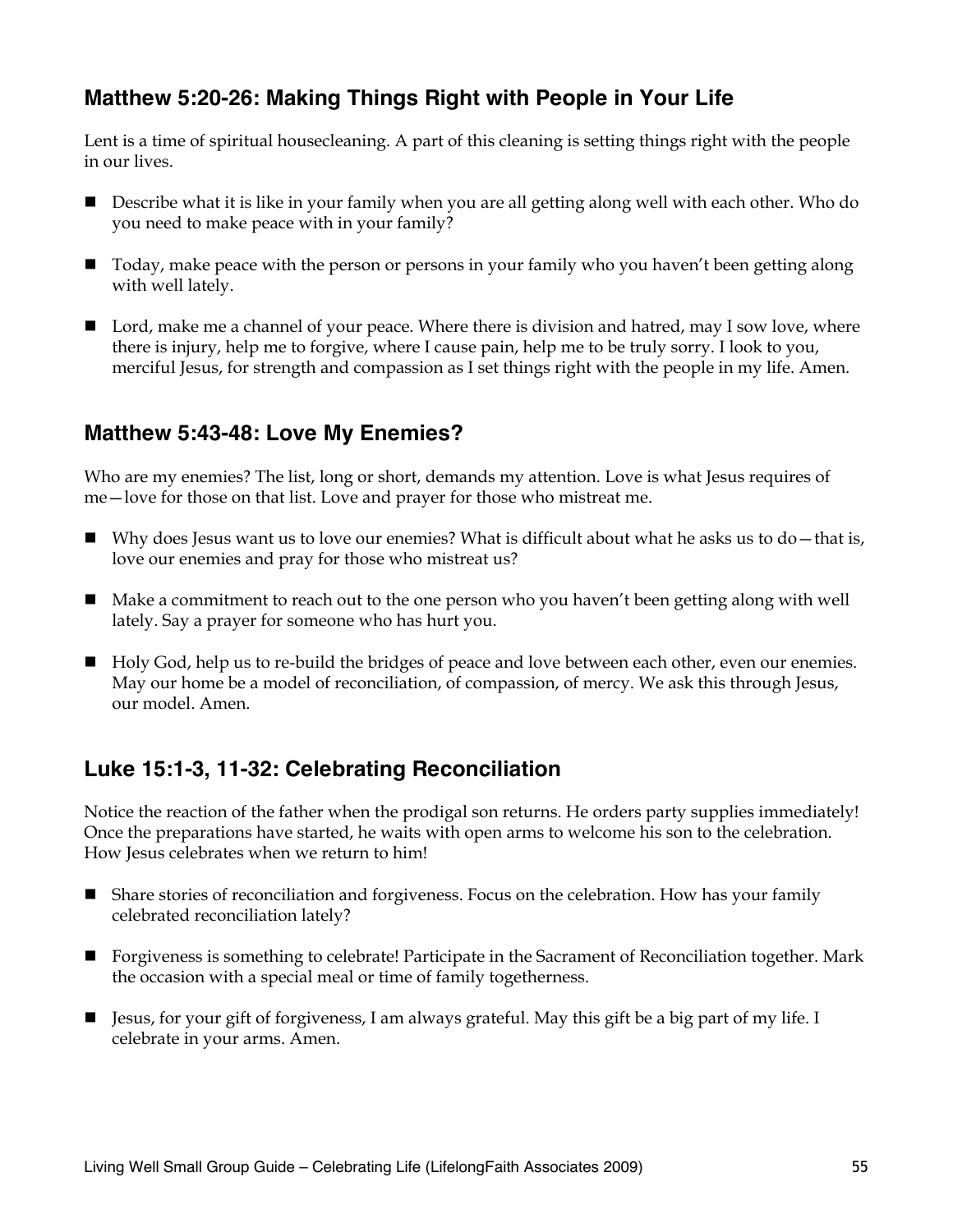## Matthew 5:20-26: Making Things Right with People in Your Life

Lent is a time of spiritual housecleaning. A part of this cleaning is setting things right with the people in our lives.

- Describe what it is like in your family when you are all getting along well with each other. Who do you need to make peace with in your family?
- Today, make peace with the person or persons in your family who you haven't been getting along with well lately.
- Lord, make me a channel of your peace. Where there is division and hatred, may I sow love, where there is injury, help me to forgive, where I cause pain, help me to be truly sorry. I look to you, merciful Jesus, for strength and compassion as I set things right with the people in my life. Amen.

## Matthew 5:43-48: Love My Enemies?

Who are my enemies? The list, long or short, demands my attention. Love is what Jesus requires of me—love for those on that list. Love and prayer for those who mistreat me.

- Why does Jesus want us to love our enemies? What is difficult about what he asks us to do—that is, love our enemies and pray for those who mistreat us?
- Make a commitment to reach out to the one person who you haven't been getting along with well lately. Say a prayer for someone who has hurt you.
- Holy God, help us to re-build the bridges of peace and love between each other, even our enemies. May our home be a model of reconciliation, of compassion, of mercy. We ask this through Jesus, our model. Amen.

## Luke 15:1-3, 11-32: Celebrating Reconciliation

Notice the reaction of the father when the prodigal son returns. He orders party supplies immediately! Once the preparations have started, he waits with open arms to welcome his son to the celebration. How Jesus celebrates when we return to him!

- Share stories of reconciliation and forgiveness. Focus on the celebration. How has your family celebrated reconciliation lately?
- Forgiveness is something to celebrate! Participate in the Sacrament of Reconciliation together. Mark the occasion with a special meal or time of family togetherness.
- Jesus, for your gift of forgiveness, I am always grateful. May this gift be a big part of my life. I celebrate in your arms. Amen.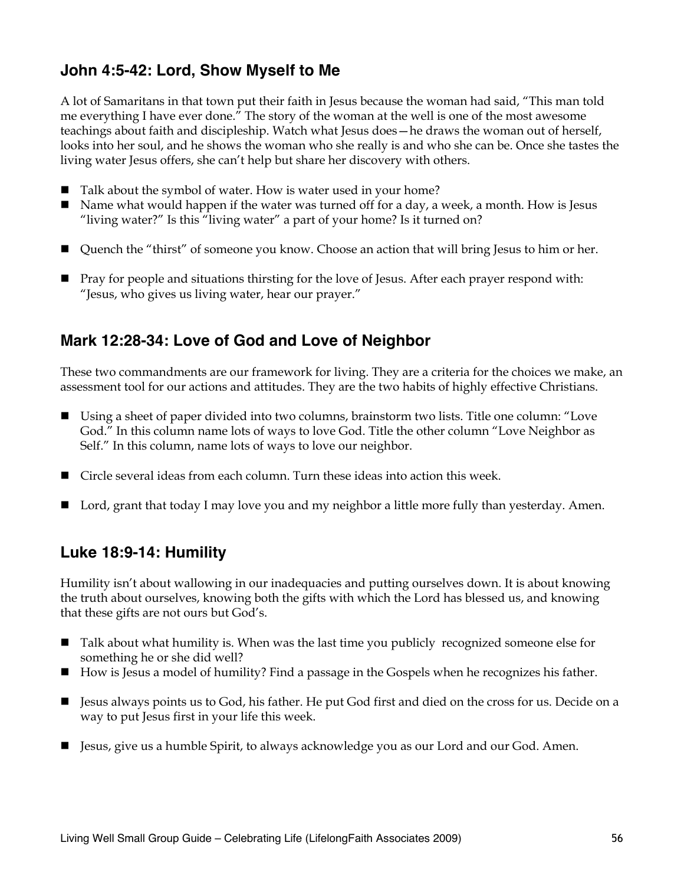## John 4:5-42: Lord, Show Myself to Me

A lot of Samaritans in that town put their faith in Jesus because the woman had said, "This man told me everything I have ever done." The story of the woman at the well is one of the most awesome teachings about faith and discipleship. Watch what Jesus does—he draws the woman out of herself, looks into her soul, and he shows the woman who she really is and who she can be. Once she tastes the living water Jesus offers, she can't help but share her discovery with others.

- Talk about the symbol of water. How is water used in your home?
- Name what would happen if the water was turned off for a day, a week, a month. How is Jesus "living water?" Is this "living water" a part of your home? Is it turned on?

- Quench the "thirst" of someone you know. Choose an action that will bring Jesus to him or her.

- Pray for people and situations thirsting for the love of Jesus. After each prayer respond with: "Jesus, who gives us living water, hear our prayer."

## Mark 12:28-34: Love of God and Love of Neighbor

These two commandments are our framework for living. They are a criteria for the choices we make, an assessment tool for our actions and attitudes. They are the two habits of highly effective Christians.

- Using a sheet of paper divided into two columns, brainstorm two lists. Title one column: "Love God." In this column name lots of ways to love God. Title the other column "Love Neighbor as Self." In this column, name lots of ways to love our neighbor.

- Circle several ideas from each column. Turn these ideas into action this week.

- Lord, grant that today I may love you and my neighbor a little more fully than yesterday. Amen.

## Luke 18:9-14: Humility

Humility isn't about wallowing in our inadequacies and putting ourselves down. It is about knowing the truth about ourselves, knowing both the gifts with which the Lord has blessed us, and knowing that these gifts are not ours but God's.

- Talk about what humility is. When was the last time you publicly recognized someone else for something he or she did well?
- How is Jesus a model of humility? Find a passage in the Gospels when he recognizes his father.

- Jesus always points us to God, his father. He put God first and died on the cross for us. Decide on a way to put Jesus first in your life this week.

- Jesus, give us a humble Spirit, to always acknowledge you as our Lord and our God. Amen.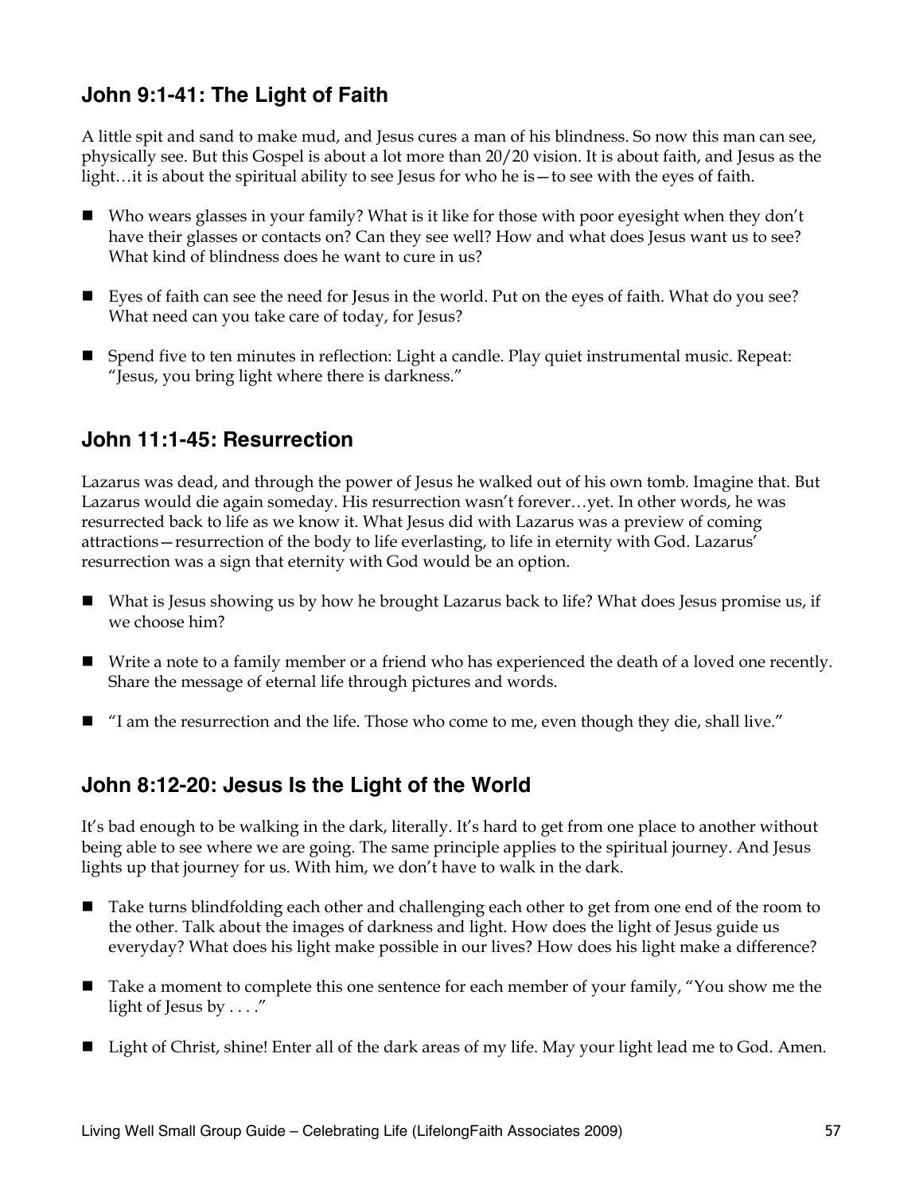## John 9:1-41: The Light of Faith

A little spit and sand to make mud, and Jesus cures a man of his blindness. So now this man can see, physically see. But this Gospel is about a lot more than 20/20 vision. It is about faith, and Jesus as the light…it is about the spiritual ability to see Jesus for who he is—to see with the eyes of faith.

- Who wears glasses in your family? What is it like for those with poor eyesight when they don't have their glasses or contacts on? Can they see well? How and what does Jesus want us to see? What kind of blindness does he want to cure in us?
- Eyes of faith can see the need for Jesus in the world. Put on the eyes of faith. What do you see? What need can you take care of today, for Jesus?
- Spend five to ten minutes in reflection: Light a candle. Play quiet instrumental music. Repeat: "Jesus, you bring light where there is darkness."

## John 11:1-45: Resurrection

Lazarus was dead, and through the power of Jesus he walked out of his own tomb. Imagine that. But Lazarus would die again someday. His resurrection wasn't forever…yet. In other words, he was resurrected back to life as we know it. What Jesus did with Lazarus was a preview of coming attractions—resurrection of the body to life everlasting, to life in eternity with God. Lazarus' resurrection was a sign that eternity with God would be an option.

- What is Jesus showing us by how he brought Lazarus back to life? What does Jesus promise us, if we choose him?
- Write a note to a family member or a friend who has experienced the death of a loved one recently. Share the message of eternal life through pictures and words.
- "I am the resurrection and the life. Those who come to me, even though they die, shall live."

## John 8:12-20: Jesus Is the Light of the World

It's bad enough to be walking in the dark, literally. It's hard to get from one place to another without being able to see where we are going. The same principle applies to the spiritual journey. And Jesus lights up that journey for us. With him, we don't have to walk in the dark.

- Take turns blindfolding each other and challenging each other to get from one end of the room to the other. Talk about the images of darkness and light. How does the light of Jesus guide us everyday? What does his light make possible in our lives? How does his light make a difference?
- Take a moment to complete this one sentence for each member of your family, "You show me the light of Jesus by . . . ."
- Light of Christ, shine! Enter all of the dark areas of my life. May your light lead me to God. Amen.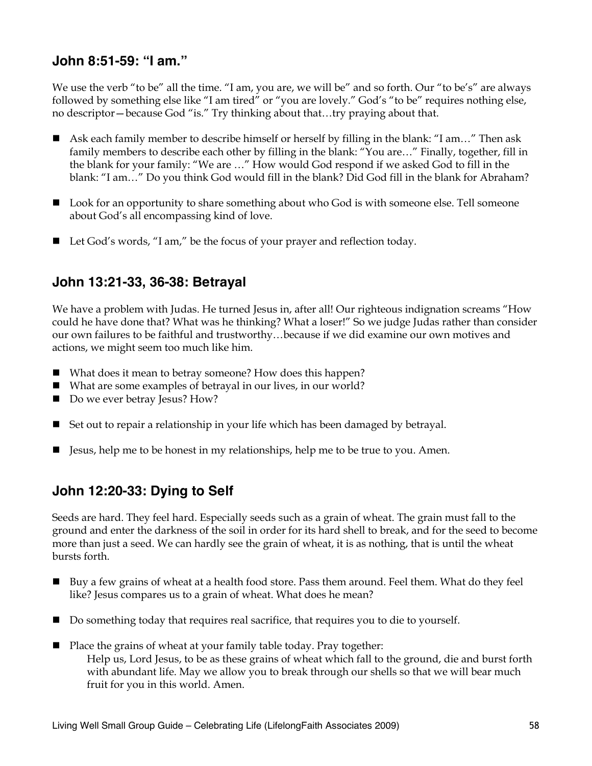## John 8:51-59: "I am."

We use the verb "to be" all the time. "I am, you are, we will be" and so forth. Our "to be's" are always followed by something else like "I am tired" or "you are lovely." God's "to be" requires nothing else, no descriptor—because God "is." Try thinking about that…try praying about that.

- Ask each family member to describe himself or herself by filling in the blank: "I am…" Then ask family members to describe each other by filling in the blank: "You are…" Finally, together, fill in the blank for your family: "We are …" How would God respond if we asked God to fill in the blank: "I am…" Do you think God would fill in the blank? Did God fill in the blank for Abraham?

- Look for an opportunity to share something about who God is with someone else. Tell someone about God's all encompassing kind of love.

- Let God's words, "I am," be the focus of your prayer and reflection today.

## John 13:21-33, 36-38: Betrayal

We have a problem with Judas. He turned Jesus in, after all! Our righteous indignation screams "How could he have done that? What was he thinking? What a loser!" So we judge Judas rather than consider our own failures to be faithful and trustworthy…because if we did examine our own motives and actions, we might seem too much like him.

- What does it mean to betray someone? How does this happen?
- What are some examples of betrayal in our lives, in our world?
- Do we ever betray Jesus? How?

- Set out to repair a relationship in your life which has been damaged by betrayal.

- Jesus, help me to be honest in my relationships, help me to be true to you. Amen.

## John 12:20-33: Dying to Self

Seeds are hard. They feel hard. Especially seeds such as a grain of wheat. The grain must fall to the ground and enter the darkness of the soil in order for its hard shell to break, and for the seed to become more than just a seed. We can hardly see the grain of wheat, it is as nothing, that is until the wheat bursts forth.

- Buy a few grains of wheat at a health food store. Pass them around. Feel them. What do they feel like? Jesus compares us to a grain of wheat. What does he mean?

- Do something today that requires real sacrifice, that requires you to die to yourself.

- Place the grains of wheat at your family table today. Pray together:
  Help us, Lord Jesus, to be as these grains of wheat which fall to the ground, die and burst forth with abundant life. May we allow you to break through our shells so that we will bear much fruit for you in this world. Amen.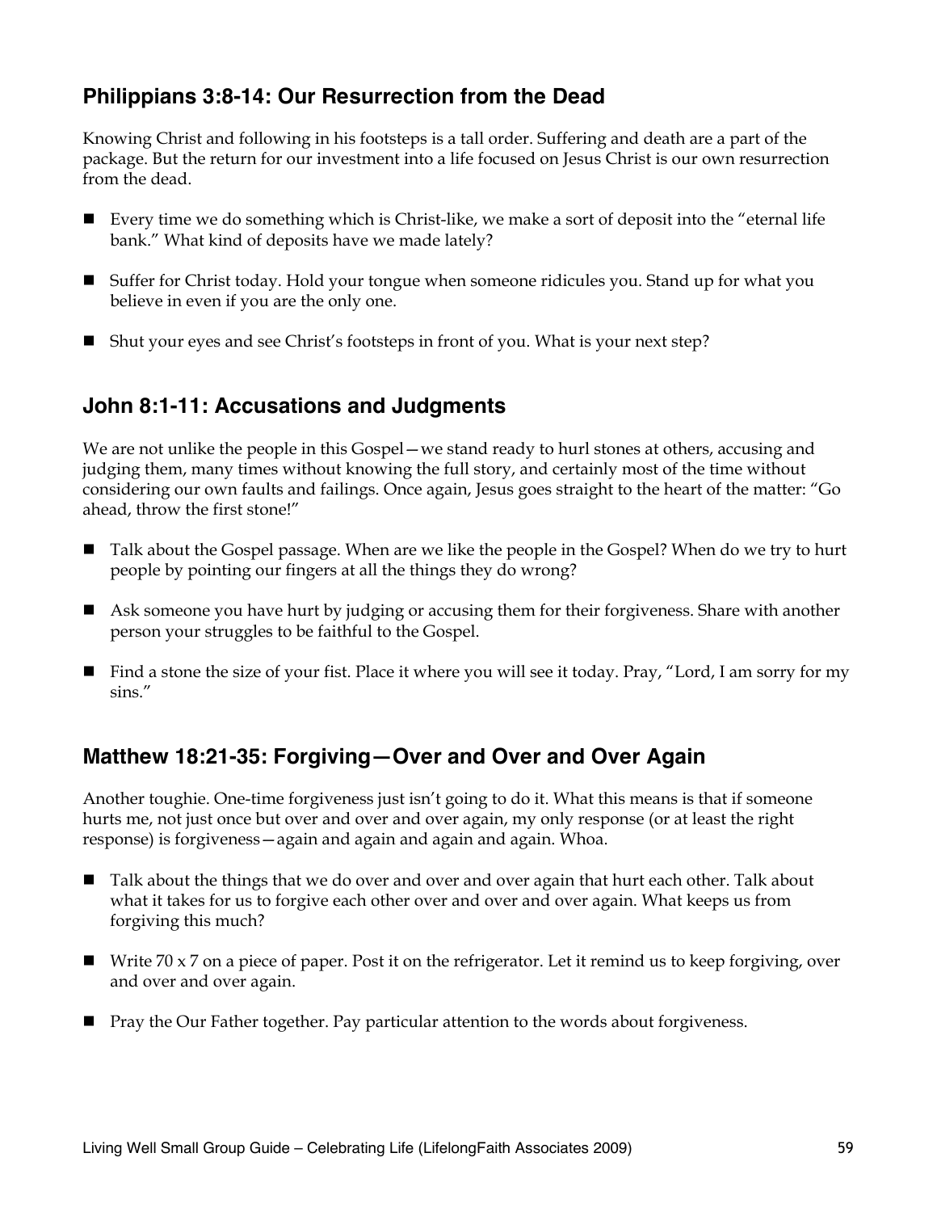## Philippians 3:8-14: Our Resurrection from the Dead

Knowing Christ and following in his footsteps is a tall order. Suffering and death are a part of the package. But the return for our investment into a life focused on Jesus Christ is our own resurrection from the dead.

- Every time we do something which is Christ-like, we make a sort of deposit into the "eternal life bank." What kind of deposits have we made lately?
- Suffer for Christ today. Hold your tongue when someone ridicules you. Stand up for what you believe in even if you are the only one.
- Shut your eyes and see Christ's footsteps in front of you. What is your next step?

## John 8:1-11: Accusations and Judgments

We are not unlike the people in this Gospel—we stand ready to hurl stones at others, accusing and judging them, many times without knowing the full story, and certainly most of the time without considering our own faults and failings. Once again, Jesus goes straight to the heart of the matter: "Go ahead, throw the first stone!"

- Talk about the Gospel passage. When are we like the people in the Gospel? When do we try to hurt people by pointing our fingers at all the things they do wrong?
- Ask someone you have hurt by judging or accusing them for their forgiveness. Share with another person your struggles to be faithful to the Gospel.
- Find a stone the size of your fist. Place it where you will see it today. Pray, "Lord, I am sorry for my sins."

## Matthew 18:21-35: Forgiving—Over and Over and Over Again

Another toughie. One-time forgiveness just isn't going to do it. What this means is that if someone hurts me, not just once but over and over and over again, my only response (or at least the right response) is forgiveness—again and again and again and again. Whoa.

- Talk about the things that we do over and over and over again that hurt each other. Talk about what it takes for us to forgive each other over and over and over again. What keeps us from forgiving this much?
- Write 70 x 7 on a piece of paper. Post it on the refrigerator. Let it remind us to keep forgiving, over and over and over again.
- Pray the Our Father together. Pay particular attention to the words about forgiveness.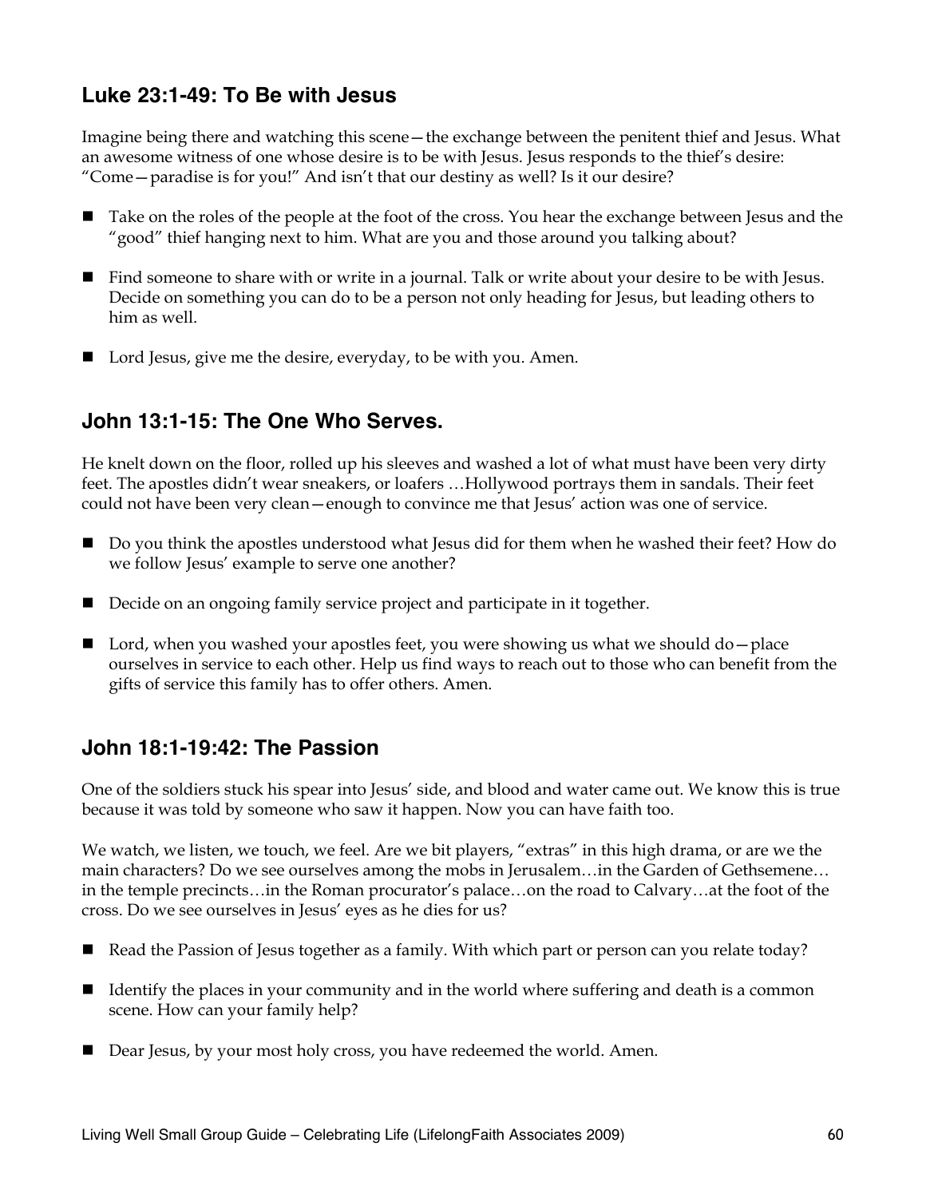## Luke 23:1-49: To Be with Jesus

Imagine being there and watching this scene—the exchange between the penitent thief and Jesus. What an awesome witness of one whose desire is to be with Jesus. Jesus responds to the thief's desire: "Come—paradise is for you!" And isn't that our destiny as well? Is it our desire?

- Take on the roles of the people at the foot of the cross. You hear the exchange between Jesus and the "good" thief hanging next to him. What are you and those around you talking about?
- Find someone to share with or write in a journal. Talk or write about your desire to be with Jesus. Decide on something you can do to be a person not only heading for Jesus, but leading others to him as well.
- Lord Jesus, give me the desire, everyday, to be with you. Amen.

## John 13:1-15: The One Who Serves.

He knelt down on the floor, rolled up his sleeves and washed a lot of what must have been very dirty feet. The apostles didn't wear sneakers, or loafers …Hollywood portrays them in sandals. Their feet could not have been very clean—enough to convince me that Jesus' action was one of service.

- Do you think the apostles understood what Jesus did for them when he washed their feet? How do we follow Jesus' example to serve one another?
- Decide on an ongoing family service project and participate in it together.
- Lord, when you washed your apostles feet, you were showing us what we should do—place ourselves in service to each other. Help us find ways to reach out to those who can benefit from the gifts of service this family has to offer others. Amen.

## John 18:1-19:42: The Passion

One of the soldiers stuck his spear into Jesus' side, and blood and water came out. We know this is true because it was told by someone who saw it happen. Now you can have faith too.

We watch, we listen, we touch, we feel. Are we bit players, "extras" in this high drama, or are we the main characters? Do we see ourselves among the mobs in Jerusalem…in the Garden of Gethsemene…in the temple precincts…in the Roman procurator's palace…on the road to Calvary…at the foot of the cross. Do we see ourselves in Jesus' eyes as he dies for us?

- Read the Passion of Jesus together as a family. With which part or person can you relate today?
- Identify the places in your community and in the world where suffering and death is a common scene. How can your family help?
- Dear Jesus, by your most holy cross, you have redeemed the world. Amen.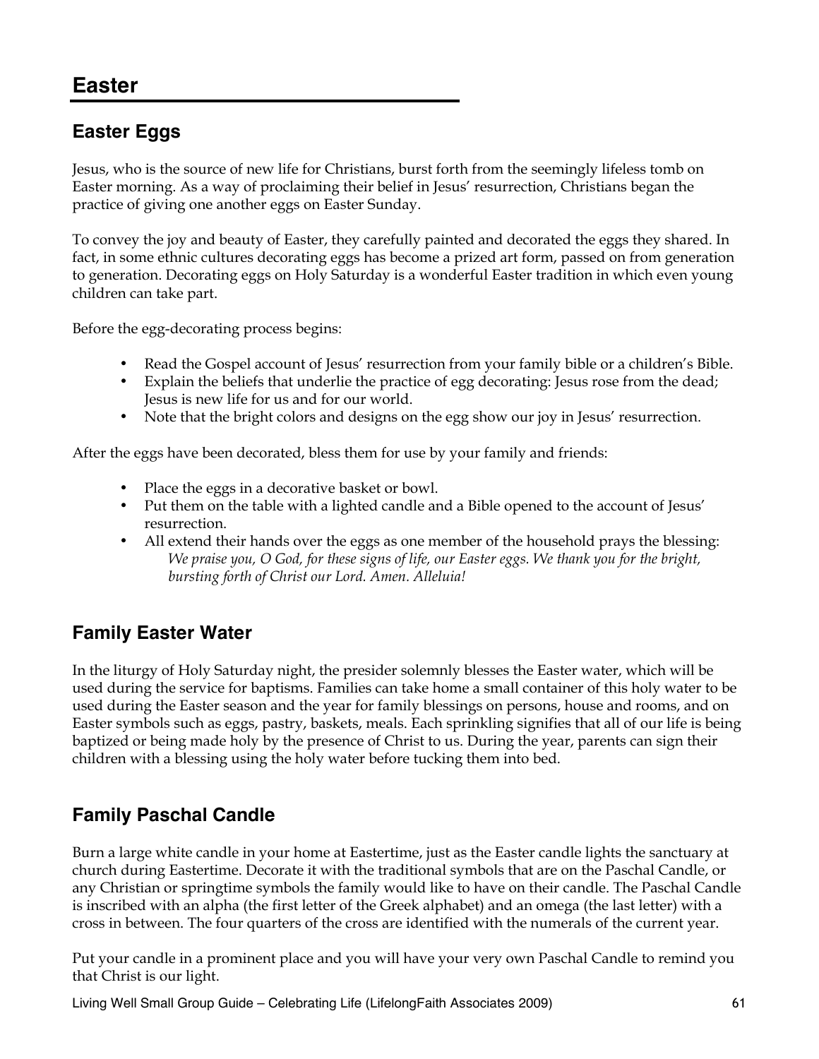# Easter

## Easter Eggs

Jesus, who is the source of new life for Christians, burst forth from the seemingly lifeless tomb on Easter morning. As a way of proclaiming their belief in Jesus' resurrection, Christians began the practice of giving one another eggs on Easter Sunday.

To convey the joy and beauty of Easter, they carefully painted and decorated the eggs they shared. In fact, in some ethnic cultures decorating eggs has become a prized art form, passed on from generation to generation. Decorating eggs on Holy Saturday is a wonderful Easter tradition in which even young children can take part.

Before the egg-decorating process begins:

- Read the Gospel account of Jesus' resurrection from your family bible or a children's Bible.
- Explain the beliefs that underlie the practice of egg decorating: Jesus rose from the dead; Jesus is new life for us and for our world.
- Note that the bright colors and designs on the egg show our joy in Jesus' resurrection.

After the eggs have been decorated, bless them for use by your family and friends:

- Place the eggs in a decorative basket or bowl.
- Put them on the table with a lighted candle and a Bible opened to the account of Jesus' resurrection.
- All extend their hands over the eggs as one member of the household prays the blessing:
  *We praise you, O God, for these signs of life, our Easter eggs. We thank you for the bright, bursting forth of Christ our Lord. Amen. Alleluia!*

## Family Easter Water

In the liturgy of Holy Saturday night, the presider solemnly blesses the Easter water, which will be used during the service for baptisms. Families can take home a small container of this holy water to be used during the Easter season and the year for family blessings on persons, house and rooms, and on Easter symbols such as eggs, pastry, baskets, meals. Each sprinkling signifies that all of our life is being baptized or being made holy by the presence of Christ to us. During the year, parents can sign their children with a blessing using the holy water before tucking them into bed.

## Family Paschal Candle

Burn a large white candle in your home at Eastertime, just as the Easter candle lights the sanctuary at church during Eastertime. Decorate it with the traditional symbols that are on the Paschal Candle, or any Christian or springtime symbols the family would like to have on their candle. The Paschal Candle is inscribed with an alpha (the first letter of the Greek alphabet) and an omega (the last letter) with a cross in between. The four quarters of the cross are identified with the numerals of the current year.

Put your candle in a prominent place and you will have your very own Paschal Candle to remind you that Christ is our light.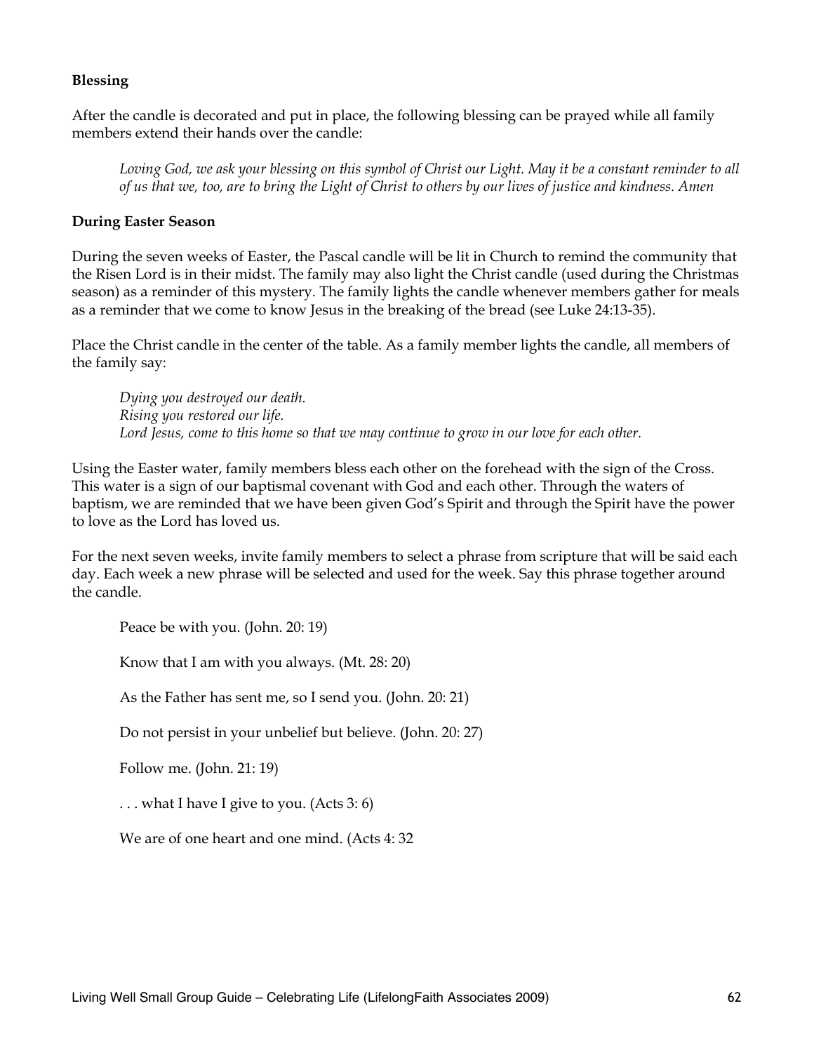**Blessing**

After the candle is decorated and put in place, the following blessing can be prayed while all family members extend their hands over the candle:

> *Loving God, we ask your blessing on this symbol of Christ our Light. May it be a constant reminder to all of us that we, too, are to bring the Light of Christ to others by our lives of justice and kindness. Amen*

**During Easter Season**

During the seven weeks of Easter, the Pascal candle will be lit in Church to remind the community that the Risen Lord is in their midst. The family may also light the Christ candle (used during the Christmas season) as a reminder of this mystery. The family lights the candle whenever members gather for meals as a reminder that we come to know Jesus in the breaking of the bread (see Luke 24:13-35).

Place the Christ candle in the center of the table. As a family member lights the candle, all members of the family say:

> *Dying you destroyed our death.*
> *Rising you restored our life.*
> *Lord Jesus, come to this home so that we may continue to grow in our love for each other.*

Using the Easter water, family members bless each other on the forehead with the sign of the Cross. This water is a sign of our baptismal covenant with God and each other. Through the waters of baptism, we are reminded that we have been given God's Spirit and through the Spirit have the power to love as the Lord has loved us.

For the next seven weeks, invite family members to select a phrase from scripture that will be said each day. Each week a new phrase will be selected and used for the week. Say this phrase together around the candle.

> Peace be with you. (John. 20: 19)
>
> Know that I am with you always. (Mt. 28: 20)
>
> As the Father has sent me, so I send you. (John. 20: 21)
>
> Do not persist in your unbelief but believe. (John. 20: 27)
>
> Follow me. (John. 21: 19)
>
> . . . what I have I give to you. (Acts 3: 6)
>
> We are of one heart and one mind. (Acts 4: 32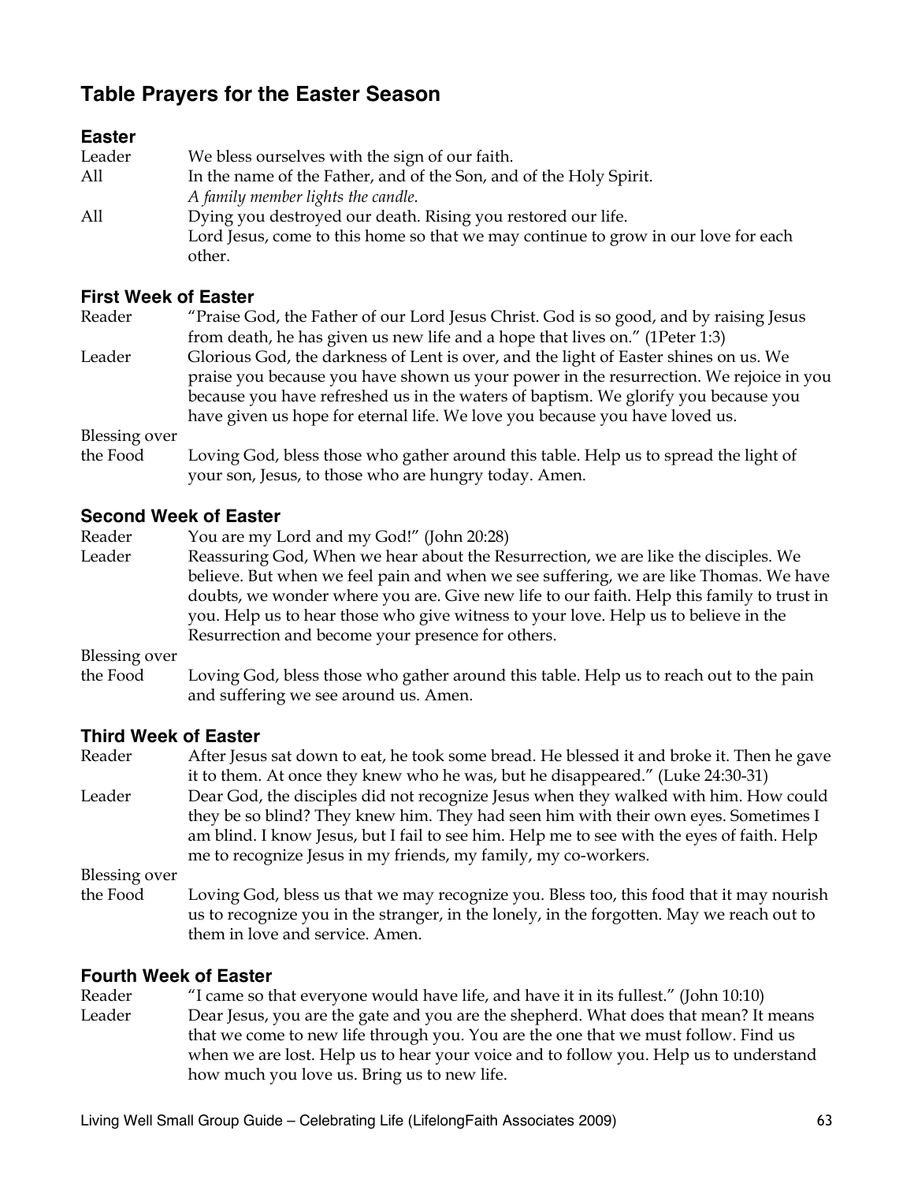## Table Prayers for the Easter Season

### Easter

| | |
|---|---|
| Leader | We bless ourselves with the sign of our faith. |
| All | In the name of the Father, and of the Son, and of the Holy Spirit.<br>*A family member lights the candle.* |
| All | Dying you destroyed our death. Rising you restored our life.<br>Lord Jesus, come to this home so that we may continue to grow in our love for each other. |

### First Week of Easter

| | |
|---|---|
| Reader | "Praise God, the Father of our Lord Jesus Christ. God is so good, and by raising Jesus from death, he has given us new life and a hope that lives on." (1Peter 1:3) |
| Leader | Glorious God, the darkness of Lent is over, and the light of Easter shines on us. We praise you because you have shown us your power in the resurrection. We rejoice in you because you have refreshed us in the waters of baptism. We glorify you because you have given us hope for eternal life. We love you because you have loved us. |
| Blessing over the Food | Loving God, bless those who gather around this table. Help us to spread the light of your son, Jesus, to those who are hungry today. Amen. |

### Second Week of Easter

| | |
|---|---|
| Reader | You are my Lord and my God!" (John 20:28) |
| Leader | Reassuring God, When we hear about the Resurrection, we are like the disciples. We believe. But when we feel pain and when we see suffering, we are like Thomas. We have doubts, we wonder where you are. Give new life to our faith. Help this family to trust in you. Help us to hear those who give witness to your love. Help us to believe in the Resurrection and become your presence for others. |
| Blessing over the Food | Loving God, bless those who gather around this table. Help us to reach out to the pain and suffering we see around us. Amen. |

### Third Week of Easter

| | |
|---|---|
| Reader | After Jesus sat down to eat, he took some bread. He blessed it and broke it. Then he gave it to them. At once they knew who he was, but he disappeared." (Luke 24:30-31) |
| Leader | Dear God, the disciples did not recognize Jesus when they walked with him. How could they be so blind? They knew him. They had seen him with their own eyes. Sometimes I am blind. I know Jesus, but I fail to see him. Help me to see with the eyes of faith. Help me to recognize Jesus in my friends, my family, my co-workers. |
| Blessing over the Food | Loving God, bless us that we may recognize you. Bless too, this food that it may nourish us to recognize you in the stranger, in the lonely, in the forgotten. May we reach out to them in love and service. Amen. |

### Fourth Week of Easter

| | |
|---|---|
| Reader | "I came so that everyone would have life, and have it in its fullest." (John 10:10) |
| Leader | Dear Jesus, you are the gate and you are the shepherd. What does that mean? It means that we come to new life through you. You are the one that we must follow. Find us when we are lost. Help us to hear your voice and to follow you. Help us to understand how much you love us. Bring us to new life. |

Living Well Small Group Guide – Celebrating Life (LifelongFaith Associates 2009)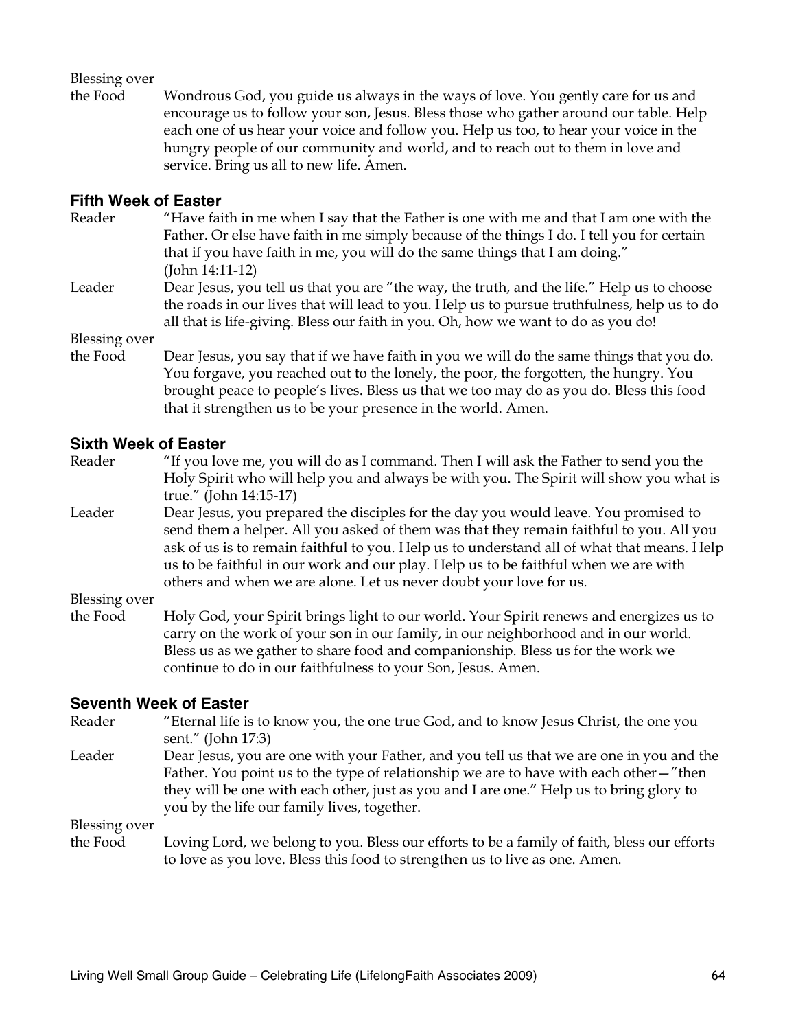**Blessing over the Food** Wondrous God, you guide us always in the ways of love. You gently care for us and encourage us to follow your son, Jesus. Bless those who gather around our table. Help each one of us hear your voice and follow you. Help us too, to hear your voice in the hungry people of our community and world, and to reach out to them in love and service. Bring us all to new life. Amen.

### Fifth Week of Easter

**Reader** "Have faith in me when I say that the Father is one with me and that I am one with the Father. Or else have faith in me simply because of the things I do. I tell you for certain that if you have faith in me, you will do the same things that I am doing." (John 14:11-12)

**Leader** Dear Jesus, you tell us that you are "the way, the truth, and the life." Help us to choose the roads in our lives that will lead to you. Help us to pursue truthfulness, help us to do all that is life-giving. Bless our faith in you. Oh, how we want to do as you do!

**Blessing over the Food** Dear Jesus, you say that if we have faith in you we will do the same things that you do. You forgave, you reached out to the lonely, the poor, the forgotten, the hungry. You brought peace to people's lives. Bless us that we too may do as you do. Bless this food that it strengthen us to be your presence in the world. Amen.

### Sixth Week of Easter

**Reader** "If you love me, you will do as I command. Then I will ask the Father to send you the Holy Spirit who will help you and always be with you. The Spirit will show you what is true." (John 14:15-17)

**Leader** Dear Jesus, you prepared the disciples for the day you would leave. You promised to send them a helper. All you asked of them was that they remain faithful to you. All you ask of us is to remain faithful to you. Help us to understand all of what that means. Help us to be faithful in our work and our play. Help us to be faithful when we are with others and when we are alone. Let us never doubt your love for us.

**Blessing over the Food** Holy God, your Spirit brings light to our world. Your Spirit renews and energizes us to carry on the work of your son in our family, in our neighborhood and in our world. Bless us as we gather to share food and companionship. Bless us for the work we continue to do in our faithfulness to your Son, Jesus. Amen.

### Seventh Week of Easter

**Reader** "Eternal life is to know you, the one true God, and to know Jesus Christ, the one you sent." (John 17:3)

**Leader** Dear Jesus, you are one with your Father, and you tell us that we are one in you and the Father. You point us to the type of relationship we are to have with each other—"then they will be one with each other, just as you and I are one." Help us to bring glory to you by the life our family lives, together.

**Blessing over the Food** Loving Lord, we belong to you. Bless our efforts to be a family of faith, bless our efforts to love as you love. Bless this food to strengthen us to live as one. Amen.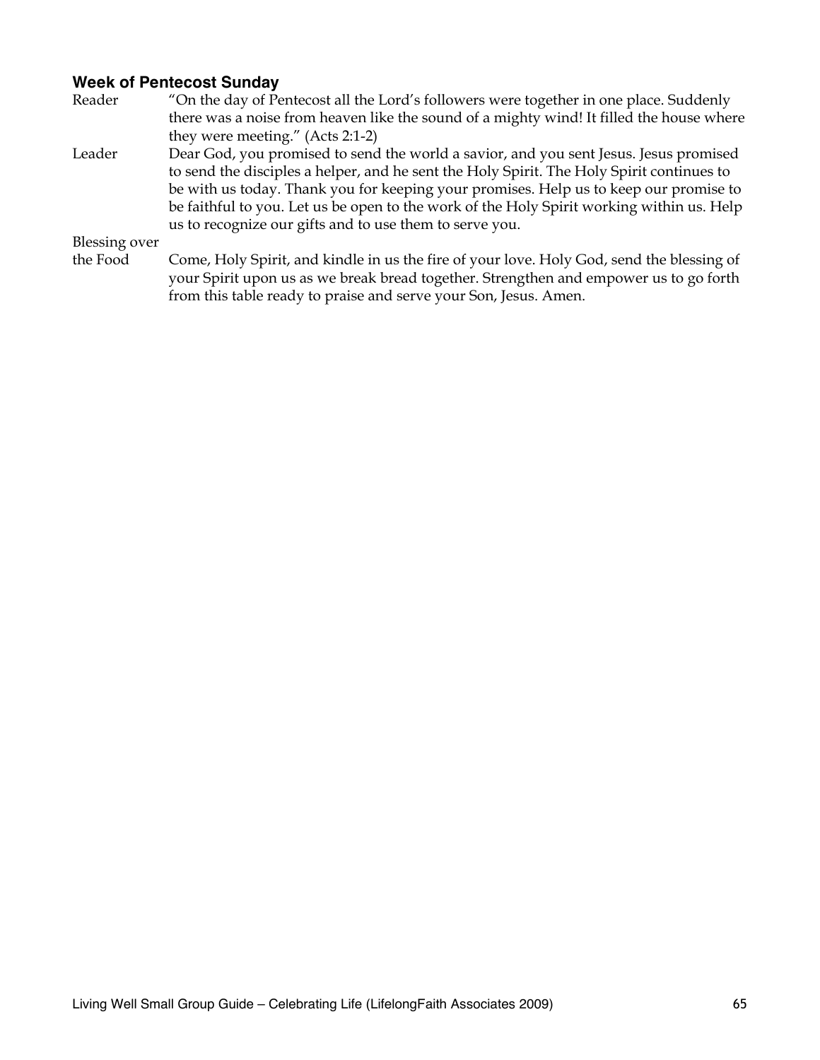### Week of Pentecost Sunday

**Reader** "On the day of Pentecost all the Lord's followers were together in one place. Suddenly there was a noise from heaven like the sound of a mighty wind! It filled the house where they were meeting." (Acts 2:1-2)

**Leader** Dear God, you promised to send the world a savior, and you sent Jesus. Jesus promised to send the disciples a helper, and he sent the Holy Spirit. The Holy Spirit continues to be with us today. Thank you for keeping your promises. Help us to keep our promise to be faithful to you. Let us be open to the work of the Holy Spirit working within us. Help us to recognize our gifts and to use them to serve you.

**Blessing over the Food** Come, Holy Spirit, and kindle in us the fire of your love. Holy God, send the blessing of your Spirit upon us as we break bread together. Strengthen and empower us to go forth from this table ready to praise and serve your Son, Jesus. Amen.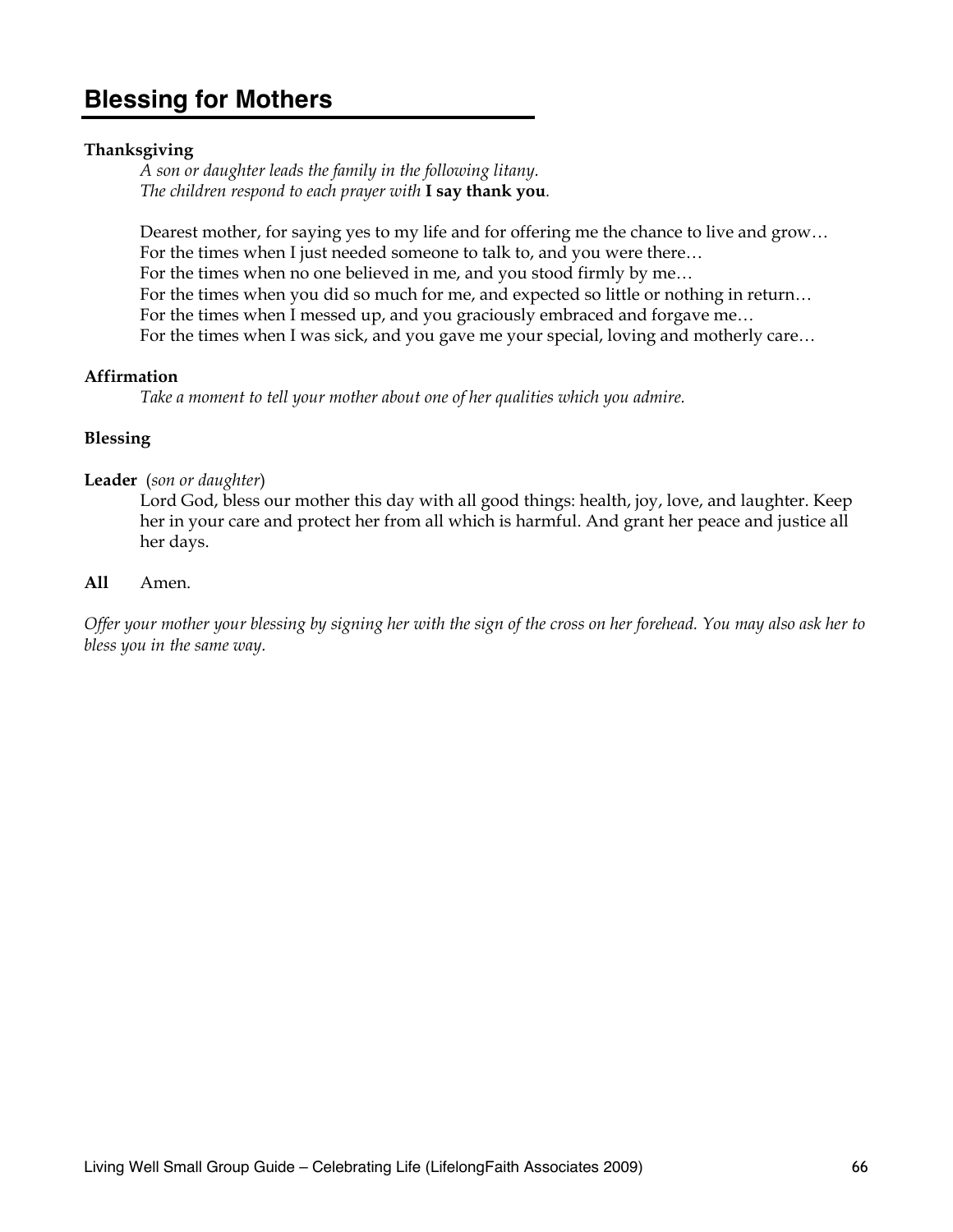## Blessing for Mothers

**Thanksgiving**

*A son or daughter leads the family in the following litany.*
*The children respond to each prayer with* **I say thank you**.

Dearest mother, for saying yes to my life and for offering me the chance to live and grow…
For the times when I just needed someone to talk to, and you were there…
For the times when no one believed in me, and you stood firmly by me…
For the times when you did so much for me, and expected so little or nothing in return…
For the times when I messed up, and you graciously embraced and forgave me…
For the times when I was sick, and you gave me your special, loving and motherly care…

**Affirmation**

*Take a moment to tell your mother about one of her qualities which you admire.*

**Blessing**

**Leader** (*son or daughter*)

Lord God, bless our mother this day with all good things: health, joy, love, and laughter. Keep her in your care and protect her from all which is harmful. And grant her peace and justice all her days.

**All** Amen.

*Offer your mother your blessing by signing her with the sign of the cross on her forehead. You may also ask her to bless you in the same way.*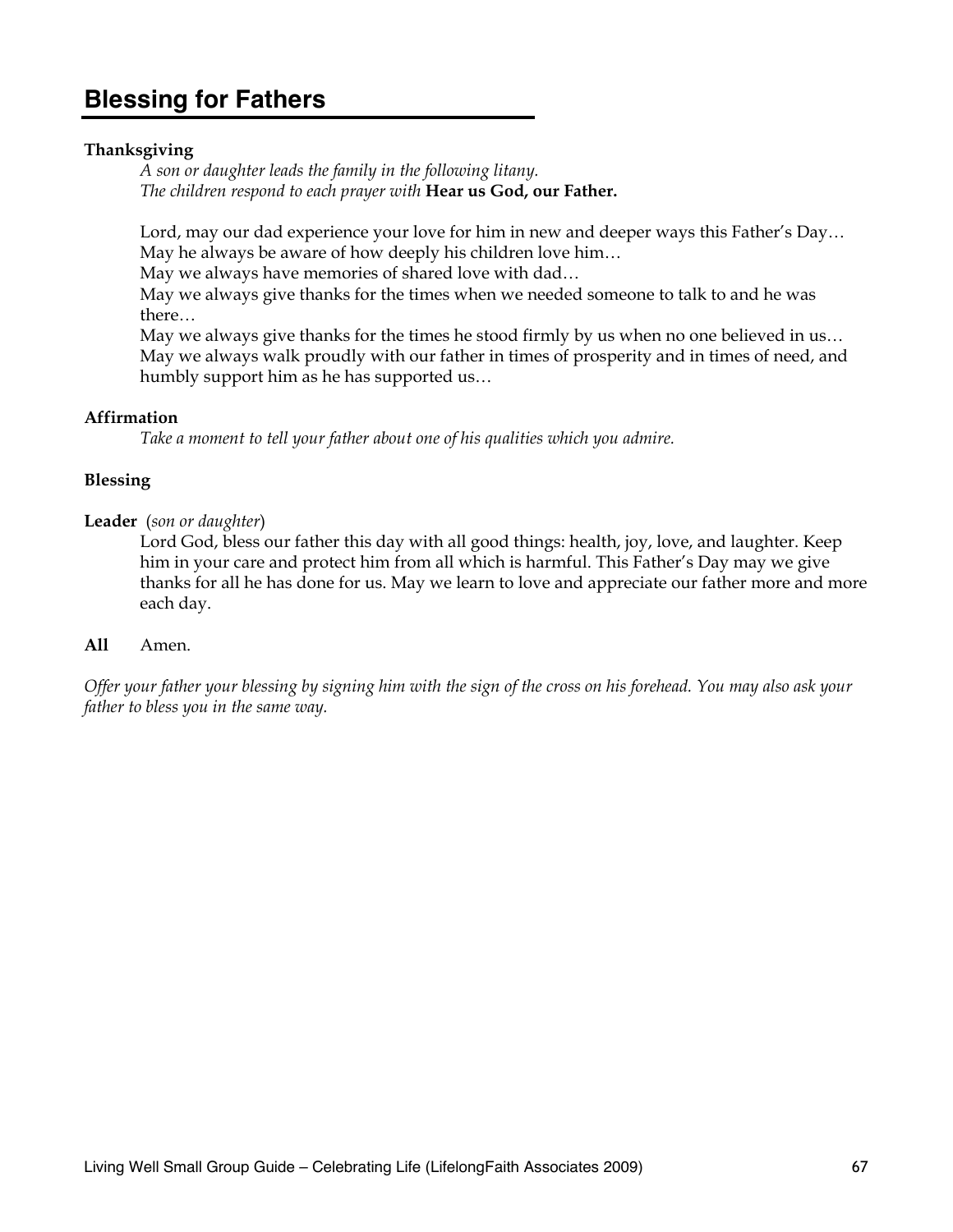## Blessing for Fathers

**Thanksgiving**

*A son or daughter leads the family in the following litany.*
*The children respond to each prayer with* **Hear us God, our Father.**

Lord, may our dad experience your love for him in new and deeper ways this Father's Day…
May he always be aware of how deeply his children love him…
May we always have memories of shared love with dad…
May we always give thanks for the times when we needed someone to talk to and he was there…
May we always give thanks for the times he stood firmly by us when no one believed in us…
May we always walk proudly with our father in times of prosperity and in times of need, and humbly support him as he has supported us…

**Affirmation**

*Take a moment to tell your father about one of his qualities which you admire.*

**Blessing**

**Leader** (*son or daughter*)

Lord God, bless our father this day with all good things: health, joy, love, and laughter. Keep him in your care and protect him from all which is harmful. This Father's Day may we give thanks for all he has done for us. May we learn to love and appreciate our father more and more each day.

**All** Amen.

*Offer your father your blessing by signing him with the sign of the cross on his forehead. You may also ask your father to bless you in the same way.*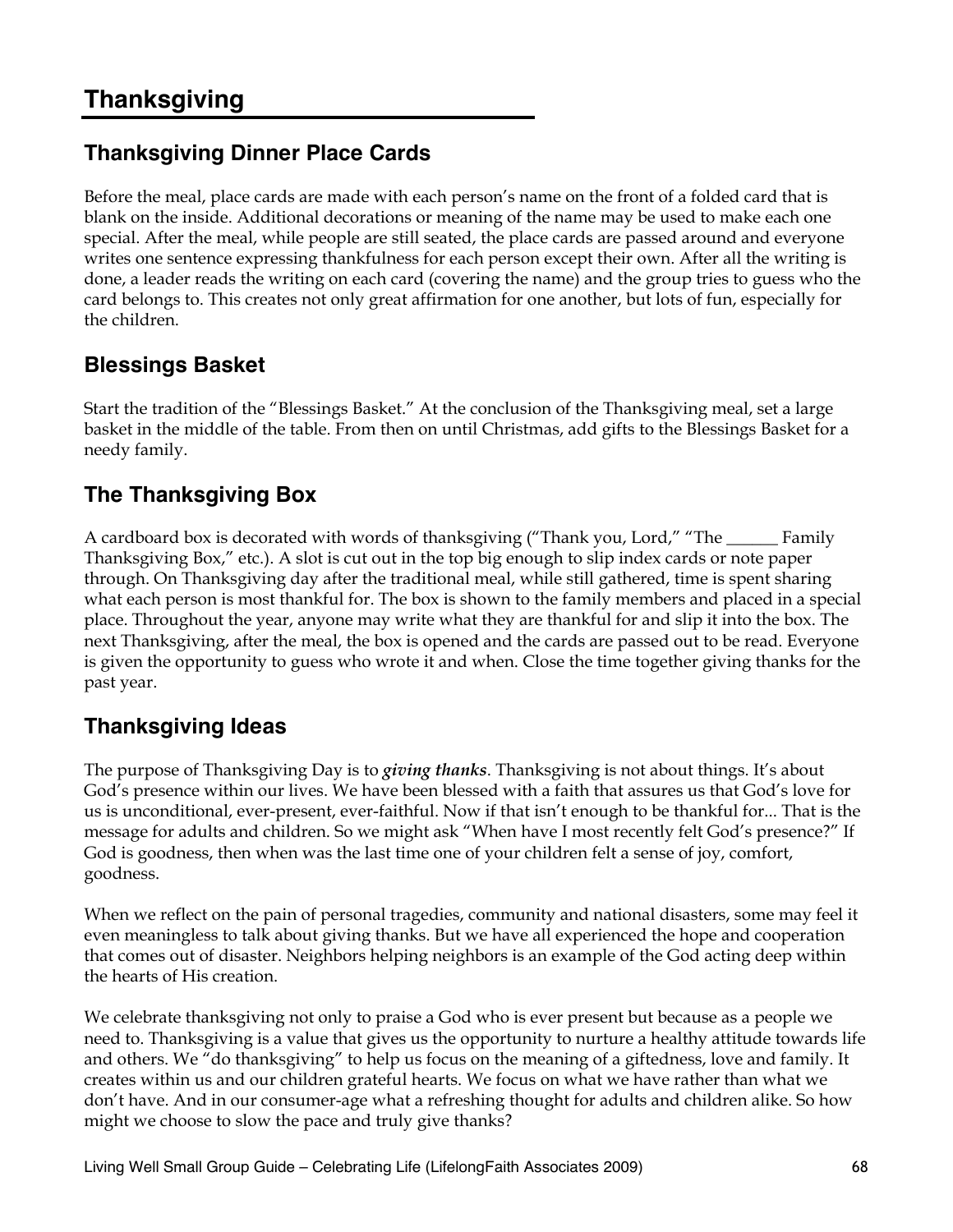# Thanksgiving

## Thanksgiving Dinner Place Cards

Before the meal, place cards are made with each person's name on the front of a folded card that is blank on the inside. Additional decorations or meaning of the name may be used to make each one special. After the meal, while people are still seated, the place cards are passed around and everyone writes one sentence expressing thankfulness for each person except their own. After all the writing is done, a leader reads the writing on each card (covering the name) and the group tries to guess who the card belongs to. This creates not only great affirmation for one another, but lots of fun, especially for the children.

## Blessings Basket

Start the tradition of the "Blessings Basket." At the conclusion of the Thanksgiving meal, set a large basket in the middle of the table. From then on until Christmas, add gifts to the Blessings Basket for a needy family.

## The Thanksgiving Box

A cardboard box is decorated with words of thanksgiving ("Thank you, Lord," "The ______ Family Thanksgiving Box," etc.). A slot is cut out in the top big enough to slip index cards or note paper through. On Thanksgiving day after the traditional meal, while still gathered, time is spent sharing what each person is most thankful for. The box is shown to the family members and placed in a special place. Throughout the year, anyone may write what they are thankful for and slip it into the box. The next Thanksgiving, after the meal, the box is opened and the cards are passed out to be read. Everyone is given the opportunity to guess who wrote it and when. Close the time together giving thanks for the past year.

## Thanksgiving Ideas

The purpose of Thanksgiving Day is to ***giving thanks***. Thanksgiving is not about things. It's about God's presence within our lives. We have been blessed with a faith that assures us that God's love for us is unconditional, ever-present, ever-faithful. Now if that isn't enough to be thankful for... That is the message for adults and children. So we might ask "When have I most recently felt God's presence?" If God is goodness, then when was the last time one of your children felt a sense of joy, comfort, goodness.

When we reflect on the pain of personal tragedies, community and national disasters, some may feel it even meaningless to talk about giving thanks. But we have all experienced the hope and cooperation that comes out of disaster. Neighbors helping neighbors is an example of the God acting deep within the hearts of His creation.

We celebrate thanksgiving not only to praise a God who is ever present but because as a people we need to. Thanksgiving is a value that gives us the opportunity to nurture a healthy attitude towards life and others. We "do thanksgiving" to help us focus on the meaning of a giftedness, love and family. It creates within us and our children grateful hearts. We focus on what we have rather than what we don't have. And in our consumer-age what a refreshing thought for adults and children alike. So how might we choose to slow the pace and truly give thanks?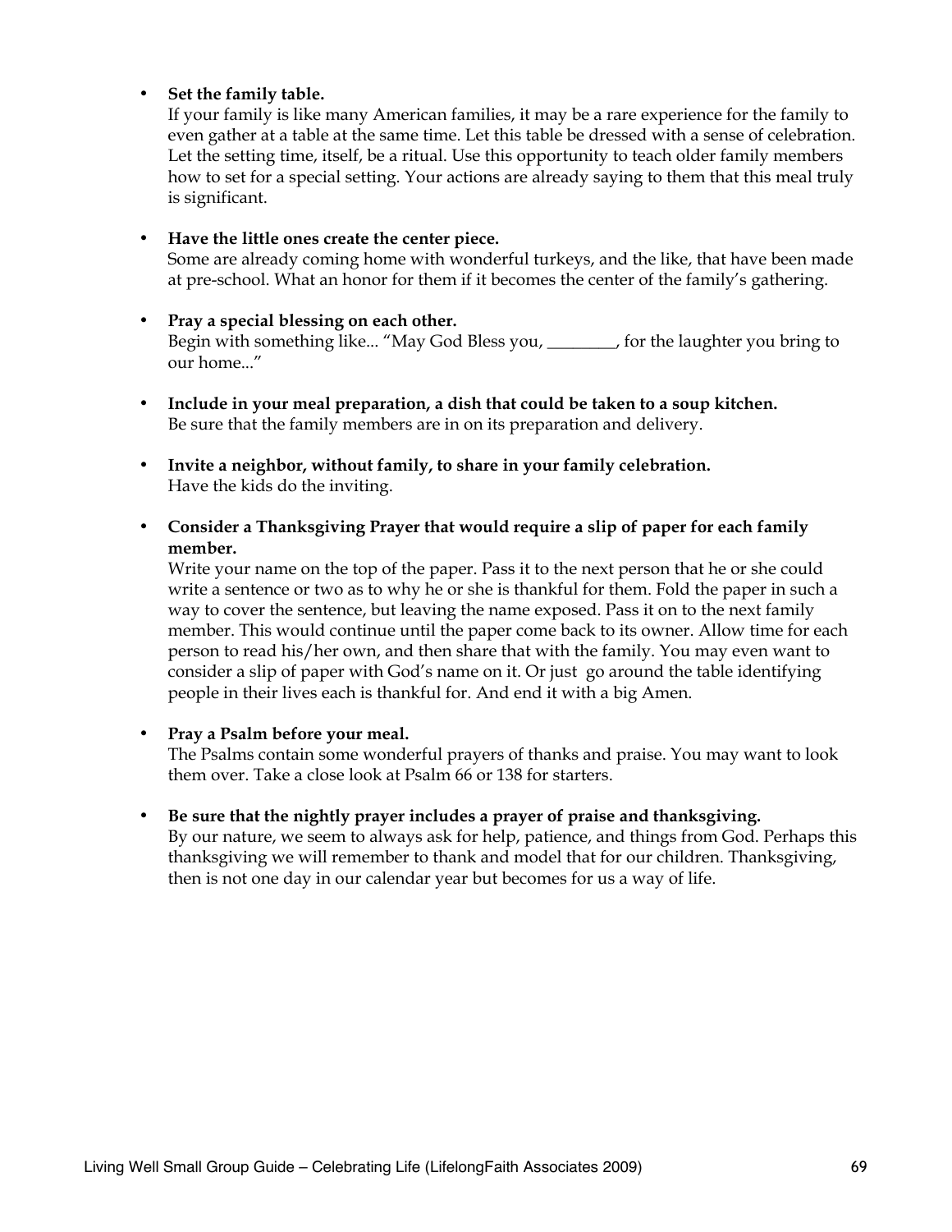- **Set the family table.**
  If your family is like many American families, it may be a rare experience for the family to even gather at a table at the same time. Let this table be dressed with a sense of celebration. Let the setting time, itself, be a ritual. Use this opportunity to teach older family members how to set for a special setting. Your actions are already saying to them that this meal truly is significant.

- **Have the little ones create the center piece.**
  Some are already coming home with wonderful turkeys, and the like, that have been made at pre-school. What an honor for them if it becomes the center of the family's gathering.

- **Pray a special blessing on each other.**
  Begin with something like... "May God Bless you, ________, for the laughter you bring to our home..."

- **Include in your meal preparation, a dish that could be taken to a soup kitchen.**
  Be sure that the family members are in on its preparation and delivery.

- **Invite a neighbor, without family, to share in your family celebration.**
  Have the kids do the inviting.

- **Consider a Thanksgiving Prayer that would require a slip of paper for each family member.**
  Write your name on the top of the paper. Pass it to the next person that he or she could write a sentence or two as to why he or she is thankful for them. Fold the paper in such a way to cover the sentence, but leaving the name exposed. Pass it on to the next family member. This would continue until the paper come back to its owner. Allow time for each person to read his/her own, and then share that with the family. You may even want to consider a slip of paper with God's name on it. Or just go around the table identifying people in their lives each is thankful for. And end it with a big Amen.

- **Pray a Psalm before your meal.**
  The Psalms contain some wonderful prayers of thanks and praise. You may want to look them over. Take a close look at Psalm 66 or 138 for starters.

- **Be sure that the nightly prayer includes a prayer of praise and thanksgiving.**
  By our nature, we seem to always ask for help, patience, and things from God. Perhaps this thanksgiving we will remember to thank and model that for our children. Thanksgiving, then is not one day in our calendar year but becomes for us a way of life.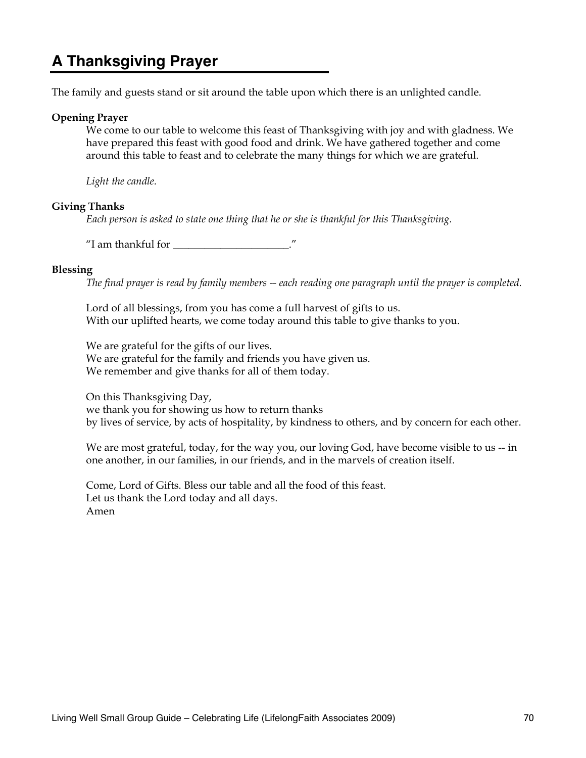# A Thanksgiving Prayer

The family and guests stand or sit around the table upon which there is an unlighted candle.

**Opening Prayer**

We come to our table to welcome this feast of Thanksgiving with joy and with gladness. We have prepared this feast with good food and drink. We have gathered together and come around this table to feast and to celebrate the many things for which we are grateful.

*Light the candle.*

**Giving Thanks**

*Each person is asked to state one thing that he or she is thankful for this Thanksgiving.*

"I am thankful for ______________________."

**Blessing**

*The final prayer is read by family members -- each reading one paragraph until the prayer is completed.*

Lord of all blessings, from you has come a full harvest of gifts to us.
With our uplifted hearts, we come today around this table to give thanks to you.

We are grateful for the gifts of our lives.
We are grateful for the family and friends you have given us.
We remember and give thanks for all of them today.

On this Thanksgiving Day,
we thank you for showing us how to return thanks
by lives of service, by acts of hospitality, by kindness to others, and by concern for each other.

We are most grateful, today, for the way you, our loving God, have become visible to us -- in one another, in our families, in our friends, and in the marvels of creation itself.

Come, Lord of Gifts. Bless our table and all the food of this feast.
Let us thank the Lord today and all days.
Amen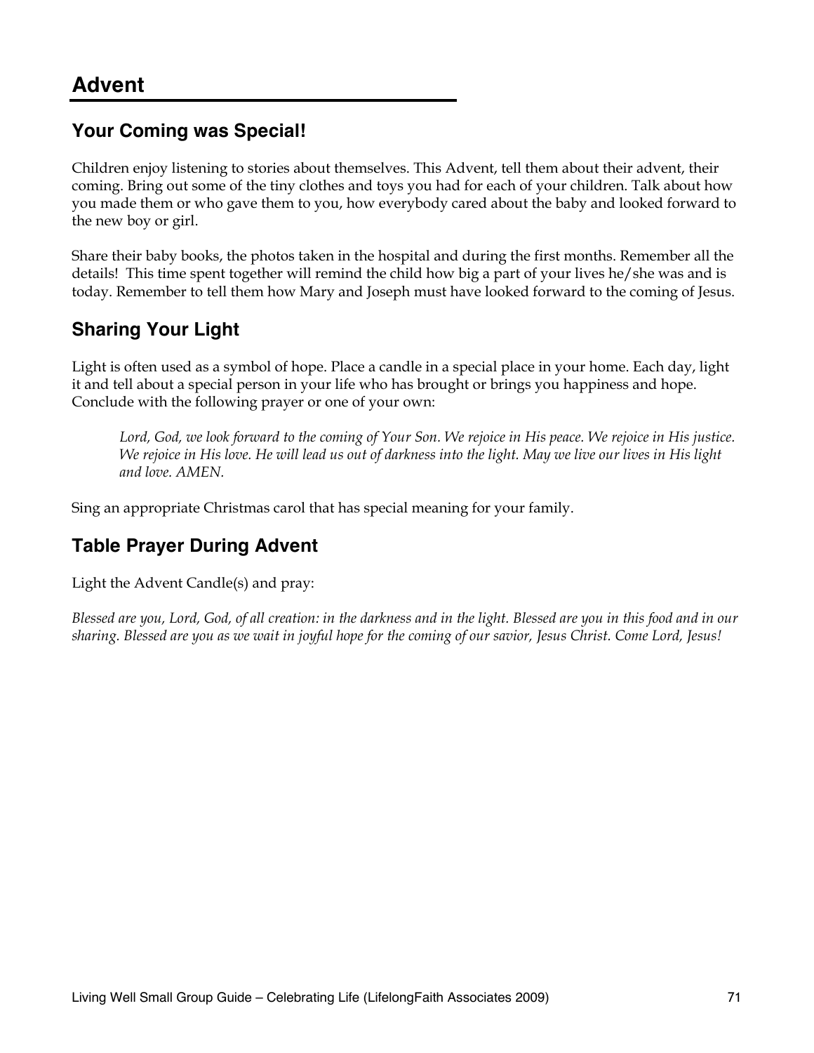# Advent

## Your Coming was Special!

Children enjoy listening to stories about themselves. This Advent, tell them about their advent, their coming. Bring out some of the tiny clothes and toys you had for each of your children. Talk about how you made them or who gave them to you, how everybody cared about the baby and looked forward to the new boy or girl.

Share their baby books, the photos taken in the hospital and during the first months. Remember all the details! This time spent together will remind the child how big a part of your lives he/she was and is today. Remember to tell them how Mary and Joseph must have looked forward to the coming of Jesus.

## Sharing Your Light

Light is often used as a symbol of hope. Place a candle in a special place in your home. Each day, light it and tell about a special person in your life who has brought or brings you happiness and hope. Conclude with the following prayer or one of your own:

> *Lord, God, we look forward to the coming of Your Son. We rejoice in His peace. We rejoice in His justice. We rejoice in His love. He will lead us out of darkness into the light. May we live our lives in His light and love. AMEN.*

Sing an appropriate Christmas carol that has special meaning for your family.

## Table Prayer During Advent

Light the Advent Candle(s) and pray:

*Blessed are you, Lord, God, of all creation: in the darkness and in the light. Blessed are you in this food and in our sharing. Blessed are you as we wait in joyful hope for the coming of our savior, Jesus Christ. Come Lord, Jesus!*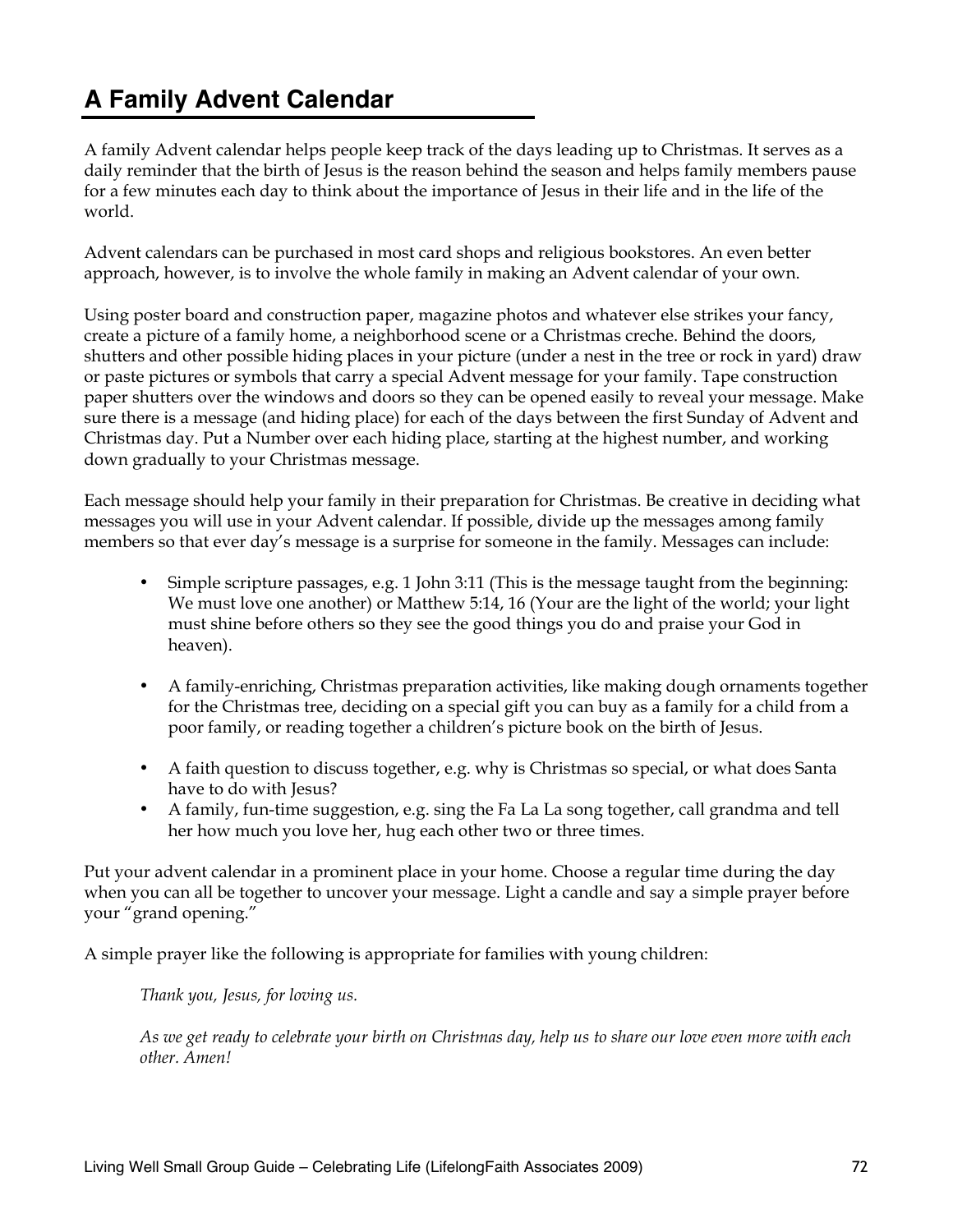# A Family Advent Calendar

A family Advent calendar helps people keep track of the days leading up to Christmas. It serves as a daily reminder that the birth of Jesus is the reason behind the season and helps family members pause for a few minutes each day to think about the importance of Jesus in their life and in the life of the world.

Advent calendars can be purchased in most card shops and religious bookstores. An even better approach, however, is to involve the whole family in making an Advent calendar of your own.

Using poster board and construction paper, magazine photos and whatever else strikes your fancy, create a picture of a family home, a neighborhood scene or a Christmas creche. Behind the doors, shutters and other possible hiding places in your picture (under a nest in the tree or rock in yard) draw or paste pictures or symbols that carry a special Advent message for your family. Tape construction paper shutters over the windows and doors so they can be opened easily to reveal your message. Make sure there is a message (and hiding place) for each of the days between the first Sunday of Advent and Christmas day. Put a Number over each hiding place, starting at the highest number, and working down gradually to your Christmas message.

Each message should help your family in their preparation for Christmas. Be creative in deciding what messages you will use in your Advent calendar. If possible, divide up the messages among family members so that ever day's message is a surprise for someone in the family. Messages can include:

- Simple scripture passages, e.g. 1 John 3:11 (This is the message taught from the beginning: We must love one another) or Matthew 5:14, 16 (Your are the light of the world; your light must shine before others so they see the good things you do and praise your God in heaven).

- A family-enriching, Christmas preparation activities, like making dough ornaments together for the Christmas tree, deciding on a special gift you can buy as a family for a child from a poor family, or reading together a children's picture book on the birth of Jesus.

- A faith question to discuss together, e.g. why is Christmas so special, or what does Santa have to do with Jesus?
- A family, fun-time suggestion, e.g. sing the Fa La La song together, call grandma and tell her how much you love her, hug each other two or three times.

Put your advent calendar in a prominent place in your home. Choose a regular time during the day when you can all be together to uncover your message. Light a candle and say a simple prayer before your "grand opening."

A simple prayer like the following is appropriate for families with young children:

> *Thank you, Jesus, for loving us.*
>
> *As we get ready to celebrate your birth on Christmas day, help us to share our love even more with each other. Amen!*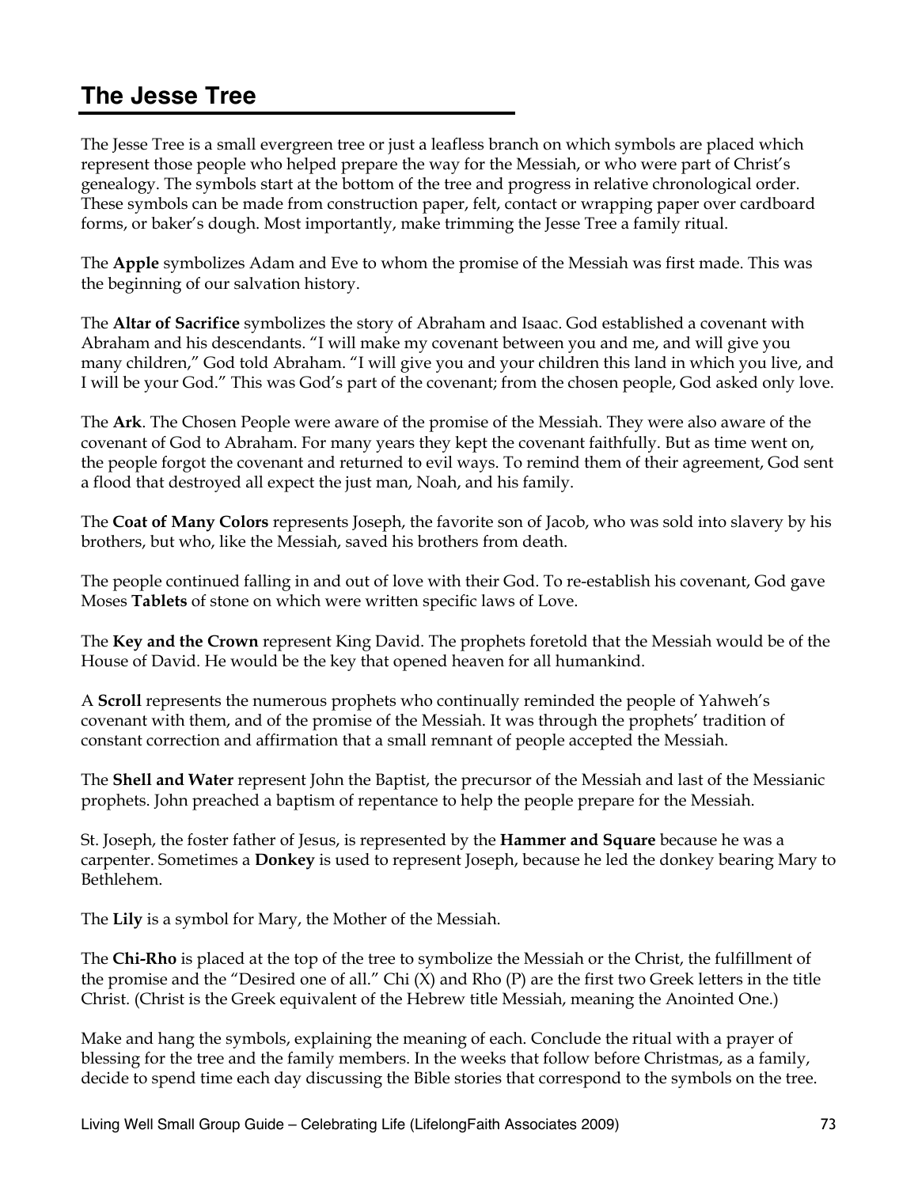# The Jesse Tree

The Jesse Tree is a small evergreen tree or just a leafless branch on which symbols are placed which represent those people who helped prepare the way for the Messiah, or who were part of Christ's genealogy. The symbols start at the bottom of the tree and progress in relative chronological order. These symbols can be made from construction paper, felt, contact or wrapping paper over cardboard forms, or baker's dough. Most importantly, make trimming the Jesse Tree a family ritual.

The **Apple** symbolizes Adam and Eve to whom the promise of the Messiah was first made. This was the beginning of our salvation history.

The **Altar of Sacrifice** symbolizes the story of Abraham and Isaac. God established a covenant with Abraham and his descendants. "I will make my covenant between you and me, and will give you many children," God told Abraham. "I will give you and your children this land in which you live, and I will be your God." This was God's part of the covenant; from the chosen people, God asked only love.

The **Ark**. The Chosen People were aware of the promise of the Messiah. They were also aware of the covenant of God to Abraham. For many years they kept the covenant faithfully. But as time went on, the people forgot the covenant and returned to evil ways. To remind them of their agreement, God sent a flood that destroyed all expect the just man, Noah, and his family.

The **Coat of Many Colors** represents Joseph, the favorite son of Jacob, who was sold into slavery by his brothers, but who, like the Messiah, saved his brothers from death.

The people continued falling in and out of love with their God. To re-establish his covenant, God gave Moses **Tablets** of stone on which were written specific laws of Love.

The **Key and the Crown** represent King David. The prophets foretold that the Messiah would be of the House of David. He would be the key that opened heaven for all humankind.

A **Scroll** represents the numerous prophets who continually reminded the people of Yahweh's covenant with them, and of the promise of the Messiah. It was through the prophets' tradition of constant correction and affirmation that a small remnant of people accepted the Messiah.

The **Shell and Water** represent John the Baptist, the precursor of the Messiah and last of the Messianic prophets. John preached a baptism of repentance to help the people prepare for the Messiah.

St. Joseph, the foster father of Jesus, is represented by the **Hammer and Square** because he was a carpenter. Sometimes a **Donkey** is used to represent Joseph, because he led the donkey bearing Mary to Bethlehem.

The **Lily** is a symbol for Mary, the Mother of the Messiah.

The **Chi-Rho** is placed at the top of the tree to symbolize the Messiah or the Christ, the fulfillment of the promise and the "Desired one of all." Chi (X) and Rho (P) are the first two Greek letters in the title Christ. (Christ is the Greek equivalent of the Hebrew title Messiah, meaning the Anointed One.)

Make and hang the symbols, explaining the meaning of each. Conclude the ritual with a prayer of blessing for the tree and the family members. In the weeks that follow before Christmas, as a family, decide to spend time each day discussing the Bible stories that correspond to the symbols on the tree.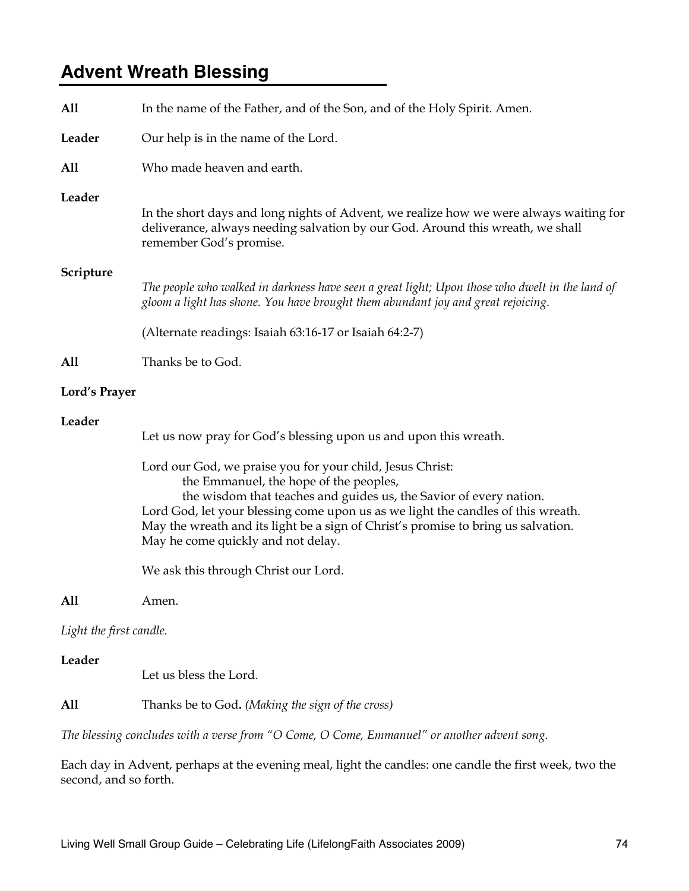## Advent Wreath Blessing

**All** In the name of the Father, and of the Son, and of the Holy Spirit. Amen.

**Leader** Our help is in the name of the Lord.

**All** Who made heaven and earth.

**Leader**

In the short days and long nights of Advent, we realize how we were always waiting for deliverance, always needing salvation by our God. Around this wreath, we shall remember God's promise.

**Scripture**

*The people who walked in darkness have seen a great light; Upon those who dwelt in the land of gloom a light has shone. You have brought them abundant joy and great rejoicing.*

(Alternate readings: Isaiah 63:16-17 or Isaiah 64:2-7)

**All** Thanks be to God.

**Lord's Prayer**

**Leader**

Let us now pray for God's blessing upon us and upon this wreath.

Lord our God, we praise you for your child, Jesus Christ:
the Emmanuel, the hope of the peoples,
the wisdom that teaches and guides us, the Savior of every nation.
Lord God, let your blessing come upon us as we light the candles of this wreath.
May the wreath and its light be a sign of Christ's promise to bring us salvation.
May he come quickly and not delay.

We ask this through Christ our Lord.

**All** Amen.

*Light the first candle.*

**Leader**

Let us bless the Lord.

**All** Thanks be to God**.** *(Making the sign of the cross)*

*The blessing concludes with a verse from "O Come, O Come, Emmanuel" or another advent song.*

Each day in Advent, perhaps at the evening meal, light the candles: one candle the first week, two the second, and so forth.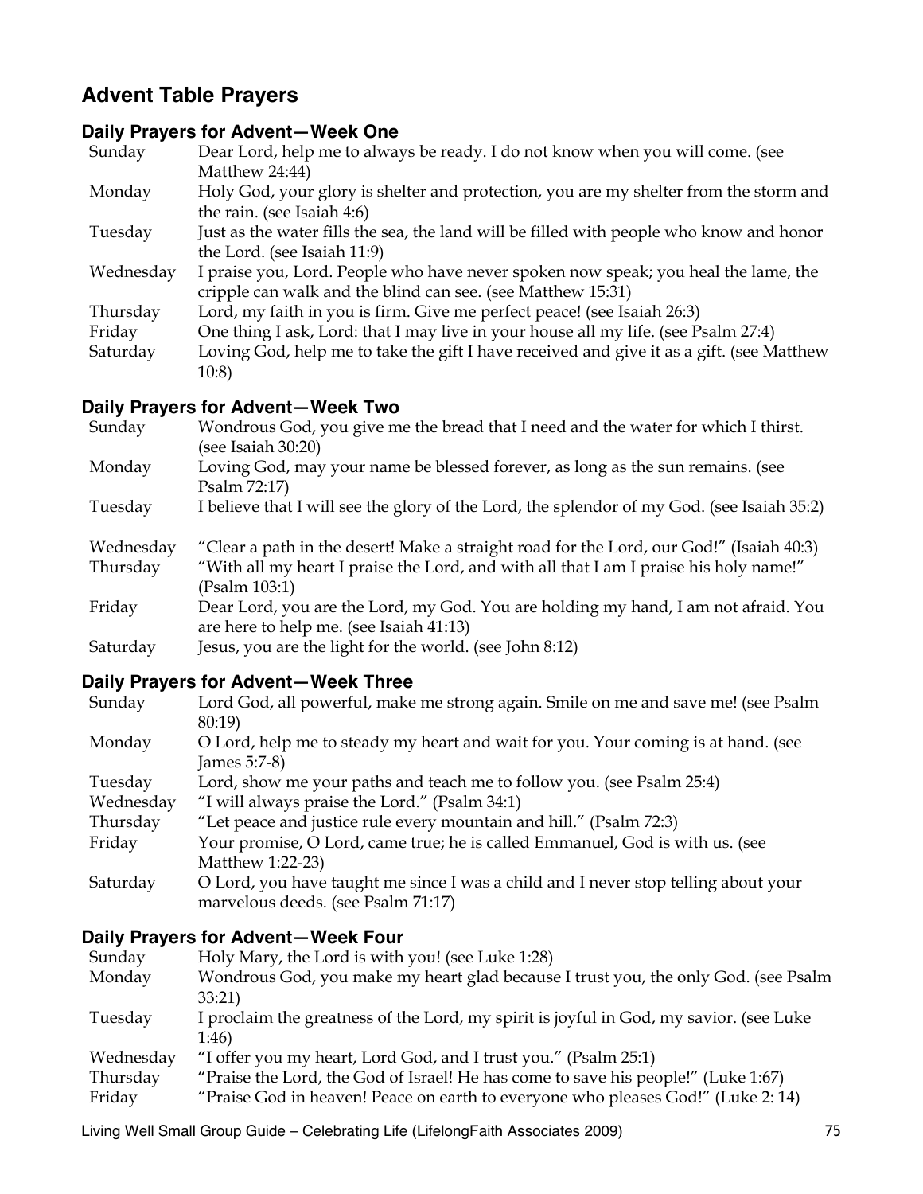## Advent Table Prayers

### Daily Prayers for Advent—Week One

| | |
|---|---|
| Sunday | Dear Lord, help me to always be ready. I do not know when you will come. (see Matthew 24:44) |
| Monday | Holy God, your glory is shelter and protection, you are my shelter from the storm and the rain. (see Isaiah 4:6) |
| Tuesday | Just as the water fills the sea, the land will be filled with people who know and honor the Lord. (see Isaiah 11:9) |
| Wednesday | I praise you, Lord. People who have never spoken now speak; you heal the lame, the cripple can walk and the blind can see. (see Matthew 15:31) |
| Thursday | Lord, my faith in you is firm. Give me perfect peace! (see Isaiah 26:3) |
| Friday | One thing I ask, Lord: that I may live in your house all my life. (see Psalm 27:4) |
| Saturday | Loving God, help me to take the gift I have received and give it as a gift. (see Matthew 10:8) |

### Daily Prayers for Advent—Week Two

| | |
|---|---|
| Sunday | Wondrous God, you give me the bread that I need and the water for which I thirst. (see Isaiah 30:20) |
| Monday | Loving God, may your name be blessed forever, as long as the sun remains. (see Psalm 72:17) |
| Tuesday | I believe that I will see the glory of the Lord, the splendor of my God. (see Isaiah 35:2) |
| Wednesday | "Clear a path in the desert! Make a straight road for the Lord, our God!" (Isaiah 40:3) |
| Thursday | "With all my heart I praise the Lord, and with all that I am I praise his holy name!" (Psalm 103:1) |
| Friday | Dear Lord, you are the Lord, my God. You are holding my hand, I am not afraid. You are here to help me. (see Isaiah 41:13) |
| Saturday | Jesus, you are the light for the world. (see John 8:12) |

### Daily Prayers for Advent—Week Three

| | |
|---|---|
| Sunday | Lord God, all powerful, make me strong again. Smile on me and save me! (see Psalm 80:19) |
| Monday | O Lord, help me to steady my heart and wait for you. Your coming is at hand. (see James 5:7-8) |
| Tuesday | Lord, show me your paths and teach me to follow you. (see Psalm 25:4) |
| Wednesday | "I will always praise the Lord." (Psalm 34:1) |
| Thursday | "Let peace and justice rule every mountain and hill." (Psalm 72:3) |
| Friday | Your promise, O Lord, came true; he is called Emmanuel, God is with us. (see Matthew 1:22-23) |
| Saturday | O Lord, you have taught me since I was a child and I never stop telling about your marvelous deeds. (see Psalm 71:17) |

### Daily Prayers for Advent—Week Four

| | |
|---|---|
| Sunday | Holy Mary, the Lord is with you! (see Luke 1:28) |
| Monday | Wondrous God, you make my heart glad because I trust you, the only God. (see Psalm 33:21) |
| Tuesday | I proclaim the greatness of the Lord, my spirit is joyful in God, my savior. (see Luke 1:46) |
| Wednesday | "I offer you my heart, Lord God, and I trust you." (Psalm 25:1) |
| Thursday | "Praise the Lord, the God of Israel! He has come to save his people!" (Luke 1:67) |
| Friday | "Praise God in heaven! Peace on earth to everyone who pleases God!" (Luke 2: 14) |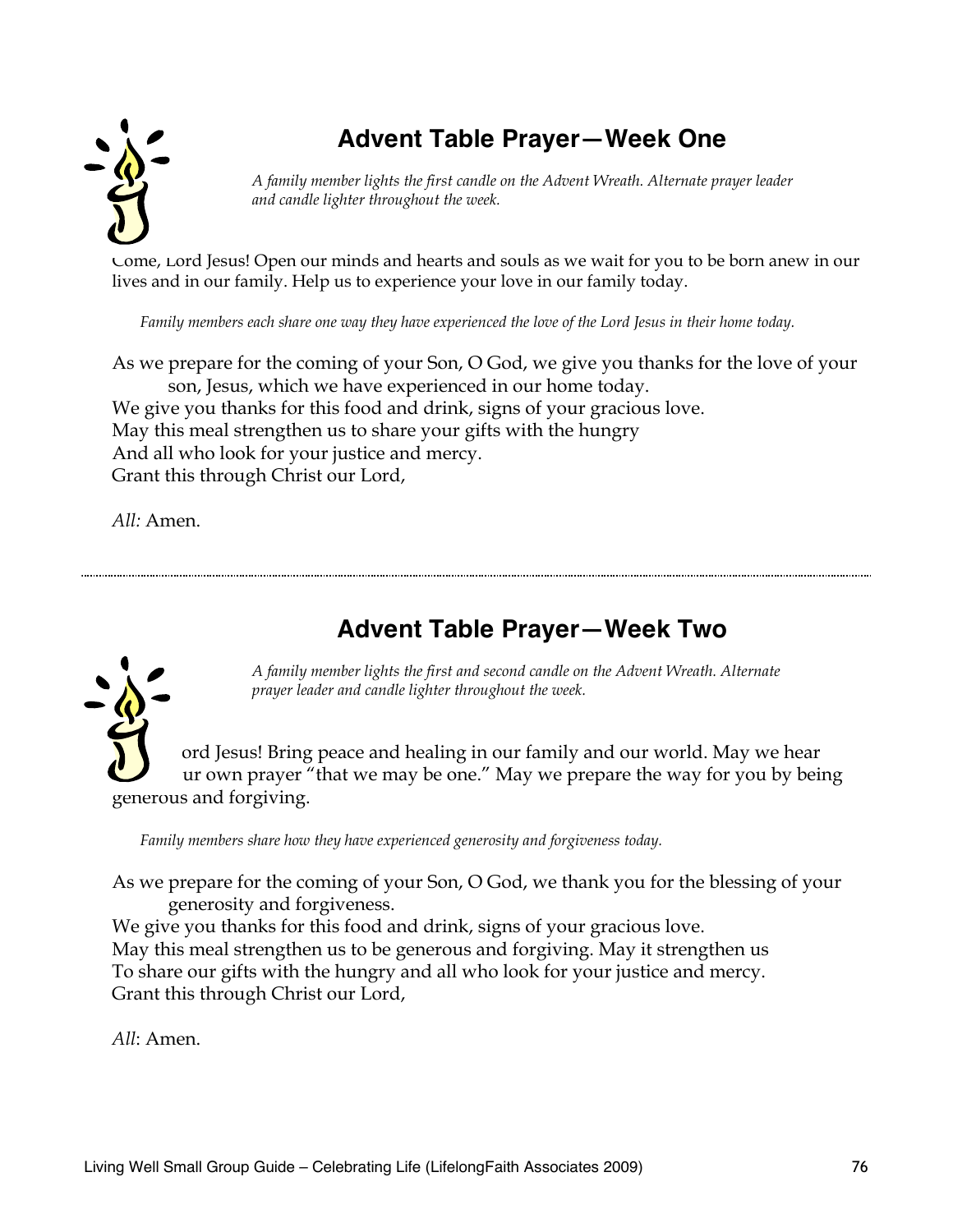## Advent Table Prayer—Week One

*A family member lights the first candle on the Advent Wreath. Alternate prayer leader and candle lighter throughout the week.*

Come, Lord Jesus! Open our minds and hearts and souls as we wait for you to be born anew in our lives and in our family. Help us to experience your love in our family today.

*Family members each share one way they have experienced the love of the Lord Jesus in their home today.*

As we prepare for the coming of your Son, O God, we give you thanks for the love of your son, Jesus, which we have experienced in our home today.
We give you thanks for this food and drink, signs of your gracious love.
May this meal strengthen us to share your gifts with the hungry
And all who look for your justice and mercy.
Grant this through Christ our Lord,

*All:* Amen.

---

## Advent Table Prayer—Week Two

*A family member lights the first and second candle on the Advent Wreath. Alternate prayer leader and candle lighter throughout the week.*

Lord Jesus! Bring peace and healing in our family and our world. May we hear your own prayer "that we may be one." May we prepare the way for you by being generous and forgiving.

*Family members share how they have experienced generosity and forgiveness today.*

As we prepare for the coming of your Son, O God, we thank you for the blessing of your generosity and forgiveness.
We give you thanks for this food and drink, signs of your gracious love.
May this meal strengthen us to be generous and forgiving. May it strengthen us
To share our gifts with the hungry and all who look for your justice and mercy.
Grant this through Christ our Lord,

*All*: Amen.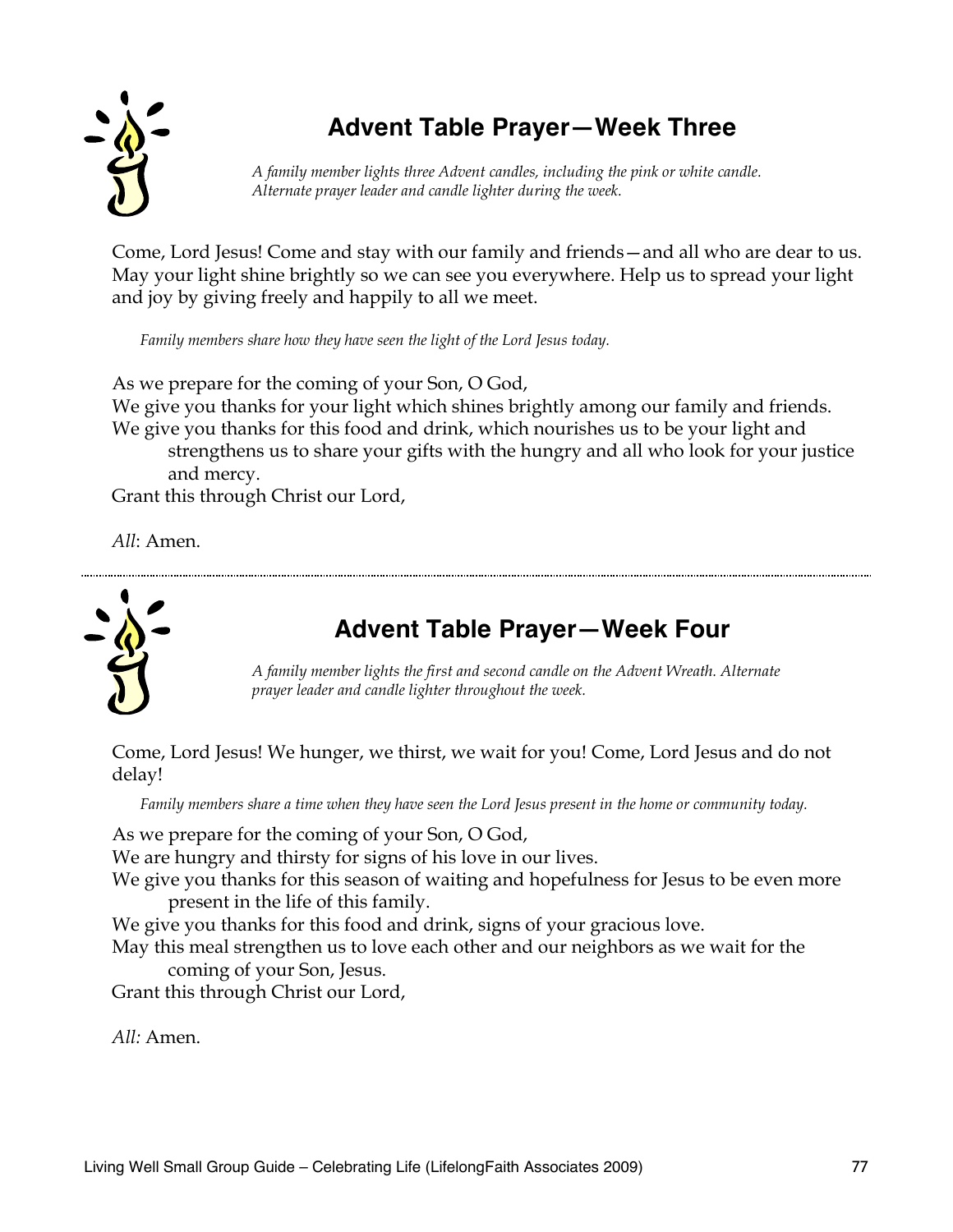## Advent Table Prayer—Week Three

*A family member lights three Advent candles, including the pink or white candle. Alternate prayer leader and candle lighter during the week.*

Come, Lord Jesus! Come and stay with our family and friends—and all who are dear to us. May your light shine brightly so we can see you everywhere. Help us to spread your light and joy by giving freely and happily to all we meet.

*Family members share how they have seen the light of the Lord Jesus today.*

As we prepare for the coming of your Son, O God,
We give you thanks for your light which shines brightly among our family and friends.
We give you thanks for this food and drink, which nourishes us to be your light and strengthens us to share your gifts with the hungry and all who look for your justice and mercy.
Grant this through Christ our Lord,

*All*: Amen.

---

## Advent Table Prayer—Week Four

*A family member lights the first and second candle on the Advent Wreath. Alternate prayer leader and candle lighter throughout the week.*

Come, Lord Jesus! We hunger, we thirst, we wait for you! Come, Lord Jesus and do not delay!

*Family members share a time when they have seen the Lord Jesus present in the home or community today.*

As we prepare for the coming of your Son, O God,
We are hungry and thirsty for signs of his love in our lives.
We give you thanks for this season of waiting and hopefulness for Jesus to be even more present in the life of this family.
We give you thanks for this food and drink, signs of your gracious love.
May this meal strengthen us to love each other and our neighbors as we wait for the coming of your Son, Jesus.
Grant this through Christ our Lord,

*All:* Amen.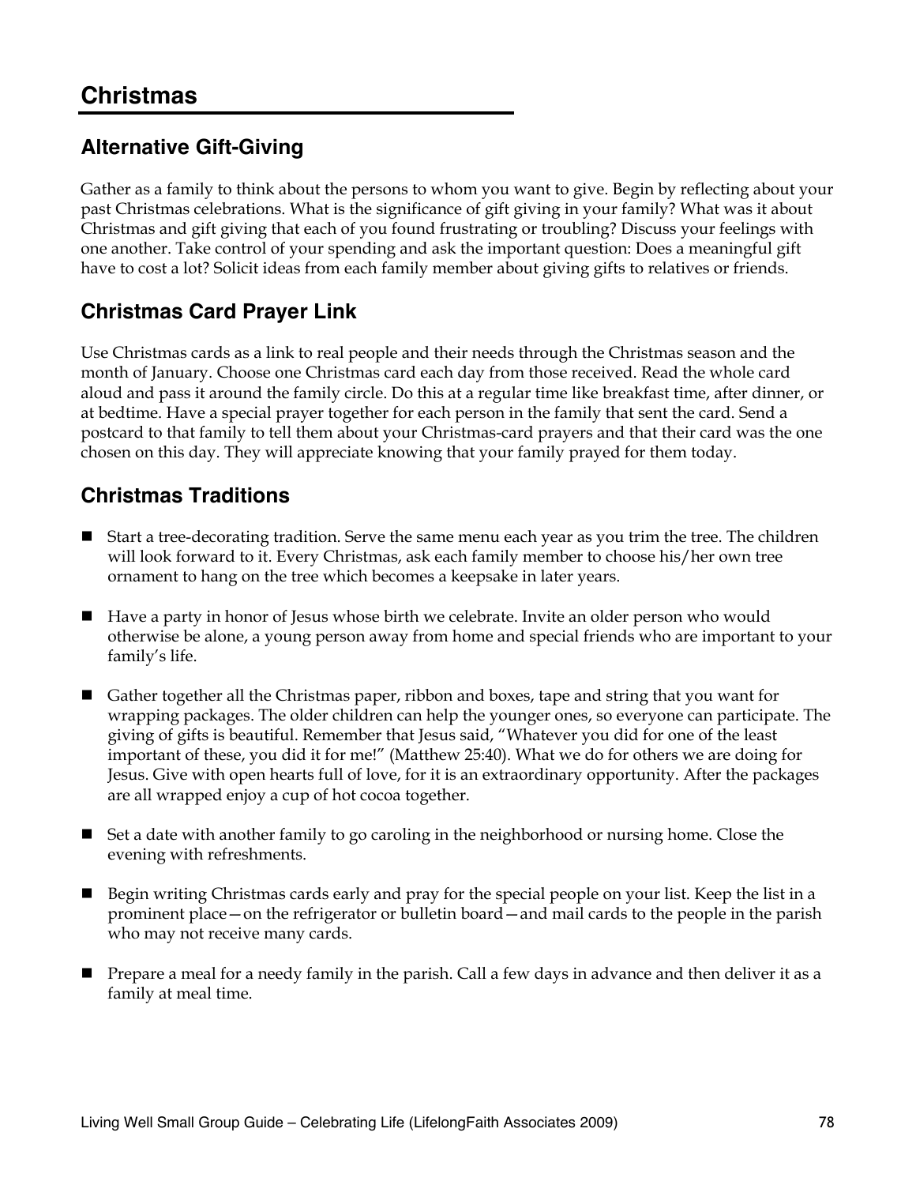# Christmas

## Alternative Gift-Giving

Gather as a family to think about the persons to whom you want to give. Begin by reflecting about your past Christmas celebrations. What is the significance of gift giving in your family? What was it about Christmas and gift giving that each of you found frustrating or troubling? Discuss your feelings with one another. Take control of your spending and ask the important question: Does a meaningful gift have to cost a lot? Solicit ideas from each family member about giving gifts to relatives or friends.

## Christmas Card Prayer Link

Use Christmas cards as a link to real people and their needs through the Christmas season and the month of January. Choose one Christmas card each day from those received. Read the whole card aloud and pass it around the family circle. Do this at a regular time like breakfast time, after dinner, or at bedtime. Have a special prayer together for each person in the family that sent the card. Send a postcard to that family to tell them about your Christmas-card prayers and that their card was the one chosen on this day. They will appreciate knowing that your family prayed for them today.

## Christmas Traditions

- Start a tree-decorating tradition. Serve the same menu each year as you trim the tree. The children will look forward to it. Every Christmas, ask each family member to choose his/her own tree ornament to hang on the tree which becomes a keepsake in later years.
- Have a party in honor of Jesus whose birth we celebrate. Invite an older person who would otherwise be alone, a young person away from home and special friends who are important to your family's life.
- Gather together all the Christmas paper, ribbon and boxes, tape and string that you want for wrapping packages. The older children can help the younger ones, so everyone can participate. The giving of gifts is beautiful. Remember that Jesus said, "Whatever you did for one of the least important of these, you did it for me!" (Matthew 25:40). What we do for others we are doing for Jesus. Give with open hearts full of love, for it is an extraordinary opportunity. After the packages are all wrapped enjoy a cup of hot cocoa together.
- Set a date with another family to go caroling in the neighborhood or nursing home. Close the evening with refreshments.
- Begin writing Christmas cards early and pray for the special people on your list. Keep the list in a prominent place—on the refrigerator or bulletin board—and mail cards to the people in the parish who may not receive many cards.
- Prepare a meal for a needy family in the parish. Call a few days in advance and then deliver it as a family at meal time.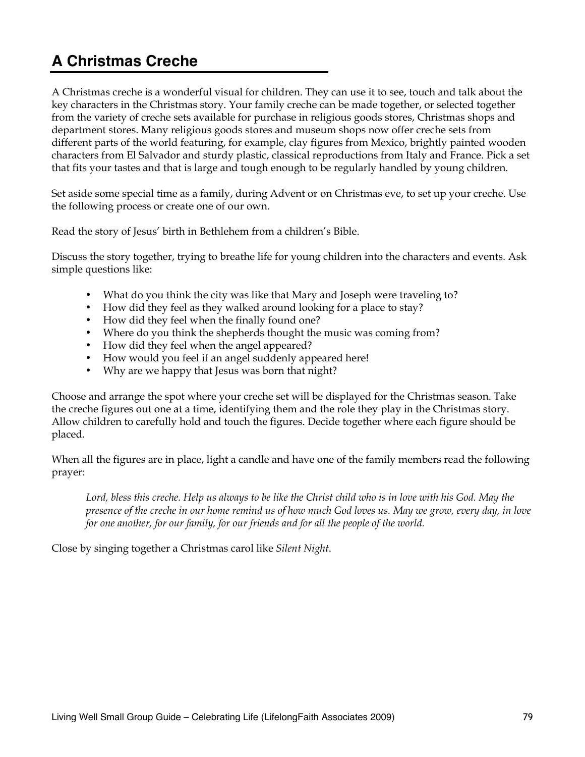## A Christmas Creche

A Christmas creche is a wonderful visual for children. They can use it to see, touch and talk about the key characters in the Christmas story. Your family creche can be made together, or selected together from the variety of creche sets available for purchase in religious goods stores, Christmas shops and department stores. Many religious goods stores and museum shops now offer creche sets from different parts of the world featuring, for example, clay figures from Mexico, brightly painted wooden characters from El Salvador and sturdy plastic, classical reproductions from Italy and France. Pick a set that fits your tastes and that is large and tough enough to be regularly handled by young children.

Set aside some special time as a family, during Advent or on Christmas eve, to set up your creche. Use the following process or create one of our own.

Read the story of Jesus' birth in Bethlehem from a children's Bible.

Discuss the story together, trying to breathe life for young children into the characters and events. Ask simple questions like:

- What do you think the city was like that Mary and Joseph were traveling to?
- How did they feel as they walked around looking for a place to stay?
- How did they feel when the finally found one?
- Where do you think the shepherds thought the music was coming from?
- How did they feel when the angel appeared?
- How would you feel if an angel suddenly appeared here!
- Why are we happy that Jesus was born that night?

Choose and arrange the spot where your creche set will be displayed for the Christmas season. Take the creche figures out one at a time, identifying them and the role they play in the Christmas story. Allow children to carefully hold and touch the figures. Decide together where each figure should be placed.

When all the figures are in place, light a candle and have one of the family members read the following prayer:

> *Lord, bless this creche. Help us always to be like the Christ child who is in love with his God. May the presence of the creche in our home remind us of how much God loves us. May we grow, every day, in love for one another, for our family, for our friends and for all the people of the world.*

Close by singing together a Christmas carol like *Silent Night*.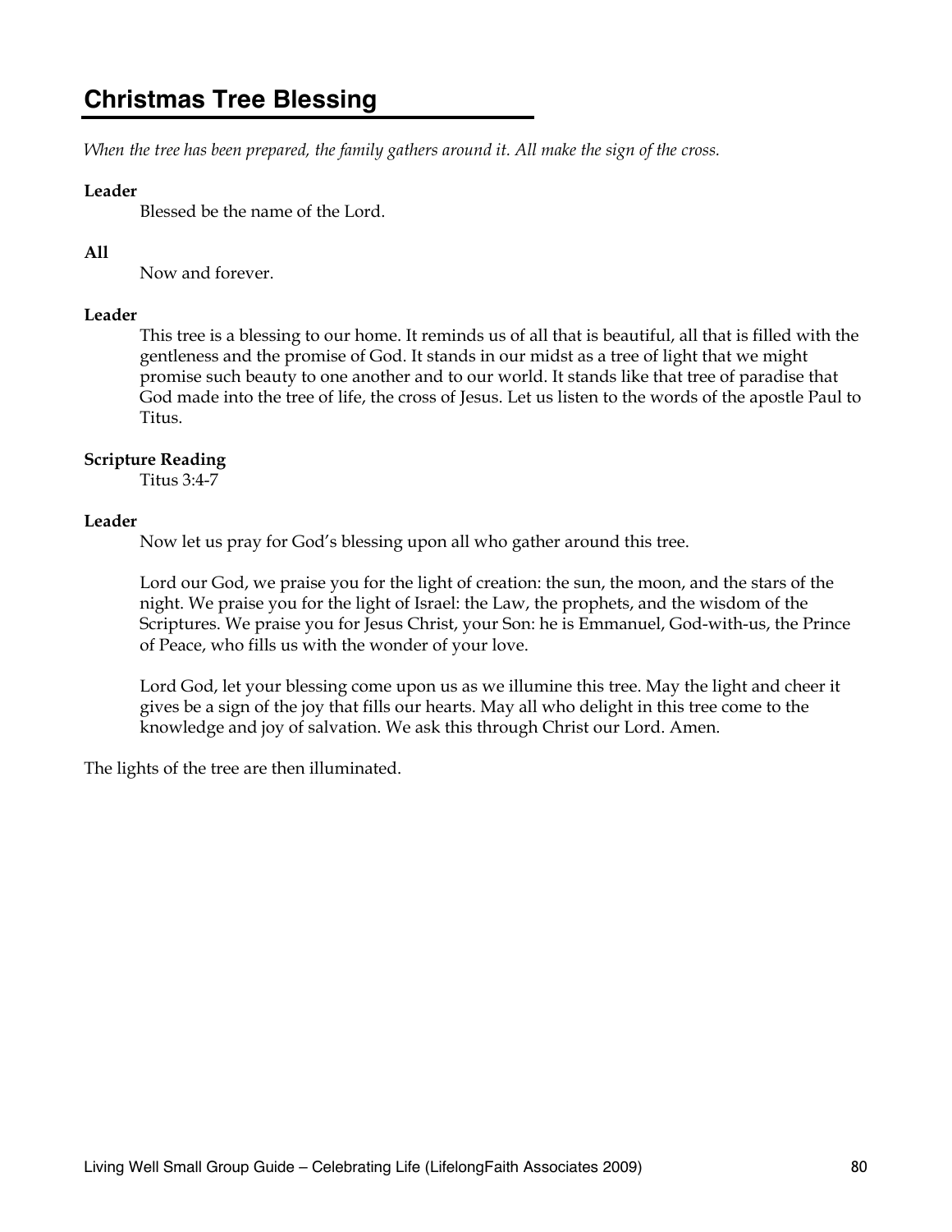## Christmas Tree Blessing

*When the tree has been prepared, the family gathers around it. All make the sign of the cross.*

**Leader**

Blessed be the name of the Lord.

**All**

Now and forever.

**Leader**

This tree is a blessing to our home. It reminds us of all that is beautiful, all that is filled with the gentleness and the promise of God. It stands in our midst as a tree of light that we might promise such beauty to one another and to our world. It stands like that tree of paradise that God made into the tree of life, the cross of Jesus. Let us listen to the words of the apostle Paul to Titus.

**Scripture Reading**

Titus 3:4-7

**Leader**

Now let us pray for God's blessing upon all who gather around this tree.

Lord our God, we praise you for the light of creation: the sun, the moon, and the stars of the night. We praise you for the light of Israel: the Law, the prophets, and the wisdom of the Scriptures. We praise you for Jesus Christ, your Son: he is Emmanuel, God-with-us, the Prince of Peace, who fills us with the wonder of your love.

Lord God, let your blessing come upon us as we illumine this tree. May the light and cheer it gives be a sign of the joy that fills our hearts. May all who delight in this tree come to the knowledge and joy of salvation. We ask this through Christ our Lord. Amen.

The lights of the tree are then illuminated.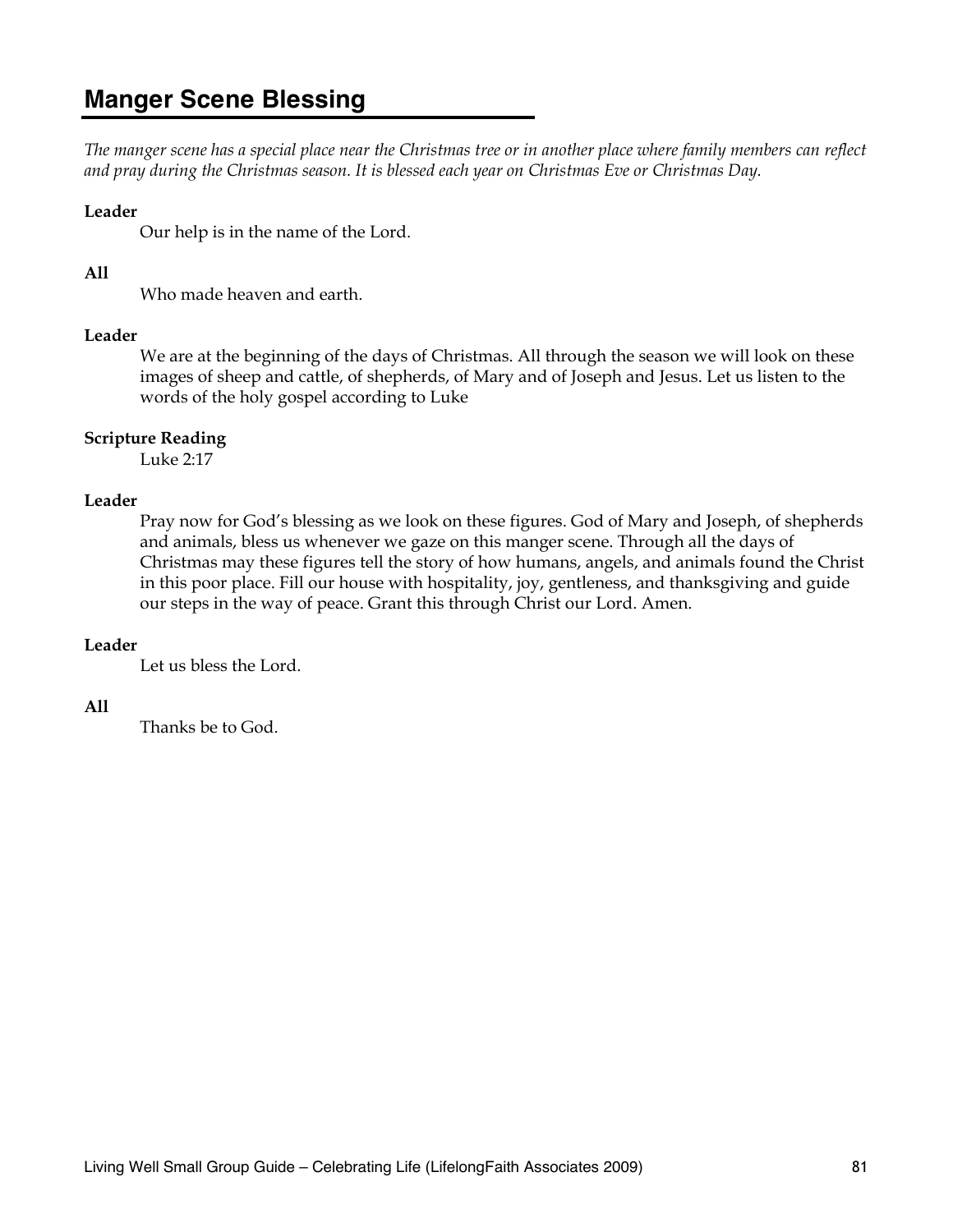## Manger Scene Blessing

*The manger scene has a special place near the Christmas tree or in another place where family members can reflect and pray during the Christmas season. It is blessed each year on Christmas Eve or Christmas Day.*

**Leader**

Our help is in the name of the Lord.

**All**

Who made heaven and earth.

**Leader**

We are at the beginning of the days of Christmas. All through the season we will look on these images of sheep and cattle, of shepherds, of Mary and of Joseph and Jesus. Let us listen to the words of the holy gospel according to Luke

**Scripture Reading**

Luke 2:17

**Leader**

Pray now for God's blessing as we look on these figures. God of Mary and Joseph, of shepherds and animals, bless us whenever we gaze on this manger scene. Through all the days of Christmas may these figures tell the story of how humans, angels, and animals found the Christ in this poor place. Fill our house with hospitality, joy, gentleness, and thanksgiving and guide our steps in the way of peace. Grant this through Christ our Lord. Amen.

**Leader**

Let us bless the Lord.

**All**

Thanks be to God.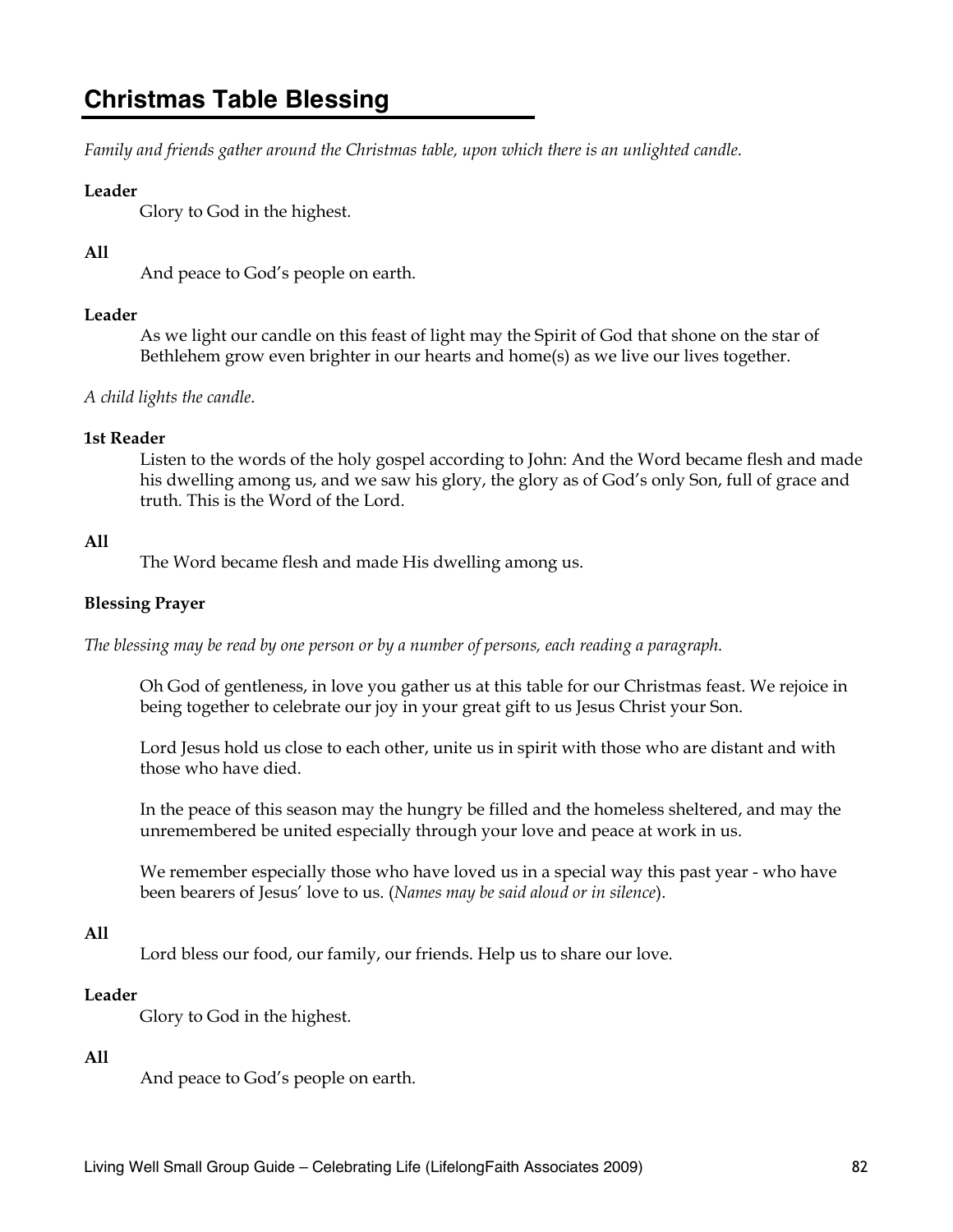# Christmas Table Blessing

*Family and friends gather around the Christmas table, upon which there is an unlighted candle.*

**Leader**

Glory to God in the highest.

**All**

And peace to God's people on earth.

**Leader**

As we light our candle on this feast of light may the Spirit of God that shone on the star of Bethlehem grow even brighter in our hearts and home(s) as we live our lives together.

*A child lights the candle.*

**1st Reader**

Listen to the words of the holy gospel according to John: And the Word became flesh and made his dwelling among us, and we saw his glory, the glory as of God's only Son, full of grace and truth. This is the Word of the Lord.

**All**

The Word became flesh and made His dwelling among us.

**Blessing Prayer**

*The blessing may be read by one person or by a number of persons, each reading a paragraph.*

Oh God of gentleness, in love you gather us at this table for our Christmas feast. We rejoice in being together to celebrate our joy in your great gift to us Jesus Christ your Son.

Lord Jesus hold us close to each other, unite us in spirit with those who are distant and with those who have died.

In the peace of this season may the hungry be filled and the homeless sheltered, and may the unremembered be united especially through your love and peace at work in us.

We remember especially those who have loved us in a special way this past year - who have been bearers of Jesus' love to us. (*Names may be said aloud or in silence*).

**All**

Lord bless our food, our family, our friends. Help us to share our love.

**Leader**

Glory to God in the highest.

**All**

And peace to God's people on earth.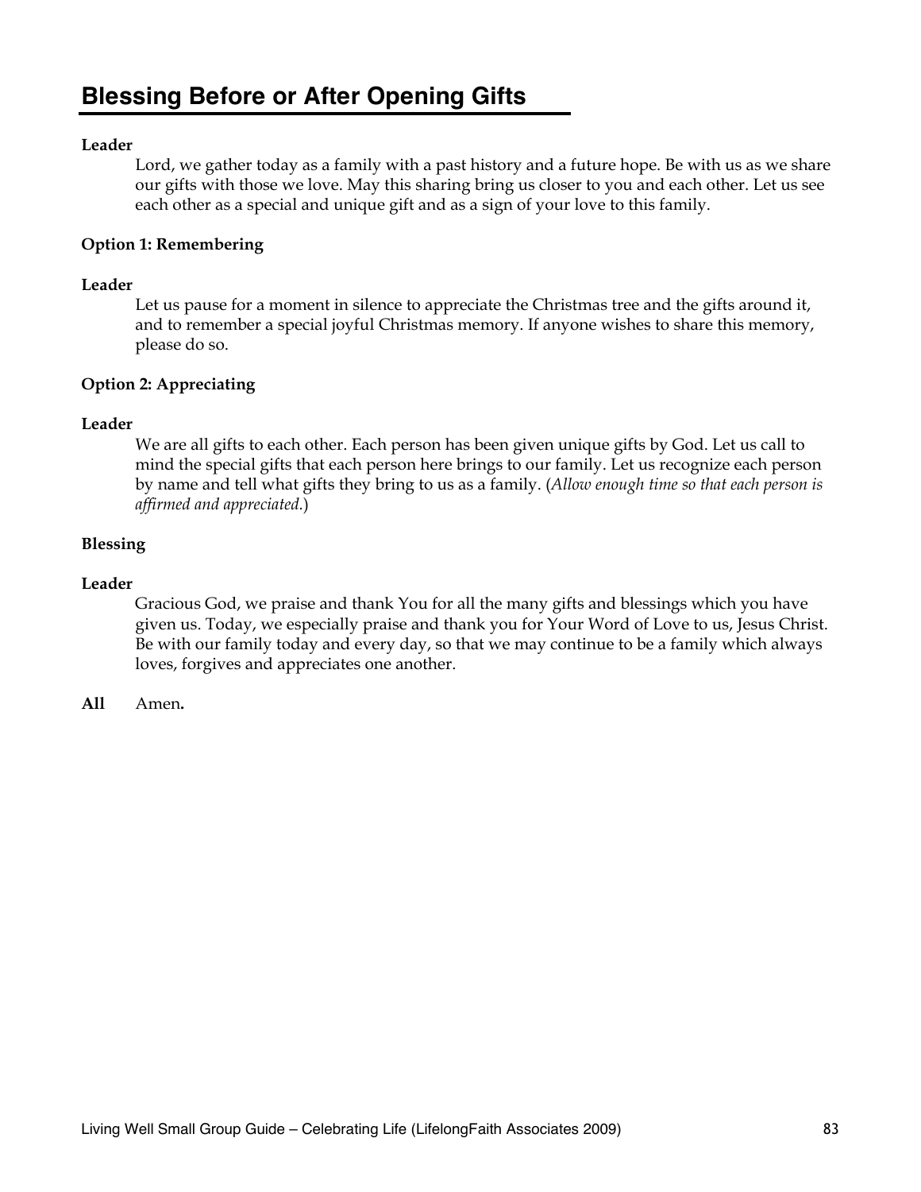# Blessing Before or After Opening Gifts

**Leader**

Lord, we gather today as a family with a past history and a future hope. Be with us as we share our gifts with those we love. May this sharing bring us closer to you and each other. Let us see each other as a special and unique gift and as a sign of your love to this family.

**Option 1: Remembering**

**Leader**

Let us pause for a moment in silence to appreciate the Christmas tree and the gifts around it, and to remember a special joyful Christmas memory. If anyone wishes to share this memory, please do so.

**Option 2: Appreciating**

**Leader**

We are all gifts to each other. Each person has been given unique gifts by God. Let us call to mind the special gifts that each person here brings to our family. Let us recognize each person by name and tell what gifts they bring to us as a family. (*Allow enough time so that each person is affirmed and appreciated.*)

**Blessing**

**Leader**

Gracious God, we praise and thank You for all the many gifts and blessings which you have given us. Today, we especially praise and thank you for Your Word of Love to us, Jesus Christ. Be with our family today and every day, so that we may continue to be a family which always loves, forgives and appreciates one another.

**All** Amen**.**